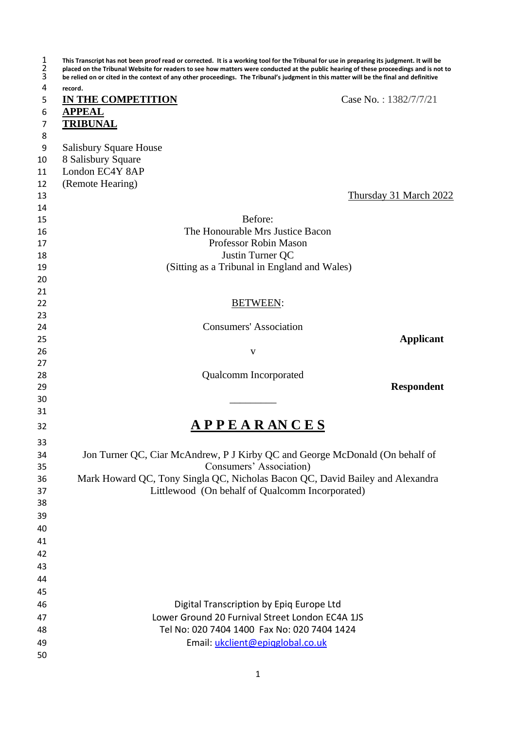**This Transcript has not been proof read or corrected. It is a working tool for the Tribunal for use in preparing its judgment. It will be placed on the Tribunal Website for readers to see how matters were conducted at the public hearing of these proceedings and is not to be relied on or cited in the context of any other proceedings. The Tribunal's judgment in this matter will be the final and definitive record.**

**IN THE COMPETITION APPEAL TRIBUNAL**

Case No. : 1382/7/7/21

Salisbury Square House
8 Salisbury Square
London EC4Y 8AP
(Remote Hearing)

Thursday 31 March 2022

Before:

The Honourable Mrs Justice Bacon
Professor Robin Mason
Justin Turner QC
(Sitting as a Tribunal in England and Wales)

BETWEEN:

Consumers' Association

**Applicant**

v

Qualcomm Incorporated

**Respondent**

---

# A P P E A R A N C E S

Jon Turner QC, Ciar McAndrew, P J Kirby QC and George McDonald (On behalf of Consumers' Association)

Mark Howard QC, Tony Singla QC, Nicholas Bacon QC, David Bailey and Alexandra Littlewood (On behalf of Qualcomm Incorporated)

Digital Transcription by Epiq Europe Ltd
Lower Ground 20 Furnival Street London EC4A 1JS
Tel No: 020 7404 1400 Fax No: 020 7404 1424
Email: ukclient@epiqglobal.co.uk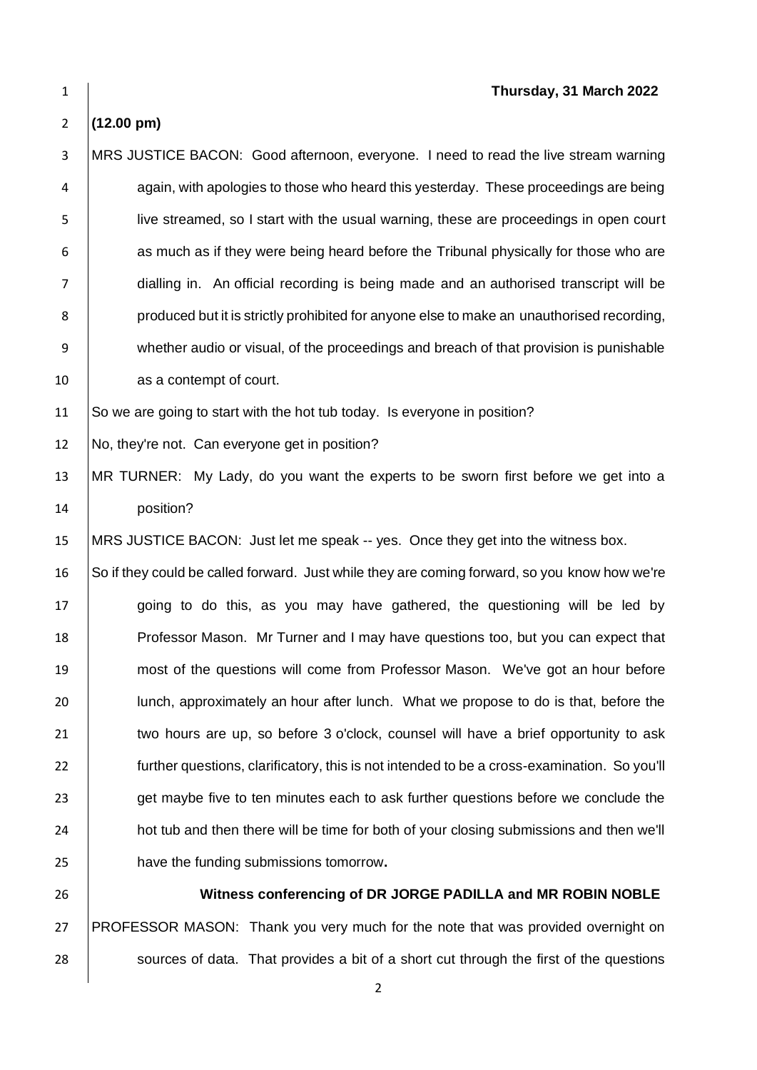**Thursday, 31 March 2022**

**(12.00 pm)**

MRS JUSTICE BACON: Good afternoon, everyone. I need to read the live stream warning again, with apologies to those who heard this yesterday. These proceedings are being live streamed, so I start with the usual warning, these are proceedings in open court as much as if they were being heard before the Tribunal physically for those who are dialling in. An official recording is being made and an authorised transcript will be produced but it is strictly prohibited for anyone else to make an unauthorised recording, whether audio or visual, of the proceedings and breach of that provision is punishable as a contempt of court.

So we are going to start with the hot tub today. Is everyone in position?

No, they're not. Can everyone get in position?

MR TURNER: My Lady, do you want the experts to be sworn first before we get into a position?

MRS JUSTICE BACON: Just let me speak -- yes. Once they get into the witness box.

So if they could be called forward. Just while they are coming forward, so you know how we're going to do this, as you may have gathered, the questioning will be led by Professor Mason. Mr Turner and I may have questions too, but you can expect that most of the questions will come from Professor Mason. We've got an hour before lunch, approximately an hour after lunch. What we propose to do is that, before the two hours are up, so before 3 o'clock, counsel will have a brief opportunity to ask further questions, clarificatory, this is not intended to be a cross-examination. So you'll get maybe five to ten minutes each to ask further questions before we conclude the hot tub and then there will be time for both of your closing submissions and then we'll have the funding submissions tomorrow**.**

**Witness conferencing of DR JORGE PADILLA and MR ROBIN NOBLE**

PROFESSOR MASON: Thank you very much for the note that was provided overnight on sources of data. That provides a bit of a short cut through the first of the questions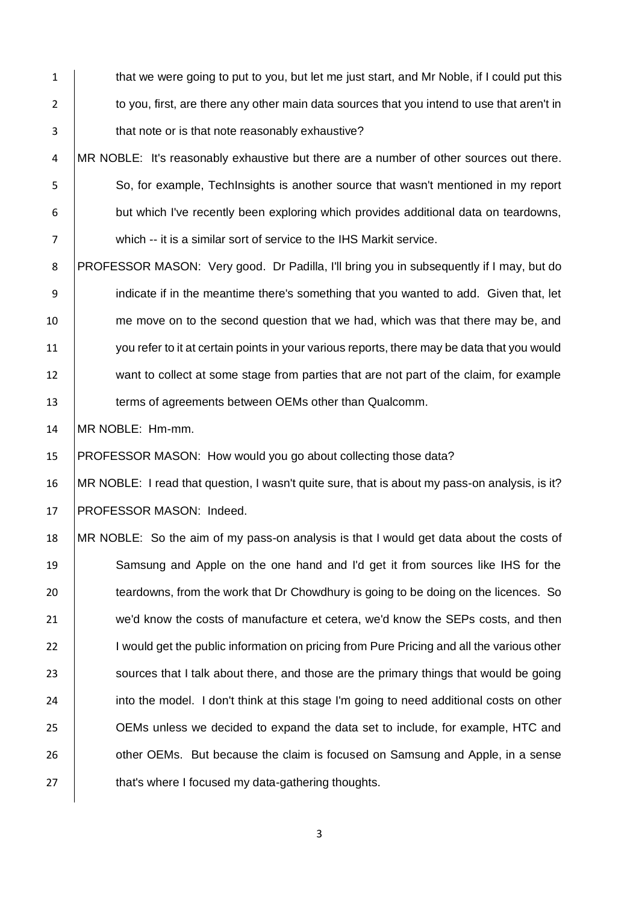that we were going to put to you, but let me just start, and Mr Noble, if I could put this to you, first, are there any other main data sources that you intend to use that aren't in that note or is that note reasonably exhaustive?

MR NOBLE: It's reasonably exhaustive but there are a number of other sources out there. So, for example, TechInsights is another source that wasn't mentioned in my report but which I've recently been exploring which provides additional data on teardowns, which -- it is a similar sort of service to the IHS Markit service.

PROFESSOR MASON: Very good. Dr Padilla, I'll bring you in subsequently if I may, but do indicate if in the meantime there's something that you wanted to add. Given that, let me move on to the second question that we had, which was that there may be, and you refer to it at certain points in your various reports, there may be data that you would want to collect at some stage from parties that are not part of the claim, for example terms of agreements between OEMs other than Qualcomm.

MR NOBLE: Hm-mm.

PROFESSOR MASON: How would you go about collecting those data?

MR NOBLE: I read that question, I wasn't quite sure, that is about my pass-on analysis, is it?

PROFESSOR MASON: Indeed.

MR NOBLE: So the aim of my pass-on analysis is that I would get data about the costs of Samsung and Apple on the one hand and I'd get it from sources like IHS for the teardowns, from the work that Dr Chowdhury is going to be doing on the licences. So we'd know the costs of manufacture et cetera, we'd know the SEPs costs, and then I would get the public information on pricing from Pure Pricing and all the various other sources that I talk about there, and those are the primary things that would be going into the model. I don't think at this stage I'm going to need additional costs on other OEMs unless we decided to expand the data set to include, for example, HTC and other OEMs. But because the claim is focused on Samsung and Apple, in a sense that's where I focused my data-gathering thoughts.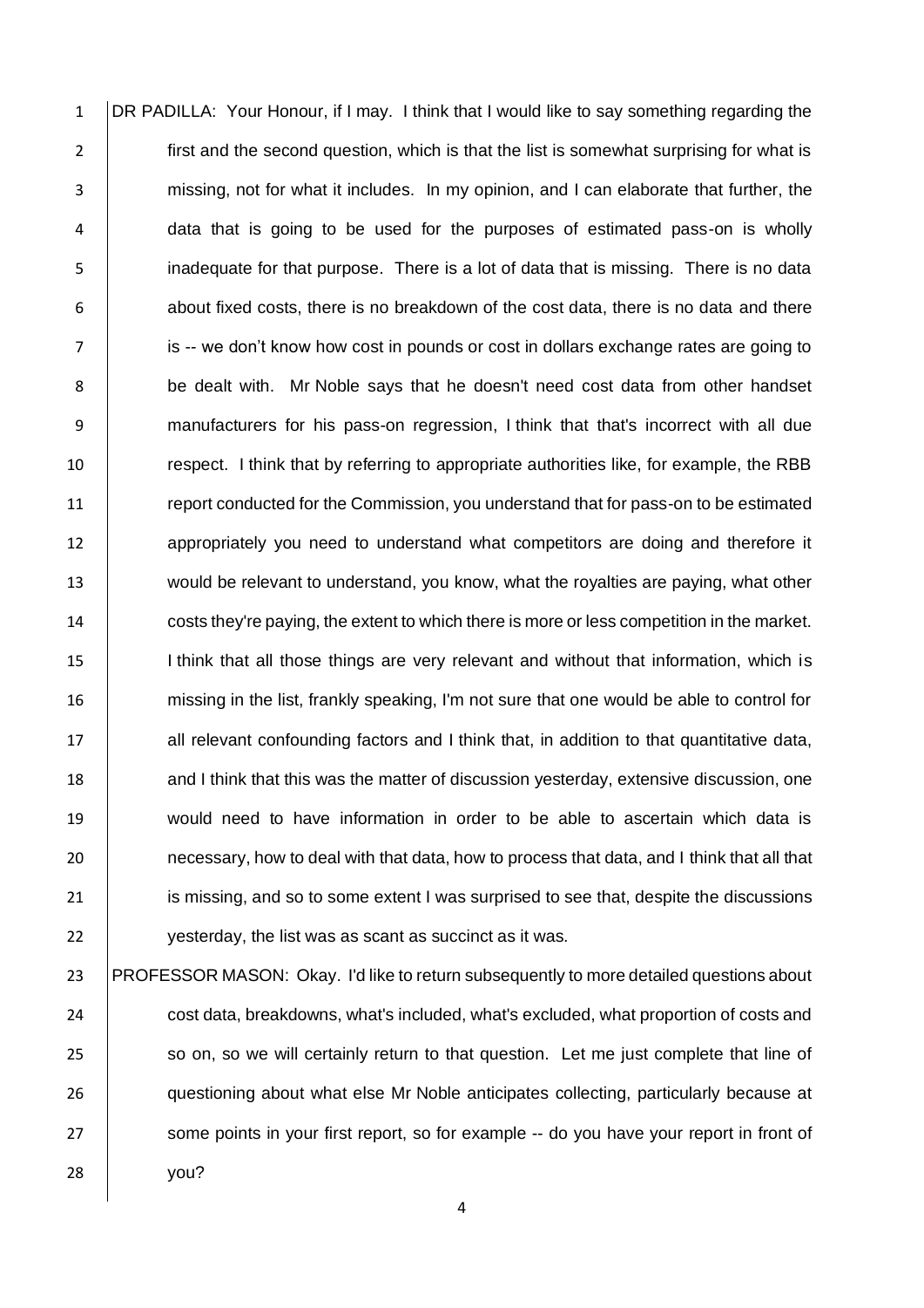DR PADILLA: Your Honour, if I may. I think that I would like to say something regarding the first and the second question, which is that the list is somewhat surprising for what is missing, not for what it includes. In my opinion, and I can elaborate that further, the data that is going to be used for the purposes of estimated pass-on is wholly inadequate for that purpose. There is a lot of data that is missing. There is no data about fixed costs, there is no breakdown of the cost data, there is no data and there is -- we don't know how cost in pounds or cost in dollars exchange rates are going to be dealt with. Mr Noble says that he doesn't need cost data from other handset manufacturers for his pass-on regression, I think that that's incorrect with all due respect. I think that by referring to appropriate authorities like, for example, the RBB report conducted for the Commission, you understand that for pass-on to be estimated appropriately you need to understand what competitors are doing and therefore it would be relevant to understand, you know, what the royalties are paying, what other costs they're paying, the extent to which there is more or less competition in the market. I think that all those things are very relevant and without that information, which is missing in the list, frankly speaking, I'm not sure that one would be able to control for all relevant confounding factors and I think that, in addition to that quantitative data, and I think that this was the matter of discussion yesterday, extensive discussion, one would need to have information in order to be able to ascertain which data is necessary, how to deal with that data, how to process that data, and I think that all that is missing, and so to some extent I was surprised to see that, despite the discussions yesterday, the list was as scant as succinct as it was.

PROFESSOR MASON: Okay. I'd like to return subsequently to more detailed questions about cost data, breakdowns, what's included, what's excluded, what proportion of costs and so on, so we will certainly return to that question. Let me just complete that line of questioning about what else Mr Noble anticipates collecting, particularly because at some points in your first report, so for example -- do you have your report in front of you?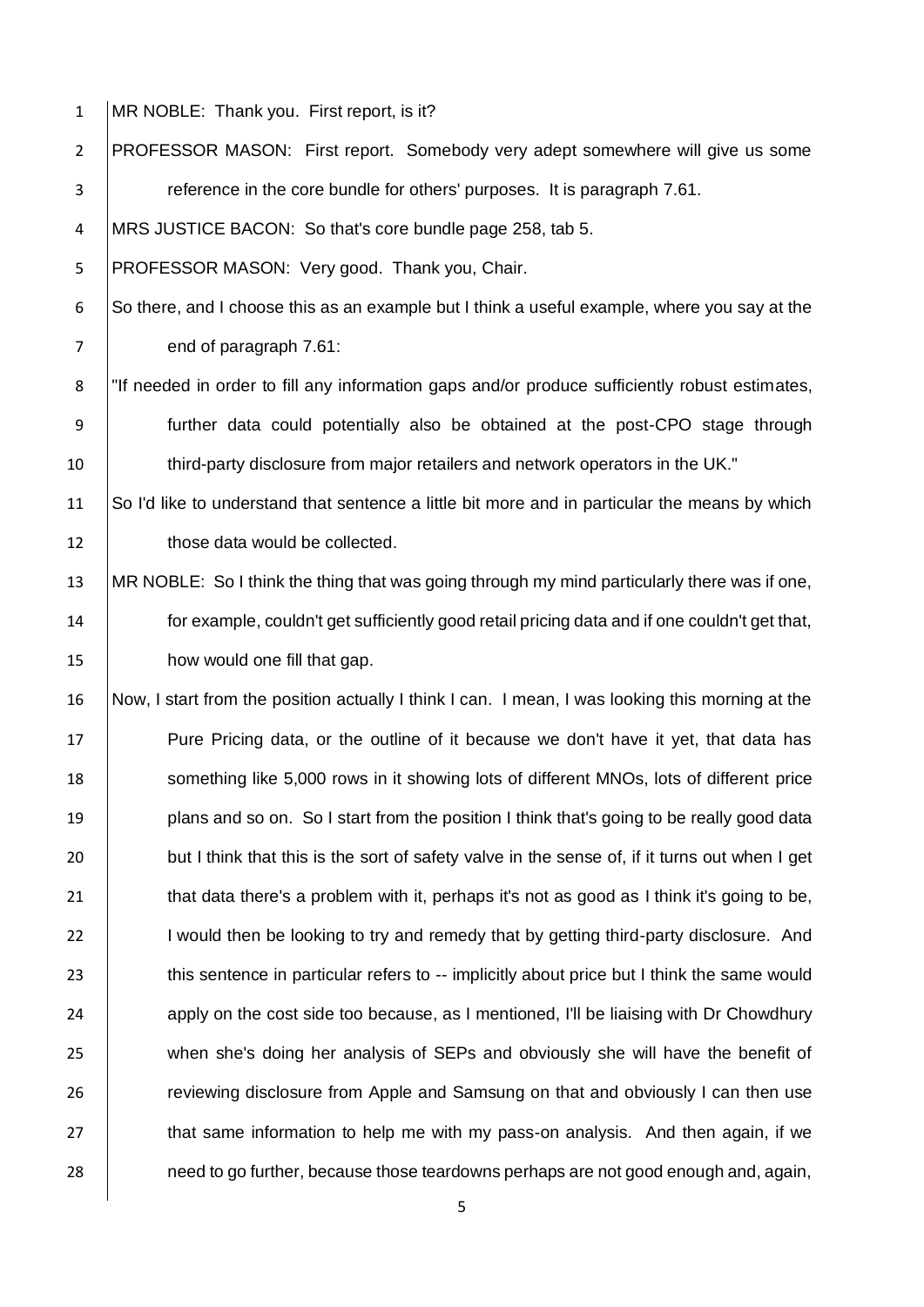MR NOBLE: Thank you. First report, is it?

PROFESSOR MASON: First report. Somebody very adept somewhere will give us some reference in the core bundle for others' purposes. It is paragraph 7.61.

MRS JUSTICE BACON: So that's core bundle page 258, tab 5.

PROFESSOR MASON: Very good. Thank you, Chair.

So there, and I choose this as an example but I think a useful example, where you say at the end of paragraph 7.61:

"If needed in order to fill any information gaps and/or produce sufficiently robust estimates, further data could potentially also be obtained at the post-CPO stage through third-party disclosure from major retailers and network operators in the UK."

So I'd like to understand that sentence a little bit more and in particular the means by which those data would be collected.

MR NOBLE: So I think the thing that was going through my mind particularly there was if one, for example, couldn't get sufficiently good retail pricing data and if one couldn't get that, how would one fill that gap.

Now, I start from the position actually I think I can. I mean, I was looking this morning at the Pure Pricing data, or the outline of it because we don't have it yet, that data has something like 5,000 rows in it showing lots of different MNOs, lots of different price plans and so on. So I start from the position I think that's going to be really good data but I think that this is the sort of safety valve in the sense of, if it turns out when I get that data there's a problem with it, perhaps it's not as good as I think it's going to be, I would then be looking to try and remedy that by getting third-party disclosure. And this sentence in particular refers to -- implicitly about price but I think the same would apply on the cost side too because, as I mentioned, I'll be liaising with Dr Chowdhury when she's doing her analysis of SEPs and obviously she will have the benefit of reviewing disclosure from Apple and Samsung on that and obviously I can then use that same information to help me with my pass-on analysis. And then again, if we need to go further, because those teardowns perhaps are not good enough and, again,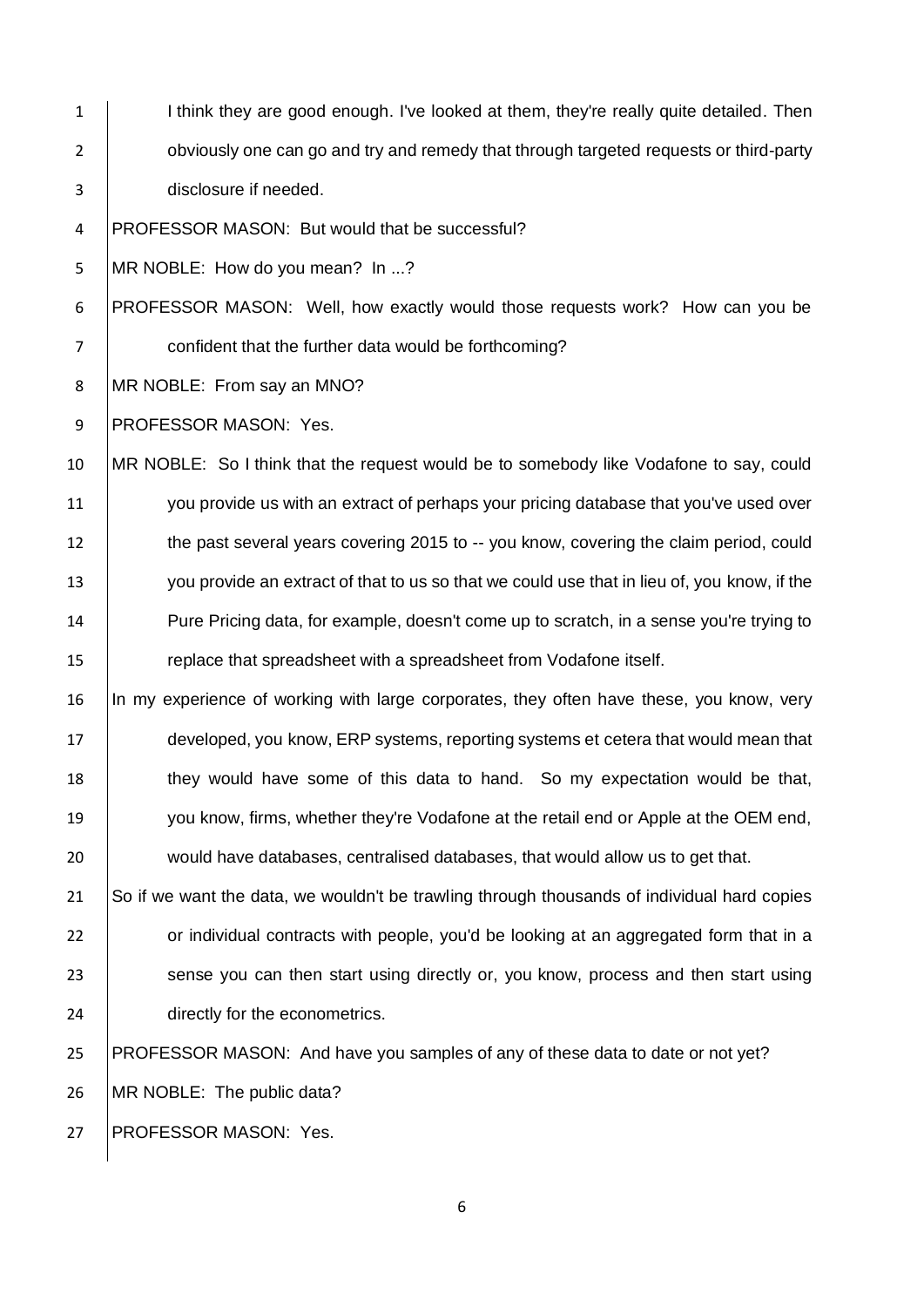I think they are good enough. I've looked at them, they're really quite detailed. Then obviously one can go and try and remedy that through targeted requests or third-party disclosure if needed.

PROFESSOR MASON: But would that be successful?

MR NOBLE: How do you mean? In ...?

PROFESSOR MASON: Well, how exactly would those requests work? How can you be confident that the further data would be forthcoming?

MR NOBLE: From say an MNO?

PROFESSOR MASON: Yes.

MR NOBLE: So I think that the request would be to somebody like Vodafone to say, could you provide us with an extract of perhaps your pricing database that you've used over the past several years covering 2015 to -- you know, covering the claim period, could you provide an extract of that to us so that we could use that in lieu of, you know, if the Pure Pricing data, for example, doesn't come up to scratch, in a sense you're trying to replace that spreadsheet with a spreadsheet from Vodafone itself.

In my experience of working with large corporates, they often have these, you know, very developed, you know, ERP systems, reporting systems et cetera that would mean that they would have some of this data to hand. So my expectation would be that, you know, firms, whether they're Vodafone at the retail end or Apple at the OEM end, would have databases, centralised databases, that would allow us to get that.

So if we want the data, we wouldn't be trawling through thousands of individual hard copies or individual contracts with people, you'd be looking at an aggregated form that in a sense you can then start using directly or, you know, process and then start using directly for the econometrics.

PROFESSOR MASON: And have you samples of any of these data to date or not yet?

MR NOBLE: The public data?

PROFESSOR MASON: Yes.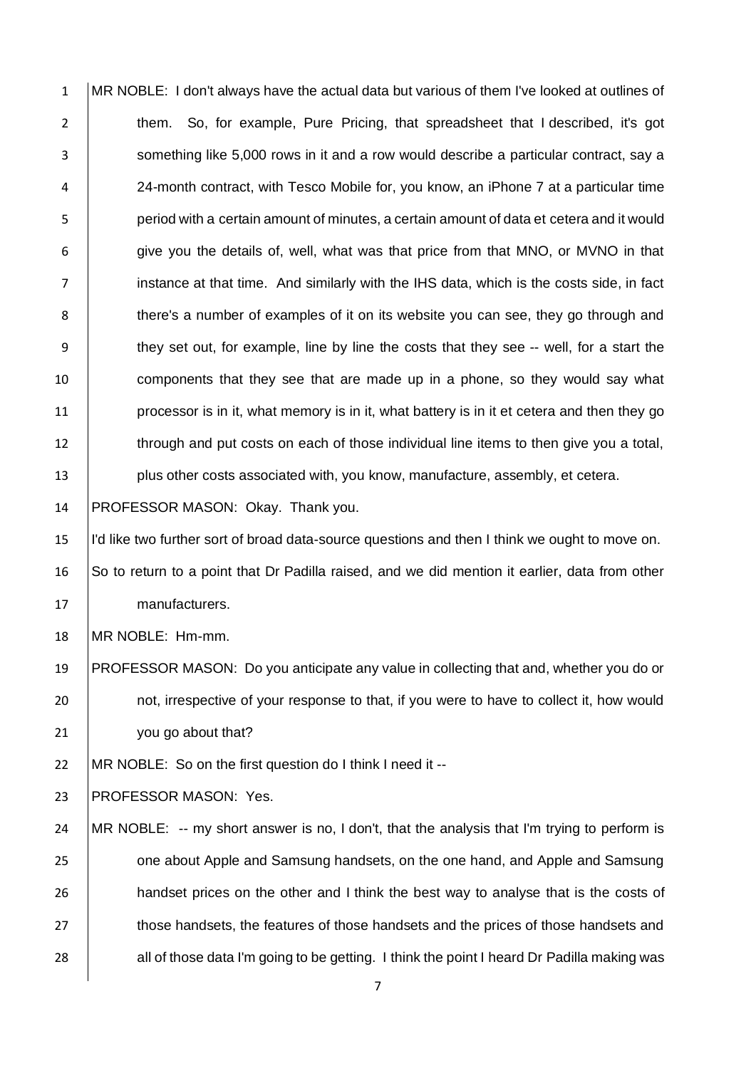MR NOBLE: I don't always have the actual data but various of them I've looked at outlines of them. So, for example, Pure Pricing, that spreadsheet that I described, it's got something like 5,000 rows in it and a row would describe a particular contract, say a 24-month contract, with Tesco Mobile for, you know, an iPhone 7 at a particular time period with a certain amount of minutes, a certain amount of data et cetera and it would give you the details of, well, what was that price from that MNO, or MVNO in that instance at that time. And similarly with the IHS data, which is the costs side, in fact there's a number of examples of it on its website you can see, they go through and they set out, for example, line by line the costs that they see -- well, for a start the components that they see that are made up in a phone, so they would say what processor is in it, what memory is in it, what battery is in it et cetera and then they go through and put costs on each of those individual line items to then give you a total, plus other costs associated with, you know, manufacture, assembly, et cetera.

PROFESSOR MASON: Okay. Thank you.

I'd like two further sort of broad data-source questions and then I think we ought to move on. So to return to a point that Dr Padilla raised, and we did mention it earlier, data from other manufacturers.

MR NOBLE: Hm-mm.

PROFESSOR MASON: Do you anticipate any value in collecting that and, whether you do or not, irrespective of your response to that, if you were to have to collect it, how would you go about that?

MR NOBLE: So on the first question do I think I need it --

PROFESSOR MASON: Yes.

MR NOBLE: -- my short answer is no, I don't, that the analysis that I'm trying to perform is one about Apple and Samsung handsets, on the one hand, and Apple and Samsung handset prices on the other and I think the best way to analyse that is the costs of those handsets, the features of those handsets and the prices of those handsets and all of those data I'm going to be getting. I think the point I heard Dr Padilla making was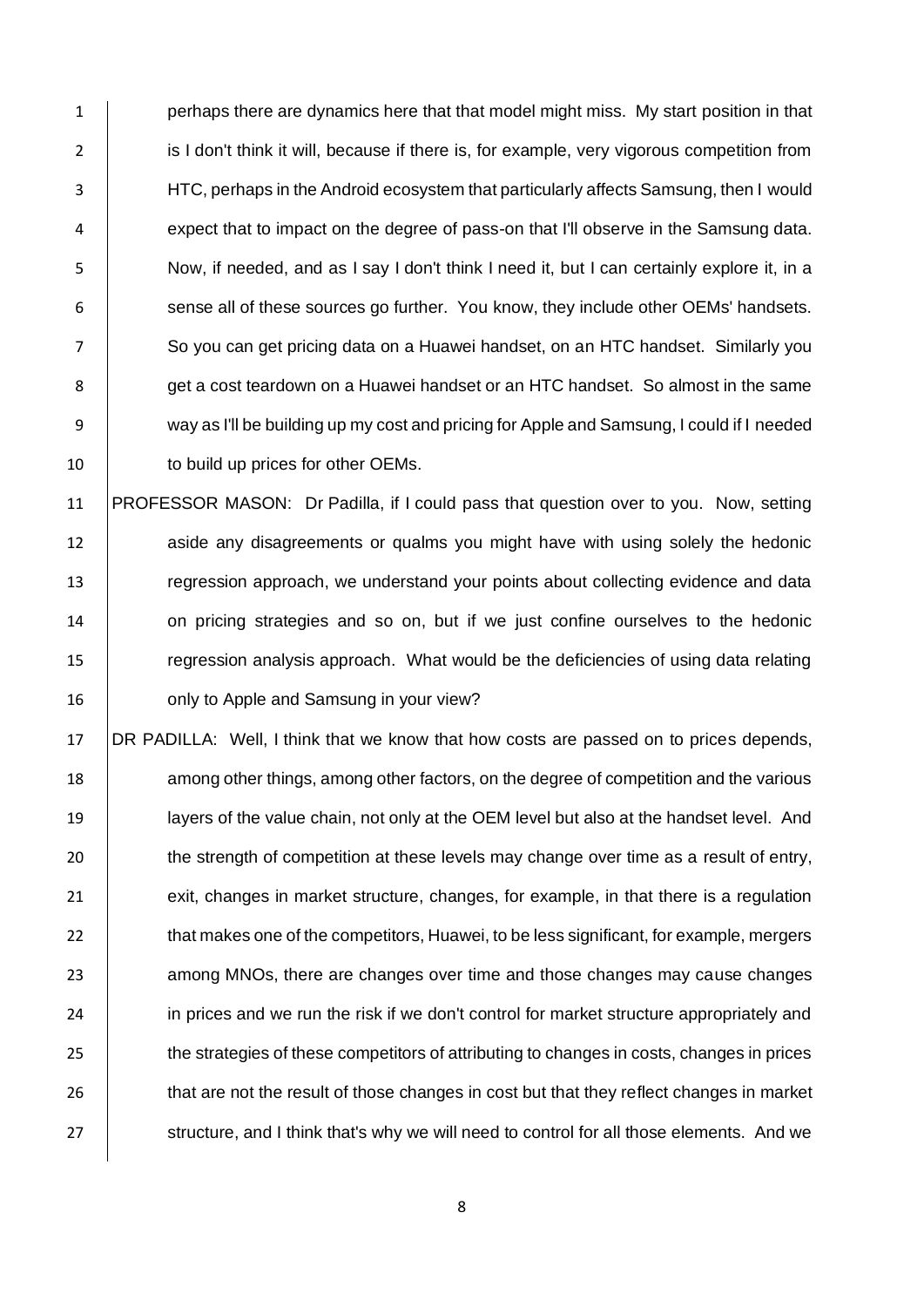perhaps there are dynamics here that that model might miss. My start position in that is I don't think it will, because if there is, for example, very vigorous competition from HTC, perhaps in the Android ecosystem that particularly affects Samsung, then I would expect that to impact on the degree of pass-on that I'll observe in the Samsung data. Now, if needed, and as I say I don't think I need it, but I can certainly explore it, in a sense all of these sources go further. You know, they include other OEMs' handsets. So you can get pricing data on a Huawei handset, on an HTC handset. Similarly you get a cost teardown on a Huawei handset or an HTC handset. So almost in the same way as I'll be building up my cost and pricing for Apple and Samsung, I could if I needed to build up prices for other OEMs.

PROFESSOR MASON: Dr Padilla, if I could pass that question over to you. Now, setting aside any disagreements or qualms you might have with using solely the hedonic regression approach, we understand your points about collecting evidence and data on pricing strategies and so on, but if we just confine ourselves to the hedonic regression analysis approach. What would be the deficiencies of using data relating only to Apple and Samsung in your view?

DR PADILLA: Well, I think that we know that how costs are passed on to prices depends, among other things, among other factors, on the degree of competition and the various layers of the value chain, not only at the OEM level but also at the handset level. And the strength of competition at these levels may change over time as a result of entry, exit, changes in market structure, changes, for example, in that there is a regulation that makes one of the competitors, Huawei, to be less significant, for example, mergers among MNOs, there are changes over time and those changes may cause changes in prices and we run the risk if we don't control for market structure appropriately and the strategies of these competitors of attributing to changes in costs, changes in prices that are not the result of those changes in cost but that they reflect changes in market structure, and I think that's why we will need to control for all those elements. And we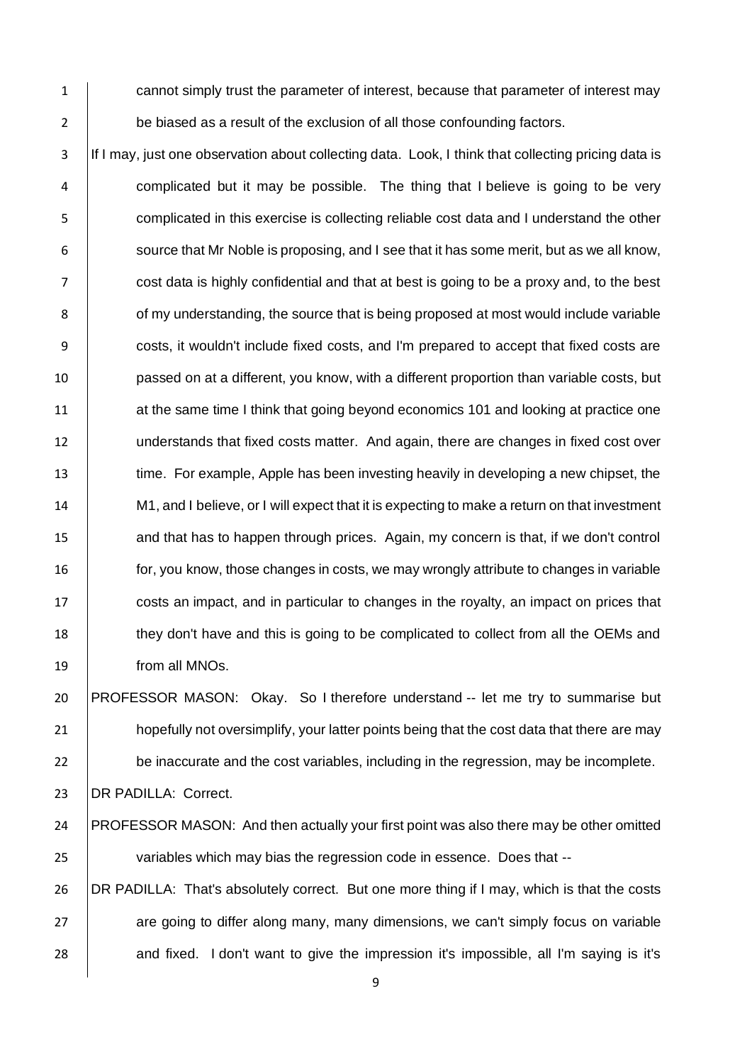cannot simply trust the parameter of interest, because that parameter of interest may be biased as a result of the exclusion of all those confounding factors.

If I may, just one observation about collecting data. Look, I think that collecting pricing data is complicated but it may be possible. The thing that I believe is going to be very complicated in this exercise is collecting reliable cost data and I understand the other source that Mr Noble is proposing, and I see that it has some merit, but as we all know, cost data is highly confidential and that at best is going to be a proxy and, to the best of my understanding, the source that is being proposed at most would include variable costs, it wouldn't include fixed costs, and I'm prepared to accept that fixed costs are passed on at a different, you know, with a different proportion than variable costs, but at the same time I think that going beyond economics 101 and looking at practice one understands that fixed costs matter. And again, there are changes in fixed cost over time. For example, Apple has been investing heavily in developing a new chipset, the M1, and I believe, or I will expect that it is expecting to make a return on that investment and that has to happen through prices. Again, my concern is that, if we don't control for, you know, those changes in costs, we may wrongly attribute to changes in variable costs an impact, and in particular to changes in the royalty, an impact on prices that they don't have and this is going to be complicated to collect from all the OEMs and from all MNOs.

PROFESSOR MASON: Okay. So I therefore understand -- let me try to summarise but hopefully not oversimplify, your latter points being that the cost data that there are may be inaccurate and the cost variables, including in the regression, may be incomplete.

DR PADILLA: Correct.

PROFESSOR MASON: And then actually your first point was also there may be other omitted variables which may bias the regression code in essence. Does that --

DR PADILLA: That's absolutely correct. But one more thing if I may, which is that the costs are going to differ along many, many dimensions, we can't simply focus on variable and fixed. I don't want to give the impression it's impossible, all I'm saying is it's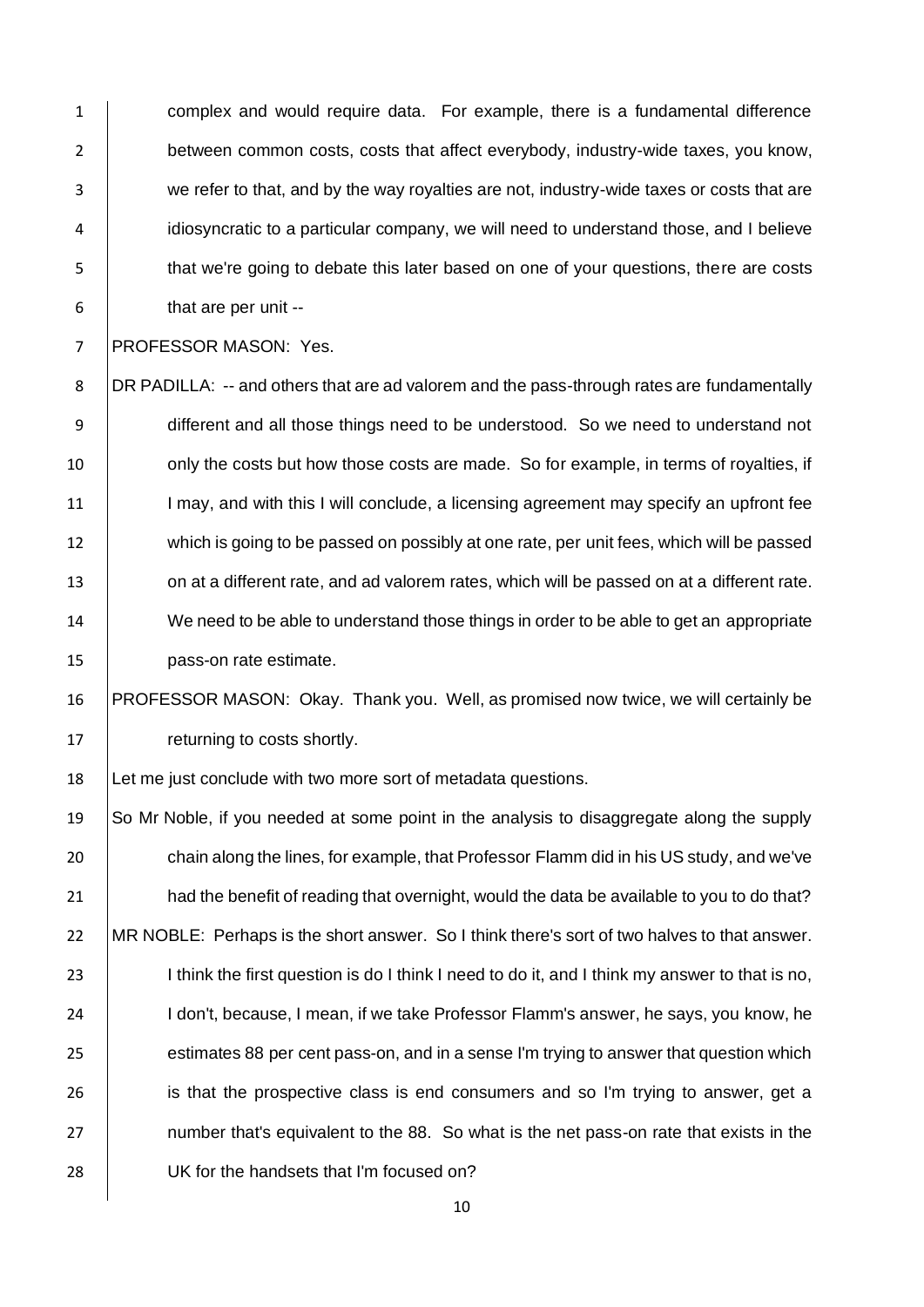complex and would require data. For example, there is a fundamental difference between common costs, costs that affect everybody, industry-wide taxes, you know, we refer to that, and by the way royalties are not, industry-wide taxes or costs that are idiosyncratic to a particular company, we will need to understand those, and I believe that we're going to debate this later based on one of your questions, there are costs that are per unit --

PROFESSOR MASON: Yes.

DR PADILLA: -- and others that are ad valorem and the pass-through rates are fundamentally different and all those things need to be understood. So we need to understand not only the costs but how those costs are made. So for example, in terms of royalties, if I may, and with this I will conclude, a licensing agreement may specify an upfront fee which is going to be passed on possibly at one rate, per unit fees, which will be passed on at a different rate, and ad valorem rates, which will be passed on at a different rate. We need to be able to understand those things in order to be able to get an appropriate pass-on rate estimate.

PROFESSOR MASON: Okay. Thank you. Well, as promised now twice, we will certainly be returning to costs shortly.

Let me just conclude with two more sort of metadata questions.

So Mr Noble, if you needed at some point in the analysis to disaggregate along the supply chain along the lines, for example, that Professor Flamm did in his US study, and we've had the benefit of reading that overnight, would the data be available to you to do that?

MR NOBLE: Perhaps is the short answer. So I think there's sort of two halves to that answer. I think the first question is do I think I need to do it, and I think my answer to that is no, I don't, because, I mean, if we take Professor Flamm's answer, he says, you know, he estimates 88 per cent pass-on, and in a sense I'm trying to answer that question which is that the prospective class is end consumers and so I'm trying to answer, get a number that's equivalent to the 88. So what is the net pass-on rate that exists in the UK for the handsets that I'm focused on?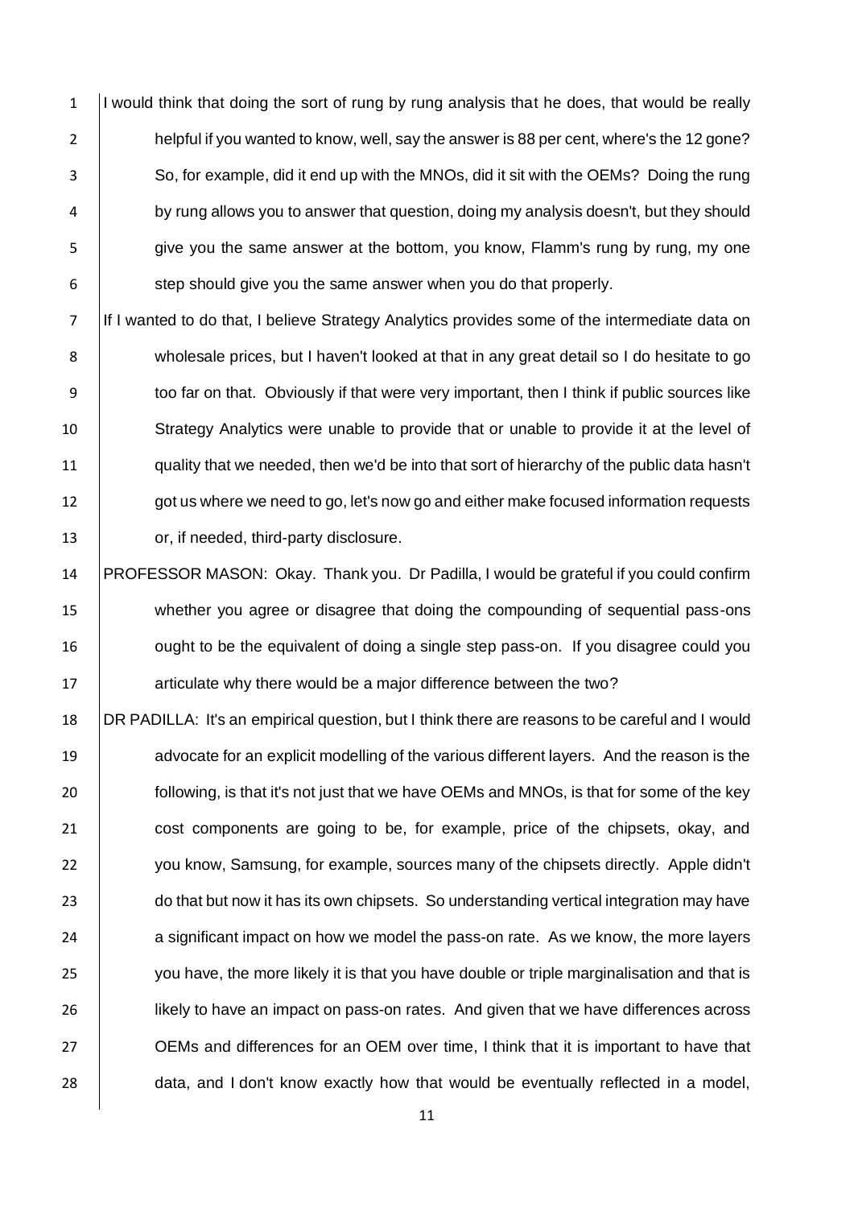I would think that doing the sort of rung by rung analysis that he does, that would be really helpful if you wanted to know, well, say the answer is 88 per cent, where's the 12 gone? So, for example, did it end up with the MNOs, did it sit with the OEMs? Doing the rung by rung allows you to answer that question, doing my analysis doesn't, but they should give you the same answer at the bottom, you know, Flamm's rung by rung, my one step should give you the same answer when you do that properly.

If I wanted to do that, I believe Strategy Analytics provides some of the intermediate data on wholesale prices, but I haven't looked at that in any great detail so I do hesitate to go too far on that. Obviously if that were very important, then I think if public sources like Strategy Analytics were unable to provide that or unable to provide it at the level of quality that we needed, then we'd be into that sort of hierarchy of the public data hasn't got us where we need to go, let's now go and either make focused information requests or, if needed, third-party disclosure.

PROFESSOR MASON: Okay. Thank you. Dr Padilla, I would be grateful if you could confirm whether you agree or disagree that doing the compounding of sequential pass-ons ought to be the equivalent of doing a single step pass-on. If you disagree could you articulate why there would be a major difference between the two?

DR PADILLA: It's an empirical question, but I think there are reasons to be careful and I would advocate for an explicit modelling of the various different layers. And the reason is the following, is that it's not just that we have OEMs and MNOs, is that for some of the key cost components are going to be, for example, price of the chipsets, okay, and you know, Samsung, for example, sources many of the chipsets directly. Apple didn't do that but now it has its own chipsets. So understanding vertical integration may have a significant impact on how we model the pass-on rate. As we know, the more layers you have, the more likely it is that you have double or triple marginalisation and that is likely to have an impact on pass-on rates. And given that we have differences across OEMs and differences for an OEM over time, I think that it is important to have that data, and I don't know exactly how that would be eventually reflected in a model,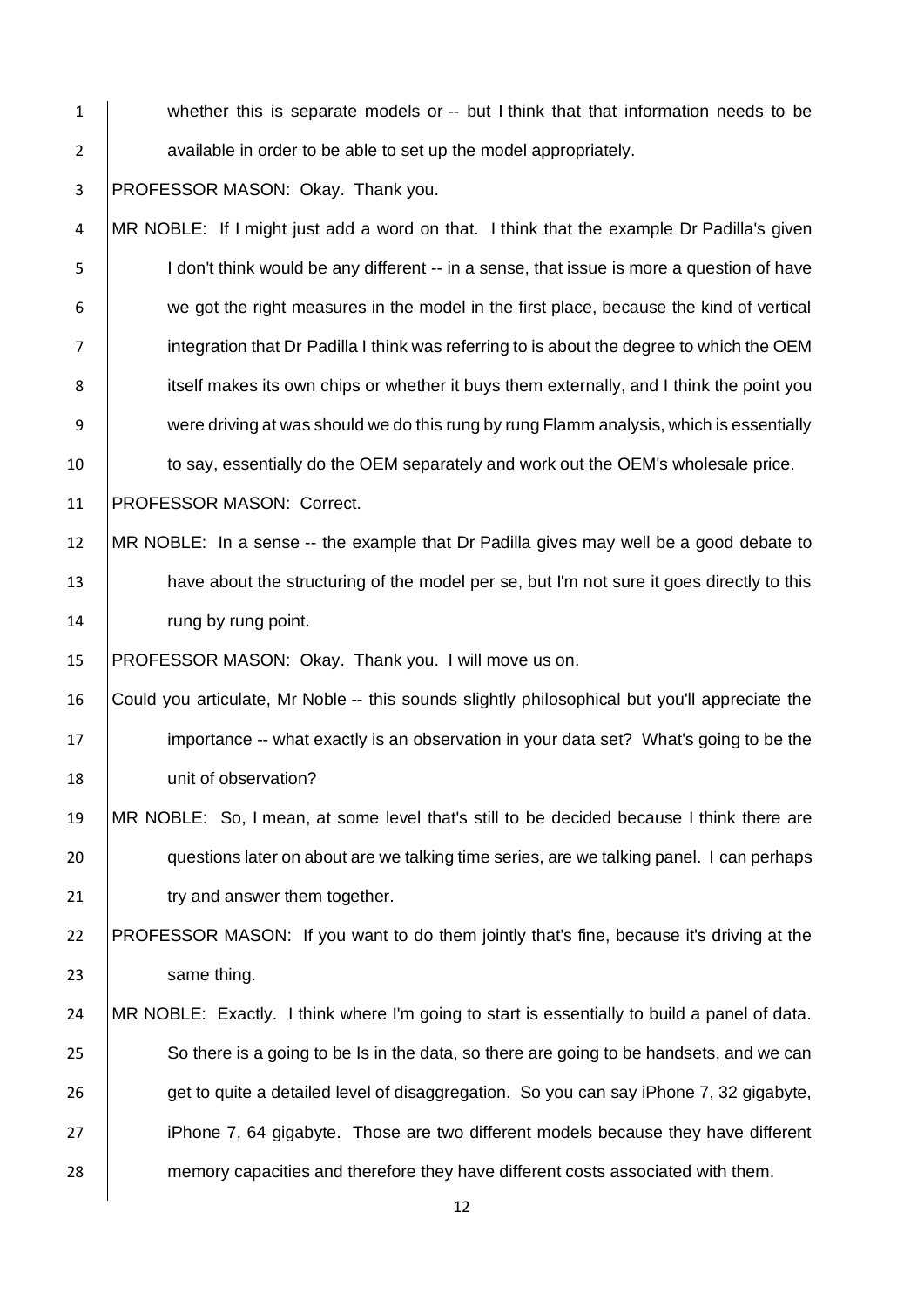whether this is separate models or -- but I think that that information needs to be available in order to be able to set up the model appropriately.

PROFESSOR MASON: Okay. Thank you.

MR NOBLE: If I might just add a word on that. I think that the example Dr Padilla's given I don't think would be any different -- in a sense, that issue is more a question of have we got the right measures in the model in the first place, because the kind of vertical integration that Dr Padilla I think was referring to is about the degree to which the OEM itself makes its own chips or whether it buys them externally, and I think the point you were driving at was should we do this rung by rung Flamm analysis, which is essentially to say, essentially do the OEM separately and work out the OEM's wholesale price.

PROFESSOR MASON: Correct.

MR NOBLE: In a sense -- the example that Dr Padilla gives may well be a good debate to have about the structuring of the model per se, but I'm not sure it goes directly to this rung by rung point.

PROFESSOR MASON: Okay. Thank you. I will move us on.

Could you articulate, Mr Noble -- this sounds slightly philosophical but you'll appreciate the importance -- what exactly is an observation in your data set? What's going to be the unit of observation?

MR NOBLE: So, I mean, at some level that's still to be decided because I think there are questions later on about are we talking time series, are we talking panel. I can perhaps try and answer them together.

PROFESSOR MASON: If you want to do them jointly that's fine, because it's driving at the same thing.

MR NOBLE: Exactly. I think where I'm going to start is essentially to build a panel of data. So there is a going to be Is in the data, so there are going to be handsets, and we can get to quite a detailed level of disaggregation. So you can say iPhone 7, 32 gigabyte, iPhone 7, 64 gigabyte. Those are two different models because they have different memory capacities and therefore they have different costs associated with them.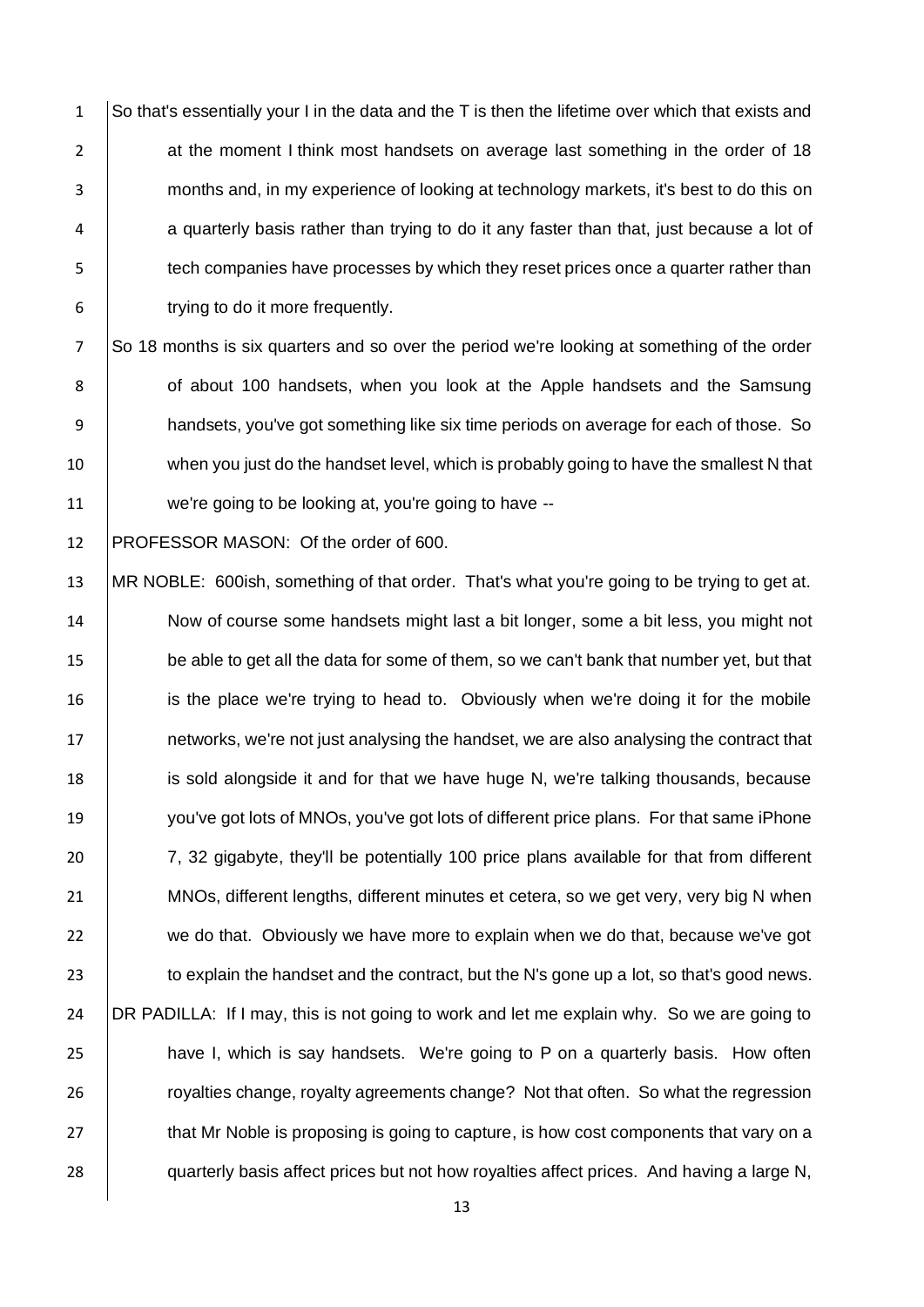So that's essentially your I in the data and the T is then the lifetime over which that exists and at the moment I think most handsets on average last something in the order of 18 months and, in my experience of looking at technology markets, it's best to do this on a quarterly basis rather than trying to do it any faster than that, just because a lot of tech companies have processes by which they reset prices once a quarter rather than trying to do it more frequently.

So 18 months is six quarters and so over the period we're looking at something of the order of about 100 handsets, when you look at the Apple handsets and the Samsung handsets, you've got something like six time periods on average for each of those. So when you just do the handset level, which is probably going to have the smallest N that we're going to be looking at, you're going to have --

PROFESSOR MASON: Of the order of 600.

MR NOBLE: 600ish, something of that order. That's what you're going to be trying to get at. Now of course some handsets might last a bit longer, some a bit less, you might not be able to get all the data for some of them, so we can't bank that number yet, but that is the place we're trying to head to. Obviously when we're doing it for the mobile networks, we're not just analysing the handset, we are also analysing the contract that is sold alongside it and for that we have huge N, we're talking thousands, because you've got lots of MNOs, you've got lots of different price plans. For that same iPhone 7, 32 gigabyte, they'll be potentially 100 price plans available for that from different MNOs, different lengths, different minutes et cetera, so we get very, very big N when we do that. Obviously we have more to explain when we do that, because we've got to explain the handset and the contract, but the N's gone up a lot, so that's good news.

DR PADILLA: If I may, this is not going to work and let me explain why. So we are going to have I, which is say handsets. We're going to P on a quarterly basis. How often royalties change, royalty agreements change? Not that often. So what the regression that Mr Noble is proposing is going to capture, is how cost components that vary on a quarterly basis affect prices but not how royalties affect prices. And having a large N,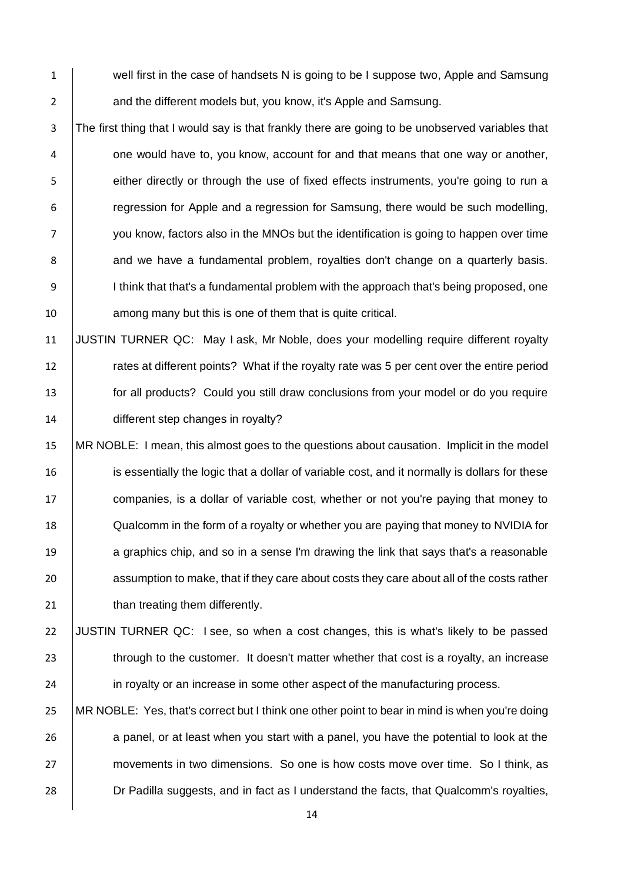well first in the case of handsets N is going to be I suppose two, Apple and Samsung and the different models but, you know, it's Apple and Samsung.

The first thing that I would say is that frankly there are going to be unobserved variables that one would have to, you know, account for and that means that one way or another, either directly or through the use of fixed effects instruments, you're going to run a regression for Apple and a regression for Samsung, there would be such modelling, you know, factors also in the MNOs but the identification is going to happen over time and we have a fundamental problem, royalties don't change on a quarterly basis. I think that that's a fundamental problem with the approach that's being proposed, one among many but this is one of them that is quite critical.

JUSTIN TURNER QC: May I ask, Mr Noble, does your modelling require different royalty rates at different points? What if the royalty rate was 5 per cent over the entire period for all products? Could you still draw conclusions from your model or do you require different step changes in royalty?

MR NOBLE: I mean, this almost goes to the questions about causation. Implicit in the model is essentially the logic that a dollar of variable cost, and it normally is dollars for these companies, is a dollar of variable cost, whether or not you're paying that money to Qualcomm in the form of a royalty or whether you are paying that money to NVIDIA for a graphics chip, and so in a sense I'm drawing the link that says that's a reasonable assumption to make, that if they care about costs they care about all of the costs rather than treating them differently.

JUSTIN TURNER QC: I see, so when a cost changes, this is what's likely to be passed through to the customer. It doesn't matter whether that cost is a royalty, an increase in royalty or an increase in some other aspect of the manufacturing process.

MR NOBLE: Yes, that's correct but I think one other point to bear in mind is when you're doing a panel, or at least when you start with a panel, you have the potential to look at the movements in two dimensions. So one is how costs move over time. So I think, as Dr Padilla suggests, and in fact as I understand the facts, that Qualcomm's royalties,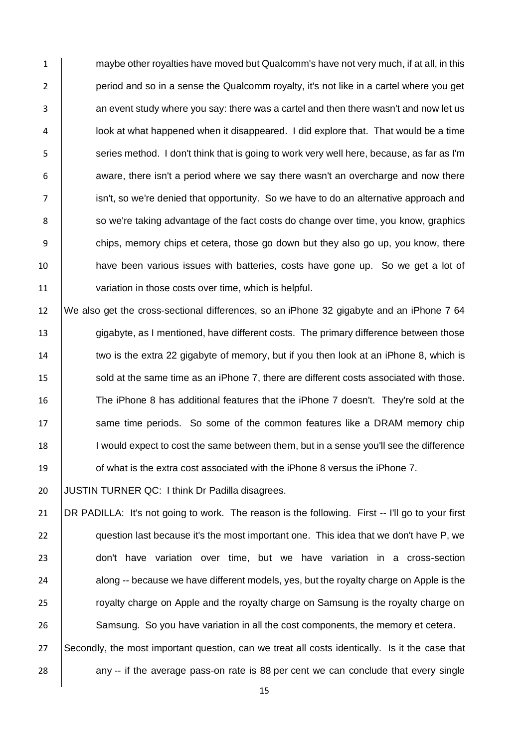maybe other royalties have moved but Qualcomm's have not very much, if at all, in this period and so in a sense the Qualcomm royalty, it's not like in a cartel where you get an event study where you say: there was a cartel and then there wasn't and now let us look at what happened when it disappeared. I did explore that. That would be a time series method. I don't think that is going to work very well here, because, as far as I'm aware, there isn't a period where we say there wasn't an overcharge and now there isn't, so we're denied that opportunity. So we have to do an alternative approach and so we're taking advantage of the fact costs do change over time, you know, graphics chips, memory chips et cetera, those go down but they also go up, you know, there have been various issues with batteries, costs have gone up. So we get a lot of variation in those costs over time, which is helpful.

We also get the cross-sectional differences, so an iPhone 32 gigabyte and an iPhone 7 64 gigabyte, as I mentioned, have different costs. The primary difference between those two is the extra 22 gigabyte of memory, but if you then look at an iPhone 8, which is sold at the same time as an iPhone 7, there are different costs associated with those. The iPhone 8 has additional features that the iPhone 7 doesn't. They're sold at the same time periods. So some of the common features like a DRAM memory chip I would expect to cost the same between them, but in a sense you'll see the difference of what is the extra cost associated with the iPhone 8 versus the iPhone 7.

JUSTIN TURNER QC: I think Dr Padilla disagrees.

DR PADILLA: It's not going to work. The reason is the following. First -- I'll go to your first question last because it's the most important one. This idea that we don't have P, we don't have variation over time, but we have variation in a cross-section along -- because we have different models, yes, but the royalty charge on Apple is the royalty charge on Apple and the royalty charge on Samsung is the royalty charge on Samsung. So you have variation in all the cost components, the memory et cetera.

Secondly, the most important question, can we treat all costs identically. Is it the case that any -- if the average pass-on rate is 88 per cent we can conclude that every single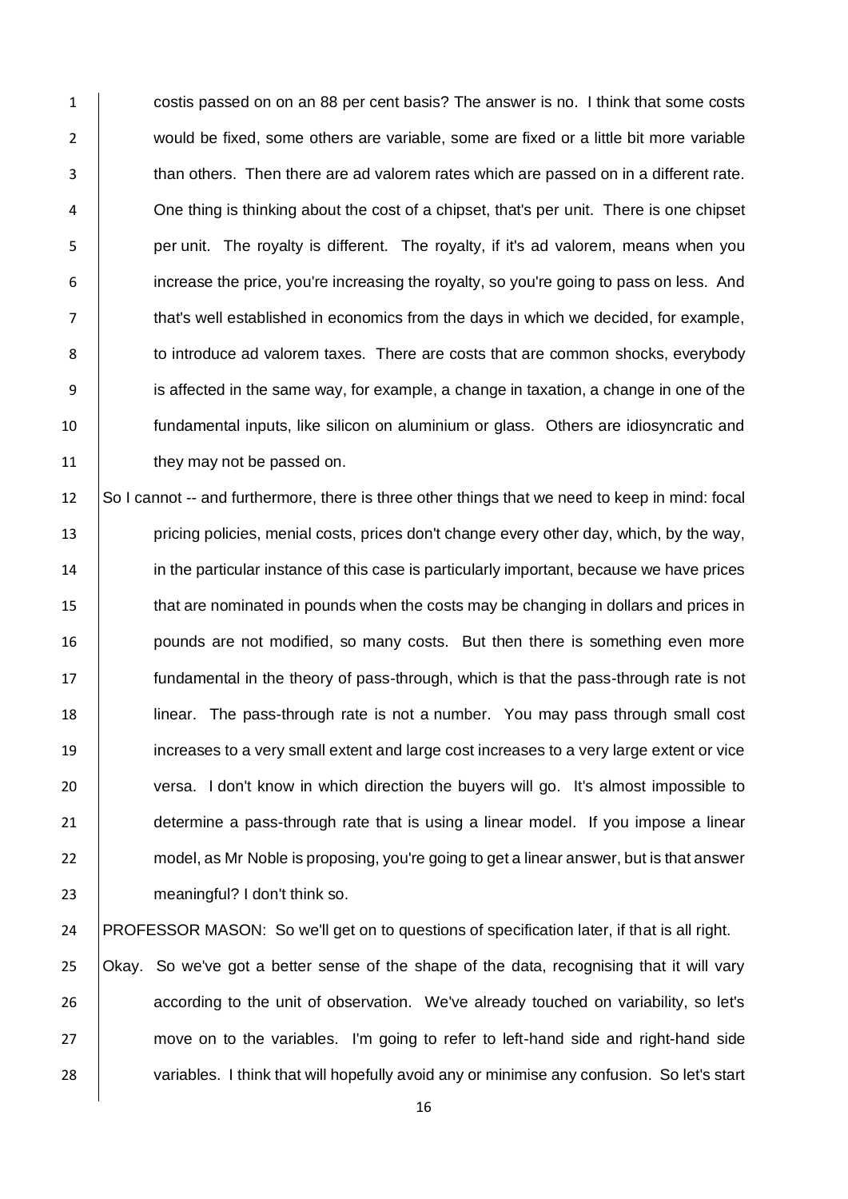costis passed on on an 88 per cent basis? The answer is no. I think that some costs would be fixed, some others are variable, some are fixed or a little bit more variable than others. Then there are ad valorem rates which are passed on in a different rate. One thing is thinking about the cost of a chipset, that's per unit. There is one chipset per unit. The royalty is different. The royalty, if it's ad valorem, means when you increase the price, you're increasing the royalty, so you're going to pass on less. And that's well established in economics from the days in which we decided, for example, to introduce ad valorem taxes. There are costs that are common shocks, everybody is affected in the same way, for example, a change in taxation, a change in one of the fundamental inputs, like silicon on aluminium or glass. Others are idiosyncratic and they may not be passed on.

So I cannot -- and furthermore, there is three other things that we need to keep in mind: focal pricing policies, menial costs, prices don't change every other day, which, by the way, in the particular instance of this case is particularly important, because we have prices that are nominated in pounds when the costs may be changing in dollars and prices in pounds are not modified, so many costs. But then there is something even more fundamental in the theory of pass-through, which is that the pass-through rate is not linear. The pass-through rate is not a number. You may pass through small cost increases to a very small extent and large cost increases to a very large extent or vice versa. I don't know in which direction the buyers will go. It's almost impossible to determine a pass-through rate that is using a linear model. If you impose a linear model, as Mr Noble is proposing, you're going to get a linear answer, but is that answer meaningful? I don't think so.

PROFESSOR MASON: So we'll get on to questions of specification later, if that is all right.

Okay. So we've got a better sense of the shape of the data, recognising that it will vary according to the unit of observation. We've already touched on variability, so let's move on to the variables. I'm going to refer to left-hand side and right-hand side variables. I think that will hopefully avoid any or minimise any confusion. So let's start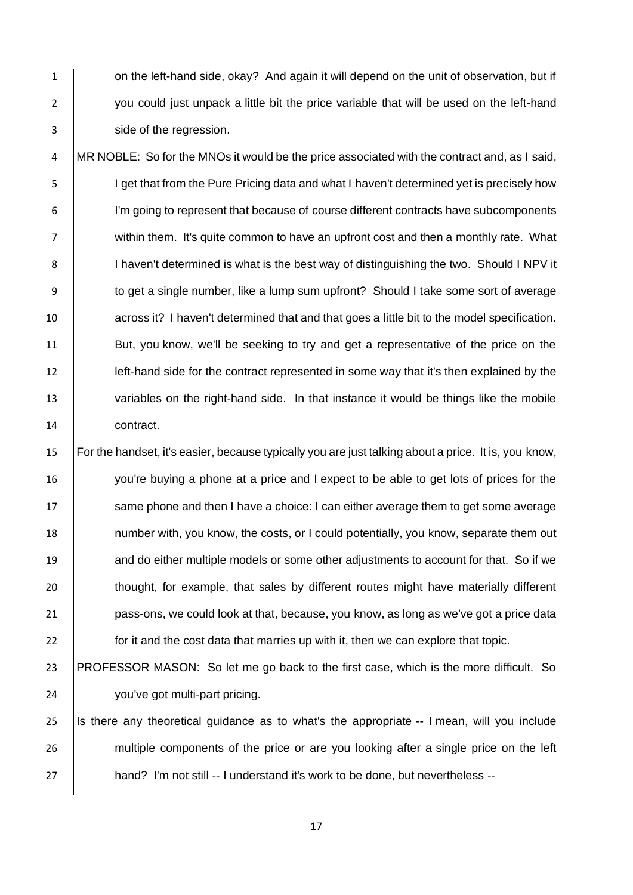on the left-hand side, okay? And again it will depend on the unit of observation, but if you could just unpack a little bit the price variable that will be used on the left-hand side of the regression.

MR NOBLE: So for the MNOs it would be the price associated with the contract and, as I said, I get that from the Pure Pricing data and what I haven't determined yet is precisely how I'm going to represent that because of course different contracts have subcomponents within them. It's quite common to have an upfront cost and then a monthly rate. What I haven't determined is what is the best way of distinguishing the two. Should I NPV it to get a single number, like a lump sum upfront? Should I take some sort of average across it? I haven't determined that and that goes a little bit to the model specification. But, you know, we'll be seeking to try and get a representative of the price on the left-hand side for the contract represented in some way that it's then explained by the variables on the right-hand side. In that instance it would be things like the mobile contract.

For the handset, it's easier, because typically you are just talking about a price. It is, you know, you're buying a phone at a price and I expect to be able to get lots of prices for the same phone and then I have a choice: I can either average them to get some average number with, you know, the costs, or I could potentially, you know, separate them out and do either multiple models or some other adjustments to account for that. So if we thought, for example, that sales by different routes might have materially different pass-ons, we could look at that, because, you know, as long as we've got a price data for it and the cost data that marries up with it, then we can explore that topic.

PROFESSOR MASON: So let me go back to the first case, which is the more difficult. So you've got multi-part pricing.

Is there any theoretical guidance as to what's the appropriate -- I mean, will you include multiple components of the price or are you looking after a single price on the left hand? I'm not still -- I understand it's work to be done, but nevertheless --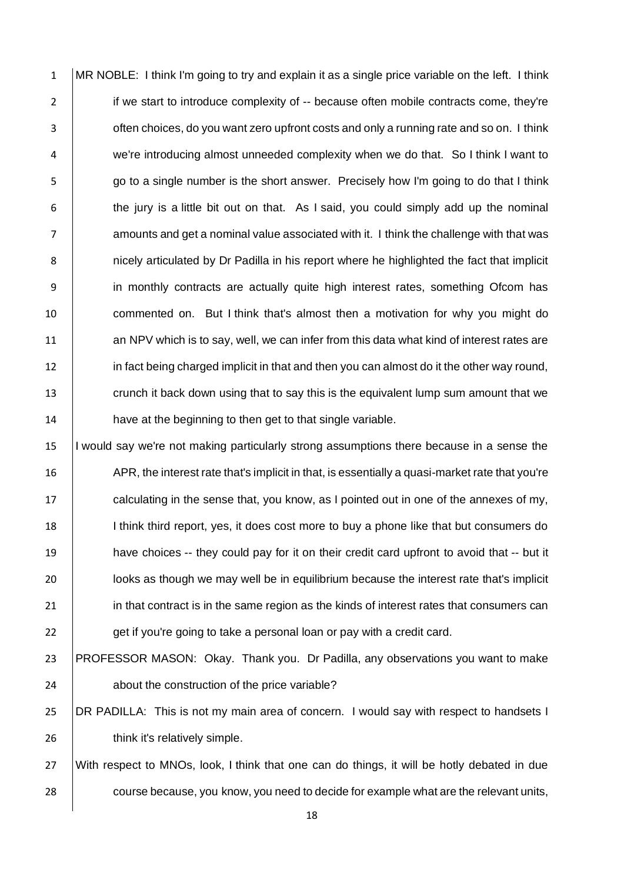MR NOBLE: I think I'm going to try and explain it as a single price variable on the left. I think if we start to introduce complexity of -- because often mobile contracts come, they're often choices, do you want zero upfront costs and only a running rate and so on. I think we're introducing almost unneeded complexity when we do that. So I think I want to go to a single number is the short answer. Precisely how I'm going to do that I think the jury is a little bit out on that. As I said, you could simply add up the nominal amounts and get a nominal value associated with it. I think the challenge with that was nicely articulated by Dr Padilla in his report where he highlighted the fact that implicit in monthly contracts are actually quite high interest rates, something Ofcom has commented on. But I think that's almost then a motivation for why you might do an NPV which is to say, well, we can infer from this data what kind of interest rates are in fact being charged implicit in that and then you can almost do it the other way round, crunch it back down using that to say this is the equivalent lump sum amount that we have at the beginning to then get to that single variable.

I would say we're not making particularly strong assumptions there because in a sense the APR, the interest rate that's implicit in that, is essentially a quasi-market rate that you're calculating in the sense that, you know, as I pointed out in one of the annexes of my, I think third report, yes, it does cost more to buy a phone like that but consumers do have choices -- they could pay for it on their credit card upfront to avoid that -- but it looks as though we may well be in equilibrium because the interest rate that's implicit in that contract is in the same region as the kinds of interest rates that consumers can get if you're going to take a personal loan or pay with a credit card.

PROFESSOR MASON: Okay. Thank you. Dr Padilla, any observations you want to make about the construction of the price variable?

DR PADILLA: This is not my main area of concern. I would say with respect to handsets I think it's relatively simple.

With respect to MNOs, look, I think that one can do things, it will be hotly debated in due course because, you know, you need to decide for example what are the relevant units,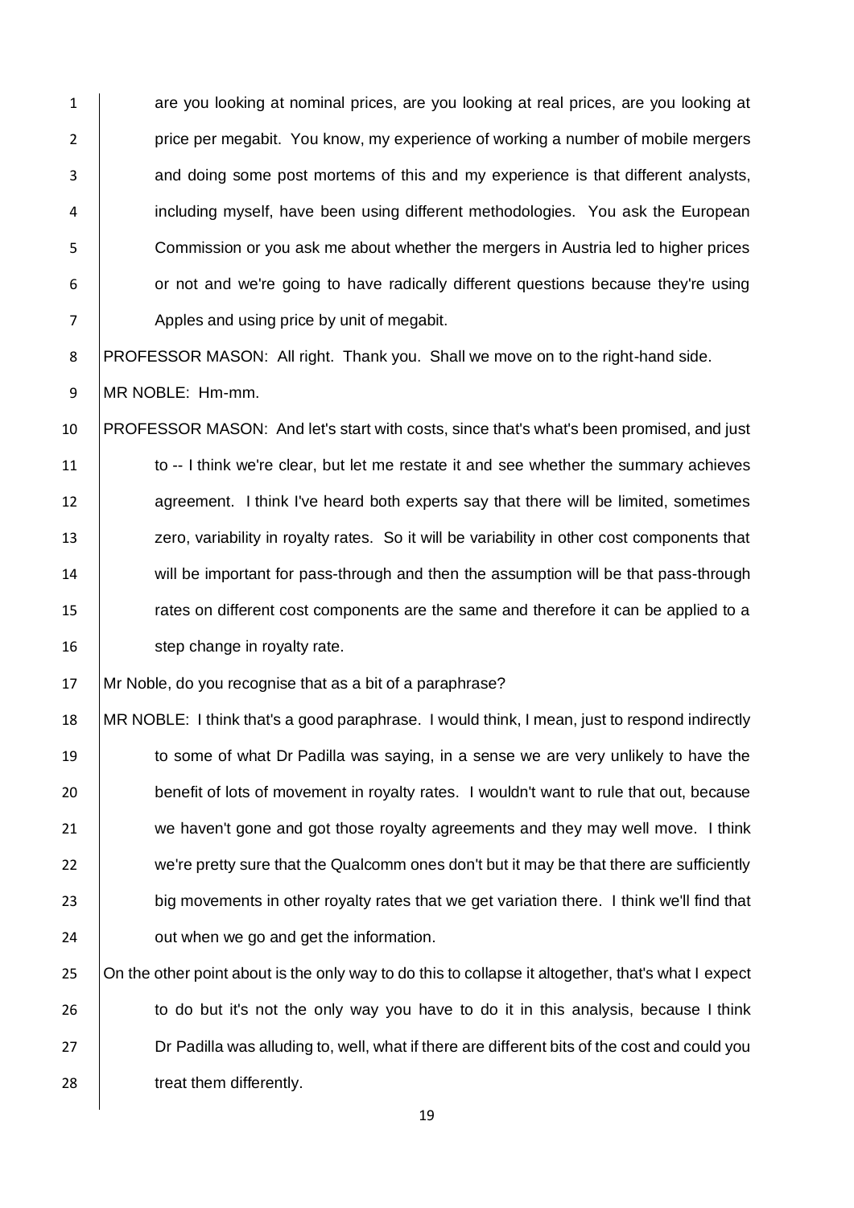are you looking at nominal prices, are you looking at real prices, are you looking at price per megabit. You know, my experience of working a number of mobile mergers and doing some post mortems of this and my experience is that different analysts, including myself, have been using different methodologies. You ask the European Commission or you ask me about whether the mergers in Austria led to higher prices or not and we're going to have radically different questions because they're using Apples and using price by unit of megabit.

PROFESSOR MASON: All right. Thank you. Shall we move on to the right-hand side.

MR NOBLE: Hm-mm.

PROFESSOR MASON: And let's start with costs, since that's what's been promised, and just to -- I think we're clear, but let me restate it and see whether the summary achieves agreement. I think I've heard both experts say that there will be limited, sometimes zero, variability in royalty rates. So it will be variability in other cost components that will be important for pass-through and then the assumption will be that pass-through rates on different cost components are the same and therefore it can be applied to a step change in royalty rate.

Mr Noble, do you recognise that as a bit of a paraphrase?

MR NOBLE: I think that's a good paraphrase. I would think, I mean, just to respond indirectly to some of what Dr Padilla was saying, in a sense we are very unlikely to have the benefit of lots of movement in royalty rates. I wouldn't want to rule that out, because we haven't gone and got those royalty agreements and they may well move. I think we're pretty sure that the Qualcomm ones don't but it may be that there are sufficiently big movements in other royalty rates that we get variation there. I think we'll find that out when we go and get the information.

On the other point about is the only way to do this to collapse it altogether, that's what I expect to do but it's not the only way you have to do it in this analysis, because I think Dr Padilla was alluding to, well, what if there are different bits of the cost and could you treat them differently.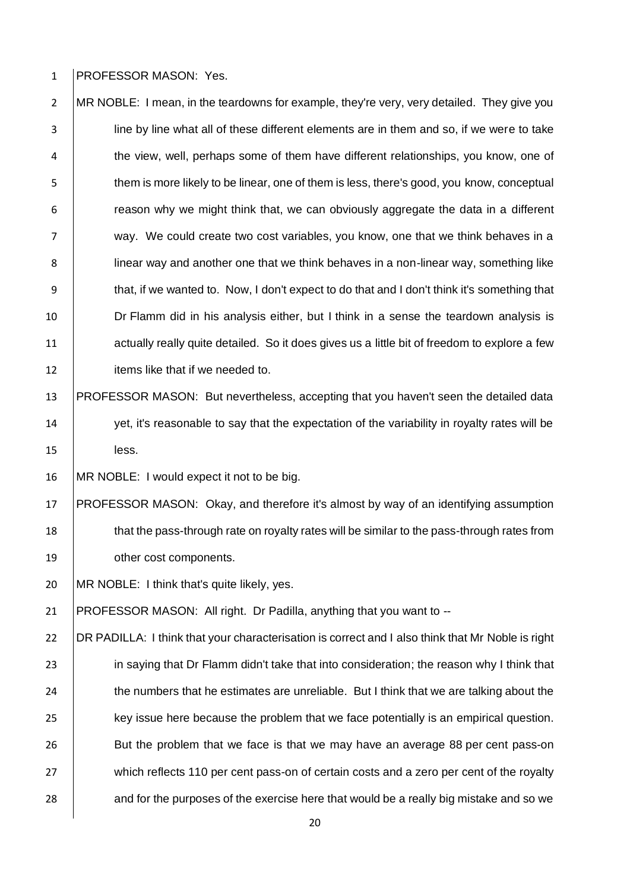PROFESSOR MASON: Yes.

MR NOBLE: I mean, in the teardowns for example, they're very, very detailed. They give you line by line what all of these different elements are in them and so, if we were to take the view, well, perhaps some of them have different relationships, you know, one of them is more likely to be linear, one of them is less, there's good, you know, conceptual reason why we might think that, we can obviously aggregate the data in a different way. We could create two cost variables, you know, one that we think behaves in a linear way and another one that we think behaves in a non-linear way, something like that, if we wanted to. Now, I don't expect to do that and I don't think it's something that Dr Flamm did in his analysis either, but I think in a sense the teardown analysis is actually really quite detailed. So it does gives us a little bit of freedom to explore a few items like that if we needed to.

PROFESSOR MASON: But nevertheless, accepting that you haven't seen the detailed data yet, it's reasonable to say that the expectation of the variability in royalty rates will be less.

MR NOBLE: I would expect it not to be big.

PROFESSOR MASON: Okay, and therefore it's almost by way of an identifying assumption that the pass-through rate on royalty rates will be similar to the pass-through rates from other cost components.

MR NOBLE: I think that's quite likely, yes.

PROFESSOR MASON: All right. Dr Padilla, anything that you want to --

DR PADILLA: I think that your characterisation is correct and I also think that Mr Noble is right in saying that Dr Flamm didn't take that into consideration; the reason why I think that the numbers that he estimates are unreliable. But I think that we are talking about the key issue here because the problem that we face potentially is an empirical question. But the problem that we face is that we may have an average 88 per cent pass-on which reflects 110 per cent pass-on of certain costs and a zero per cent of the royalty and for the purposes of the exercise here that would be a really big mistake and so we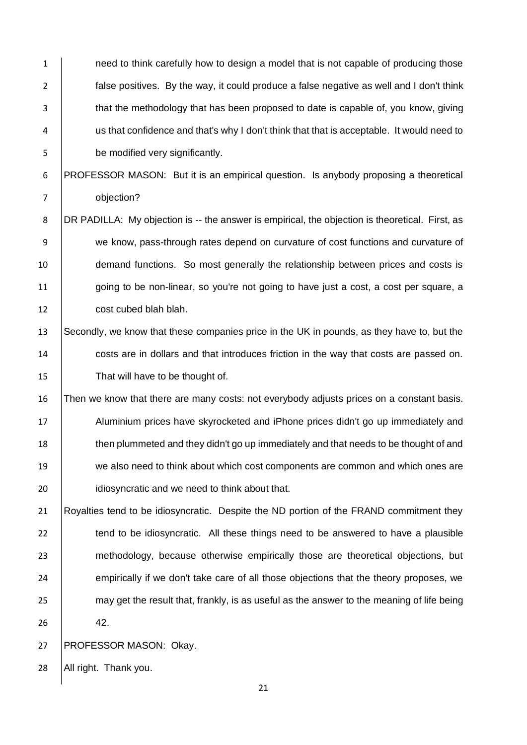need to think carefully how to design a model that is not capable of producing those false positives. By the way, it could produce a false negative as well and I don't think that the methodology that has been proposed to date is capable of, you know, giving us that confidence and that's why I don't think that that is acceptable. It would need to be modified very significantly.

PROFESSOR MASON: But it is an empirical question. Is anybody proposing a theoretical objection?

DR PADILLA: My objection is -- the answer is empirical, the objection is theoretical. First, as we know, pass-through rates depend on curvature of cost functions and curvature of demand functions. So most generally the relationship between prices and costs is going to be non-linear, so you're not going to have just a cost, a cost per square, a cost cubed blah blah.

Secondly, we know that these companies price in the UK in pounds, as they have to, but the costs are in dollars and that introduces friction in the way that costs are passed on. That will have to be thought of.

Then we know that there are many costs: not everybody adjusts prices on a constant basis. Aluminium prices have skyrocketed and iPhone prices didn't go up immediately and then plummeted and they didn't go up immediately and that needs to be thought of and we also need to think about which cost components are common and which ones are idiosyncratic and we need to think about that.

Royalties tend to be idiosyncratic. Despite the ND portion of the FRAND commitment they tend to be idiosyncratic. All these things need to be answered to have a plausible methodology, because otherwise empirically those are theoretical objections, but empirically if we don't take care of all those objections that the theory proposes, we may get the result that, frankly, is as useful as the answer to the meaning of life being 42.

PROFESSOR MASON: Okay.

All right. Thank you.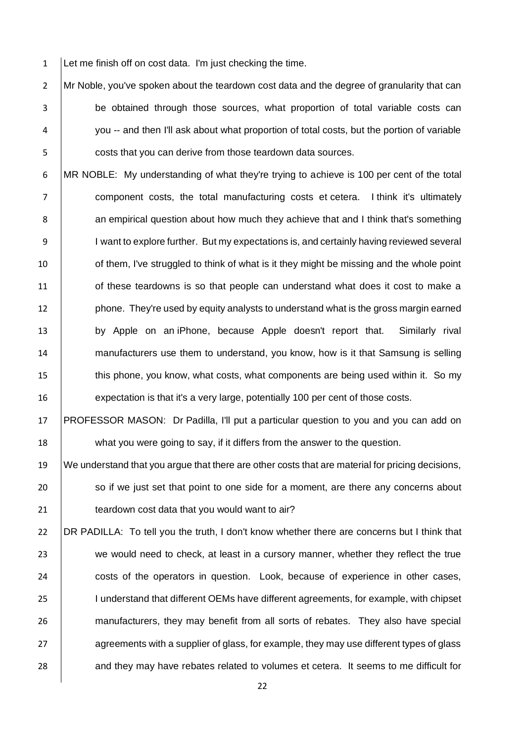Let me finish off on cost data. I'm just checking the time.

Mr Noble, you've spoken about the teardown cost data and the degree of granularity that can be obtained through those sources, what proportion of total variable costs can you -- and then I'll ask about what proportion of total costs, but the portion of variable costs that you can derive from those teardown data sources.

MR NOBLE: My understanding of what they're trying to achieve is 100 per cent of the total component costs, the total manufacturing costs et cetera. I think it's ultimately an empirical question about how much they achieve that and I think that's something I want to explore further. But my expectations is, and certainly having reviewed several of them, I've struggled to think of what is it they might be missing and the whole point of these teardowns is so that people can understand what does it cost to make a phone. They're used by equity analysts to understand what is the gross margin earned by Apple on an iPhone, because Apple doesn't report that. Similarly rival manufacturers use them to understand, you know, how is it that Samsung is selling this phone, you know, what costs, what components are being used within it. So my expectation is that it's a very large, potentially 100 per cent of those costs.

PROFESSOR MASON: Dr Padilla, I'll put a particular question to you and you can add on what you were going to say, if it differs from the answer to the question.

We understand that you argue that there are other costs that are material for pricing decisions, so if we just set that point to one side for a moment, are there any concerns about teardown cost data that you would want to air?

DR PADILLA: To tell you the truth, I don't know whether there are concerns but I think that we would need to check, at least in a cursory manner, whether they reflect the true costs of the operators in question. Look, because of experience in other cases, I understand that different OEMs have different agreements, for example, with chipset manufacturers, they may benefit from all sorts of rebates. They also have special agreements with a supplier of glass, for example, they may use different types of glass and they may have rebates related to volumes et cetera. It seems to me difficult for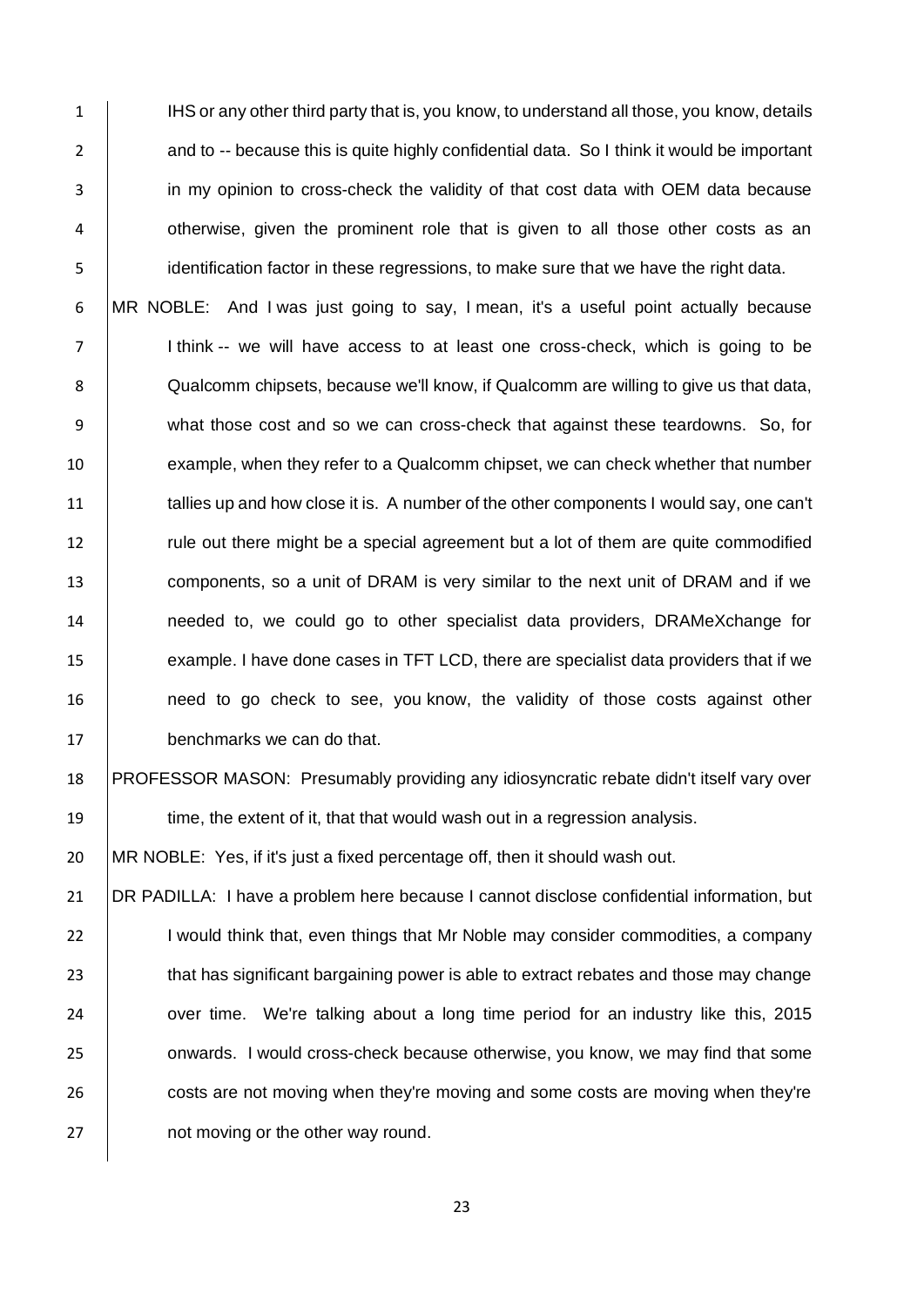IHS or any other third party that is, you know, to understand all those, you know, details and to -- because this is quite highly confidential data. So I think it would be important in my opinion to cross-check the validity of that cost data with OEM data because otherwise, given the prominent role that is given to all those other costs as an identification factor in these regressions, to make sure that we have the right data.

MR NOBLE: And I was just going to say, I mean, it's a useful point actually because I think -- we will have access to at least one cross-check, which is going to be Qualcomm chipsets, because we'll know, if Qualcomm are willing to give us that data, what those cost and so we can cross-check that against these teardowns. So, for example, when they refer to a Qualcomm chipset, we can check whether that number tallies up and how close it is. A number of the other components I would say, one can't rule out there might be a special agreement but a lot of them are quite commodified components, so a unit of DRAM is very similar to the next unit of DRAM and if we needed to, we could go to other specialist data providers, DRAMeXchange for example. I have done cases in TFT LCD, there are specialist data providers that if we need to go check to see, you know, the validity of those costs against other benchmarks we can do that.

PROFESSOR MASON: Presumably providing any idiosyncratic rebate didn't itself vary over time, the extent of it, that that would wash out in a regression analysis.

MR NOBLE: Yes, if it's just a fixed percentage off, then it should wash out.

DR PADILLA: I have a problem here because I cannot disclose confidential information, but I would think that, even things that Mr Noble may consider commodities, a company that has significant bargaining power is able to extract rebates and those may change over time. We're talking about a long time period for an industry like this, 2015 onwards. I would cross-check because otherwise, you know, we may find that some costs are not moving when they're moving and some costs are moving when they're not moving or the other way round.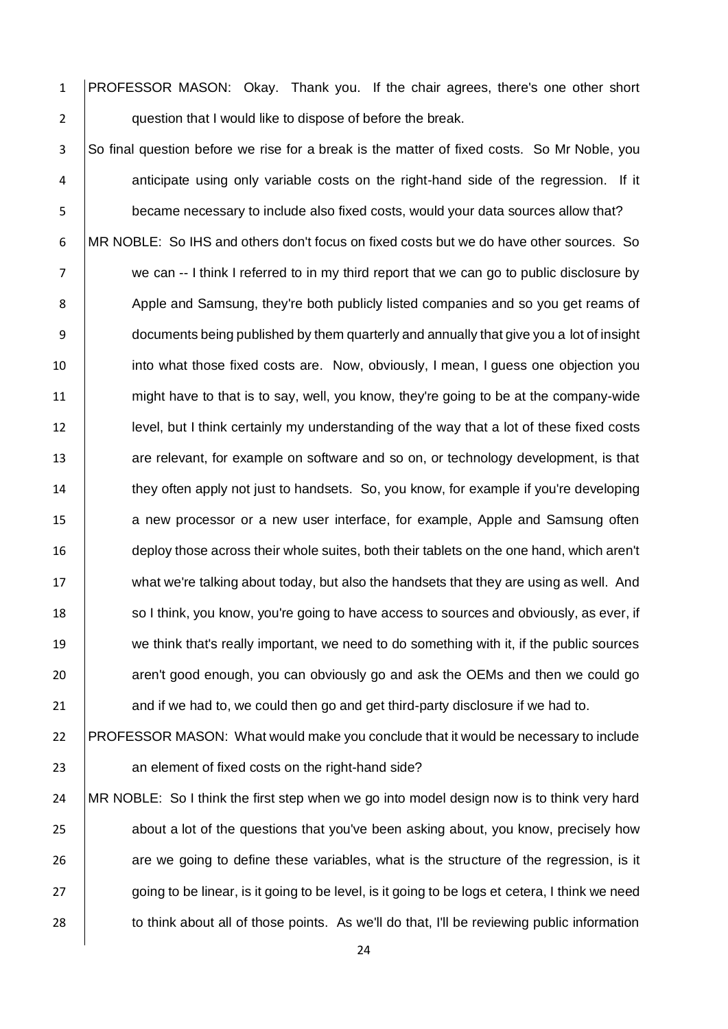PROFESSOR MASON: Okay. Thank you. If the chair agrees, there's one other short question that I would like to dispose of before the break.

So final question before we rise for a break is the matter of fixed costs. So Mr Noble, you anticipate using only variable costs on the right-hand side of the regression. If it became necessary to include also fixed costs, would your data sources allow that?

MR NOBLE: So IHS and others don't focus on fixed costs but we do have other sources. So we can -- I think I referred to in my third report that we can go to public disclosure by Apple and Samsung, they're both publicly listed companies and so you get reams of documents being published by them quarterly and annually that give you a lot of insight into what those fixed costs are. Now, obviously, I mean, I guess one objection you might have to that is to say, well, you know, they're going to be at the company-wide level, but I think certainly my understanding of the way that a lot of these fixed costs are relevant, for example on software and so on, or technology development, is that they often apply not just to handsets. So, you know, for example if you're developing a new processor or a new user interface, for example, Apple and Samsung often deploy those across their whole suites, both their tablets on the one hand, which aren't what we're talking about today, but also the handsets that they are using as well. And so I think, you know, you're going to have access to sources and obviously, as ever, if we think that's really important, we need to do something with it, if the public sources aren't good enough, you can obviously go and ask the OEMs and then we could go and if we had to, we could then go and get third-party disclosure if we had to.

PROFESSOR MASON: What would make you conclude that it would be necessary to include an element of fixed costs on the right-hand side?

MR NOBLE: So I think the first step when we go into model design now is to think very hard about a lot of the questions that you've been asking about, you know, precisely how are we going to define these variables, what is the structure of the regression, is it going to be linear, is it going to be level, is it going to be logs et cetera, I think we need to think about all of those points. As we'll do that, I'll be reviewing public information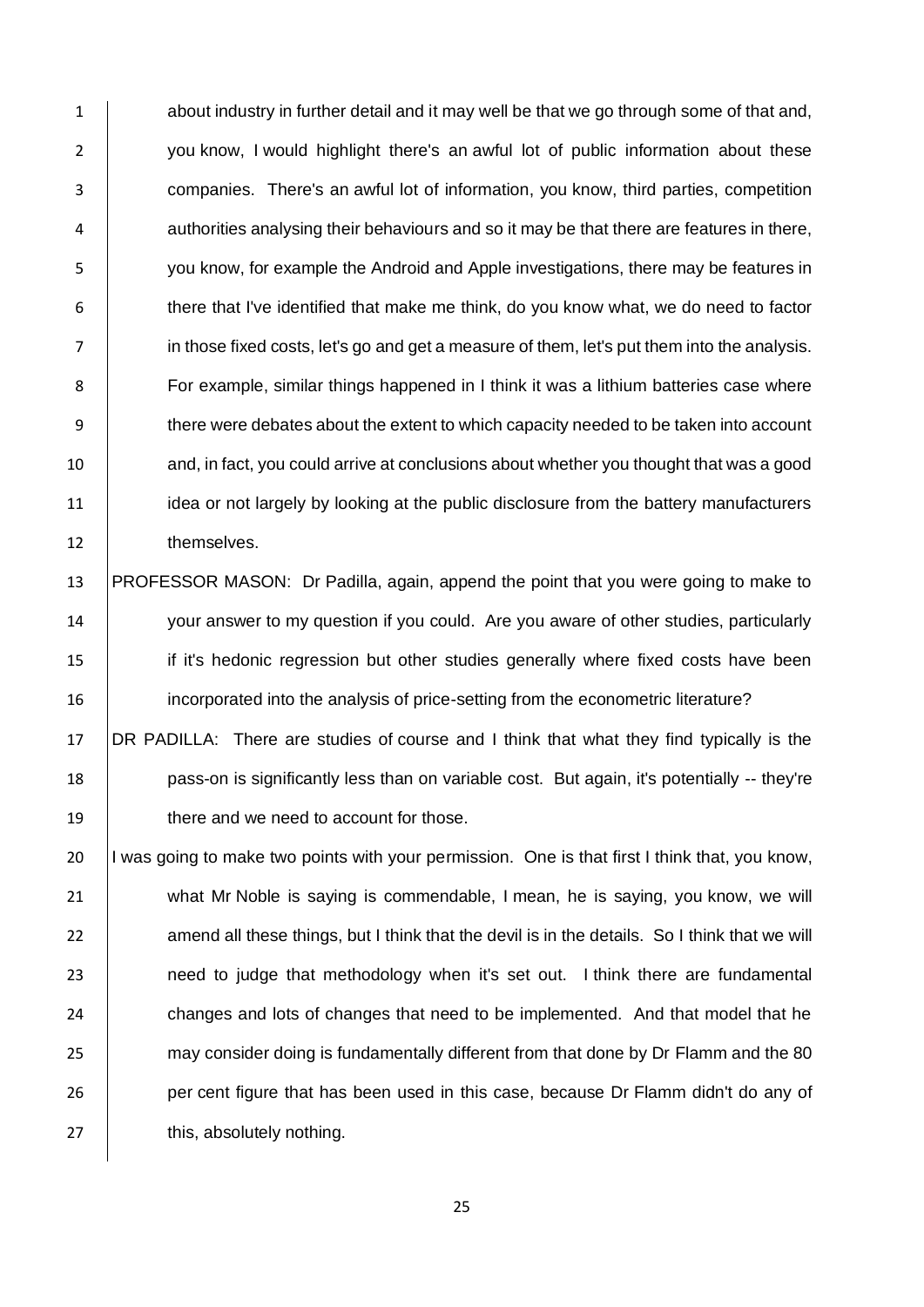about industry in further detail and it may well be that we go through some of that and, you know, I would highlight there's an awful lot of public information about these companies. There's an awful lot of information, you know, third parties, competition authorities analysing their behaviours and so it may be that there are features in there, you know, for example the Android and Apple investigations, there may be features in there that I've identified that make me think, do you know what, we do need to factor in those fixed costs, let's go and get a measure of them, let's put them into the analysis. For example, similar things happened in I think it was a lithium batteries case where there were debates about the extent to which capacity needed to be taken into account and, in fact, you could arrive at conclusions about whether you thought that was a good idea or not largely by looking at the public disclosure from the battery manufacturers themselves.

PROFESSOR MASON: Dr Padilla, again, append the point that you were going to make to your answer to my question if you could. Are you aware of other studies, particularly if it's hedonic regression but other studies generally where fixed costs have been incorporated into the analysis of price-setting from the econometric literature?

DR PADILLA: There are studies of course and I think that what they find typically is the pass-on is significantly less than on variable cost. But again, it's potentially -- they're there and we need to account for those.

I was going to make two points with your permission. One is that first I think that, you know, what Mr Noble is saying is commendable, I mean, he is saying, you know, we will amend all these things, but I think that the devil is in the details. So I think that we will need to judge that methodology when it's set out. I think there are fundamental changes and lots of changes that need to be implemented. And that model that he may consider doing is fundamentally different from that done by Dr Flamm and the 80 per cent figure that has been used in this case, because Dr Flamm didn't do any of this, absolutely nothing.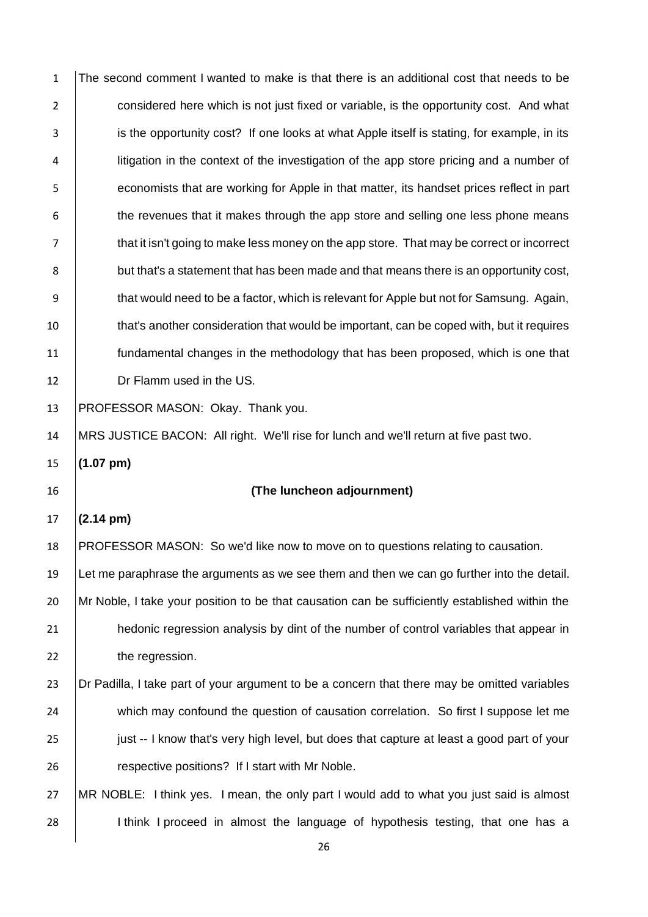The second comment I wanted to make is that there is an additional cost that needs to be considered here which is not just fixed or variable, is the opportunity cost. And what is the opportunity cost? If one looks at what Apple itself is stating, for example, in its litigation in the context of the investigation of the app store pricing and a number of economists that are working for Apple in that matter, its handset prices reflect in part the revenues that it makes through the app store and selling one less phone means that it isn't going to make less money on the app store. That may be correct or incorrect but that's a statement that has been made and that means there is an opportunity cost, that would need to be a factor, which is relevant for Apple but not for Samsung. Again, that's another consideration that would be important, can be coped with, but it requires fundamental changes in the methodology that has been proposed, which is one that Dr Flamm used in the US.

PROFESSOR MASON: Okay. Thank you.

MRS JUSTICE BACON: All right. We'll rise for lunch and we'll return at five past two.

**(1.07 pm)**

**(The luncheon adjournment)**

**(2.14 pm)**

PROFESSOR MASON: So we'd like now to move on to questions relating to causation.

Let me paraphrase the arguments as we see them and then we can go further into the detail.

Mr Noble, I take your position to be that causation can be sufficiently established within the hedonic regression analysis by dint of the number of control variables that appear in the regression.

Dr Padilla, I take part of your argument to be a concern that there may be omitted variables which may confound the question of causation correlation. So first I suppose let me just -- I know that's very high level, but does that capture at least a good part of your respective positions? If I start with Mr Noble.

MR NOBLE: I think yes. I mean, the only part I would add to what you just said is almost I think I proceed in almost the language of hypothesis testing, that one has a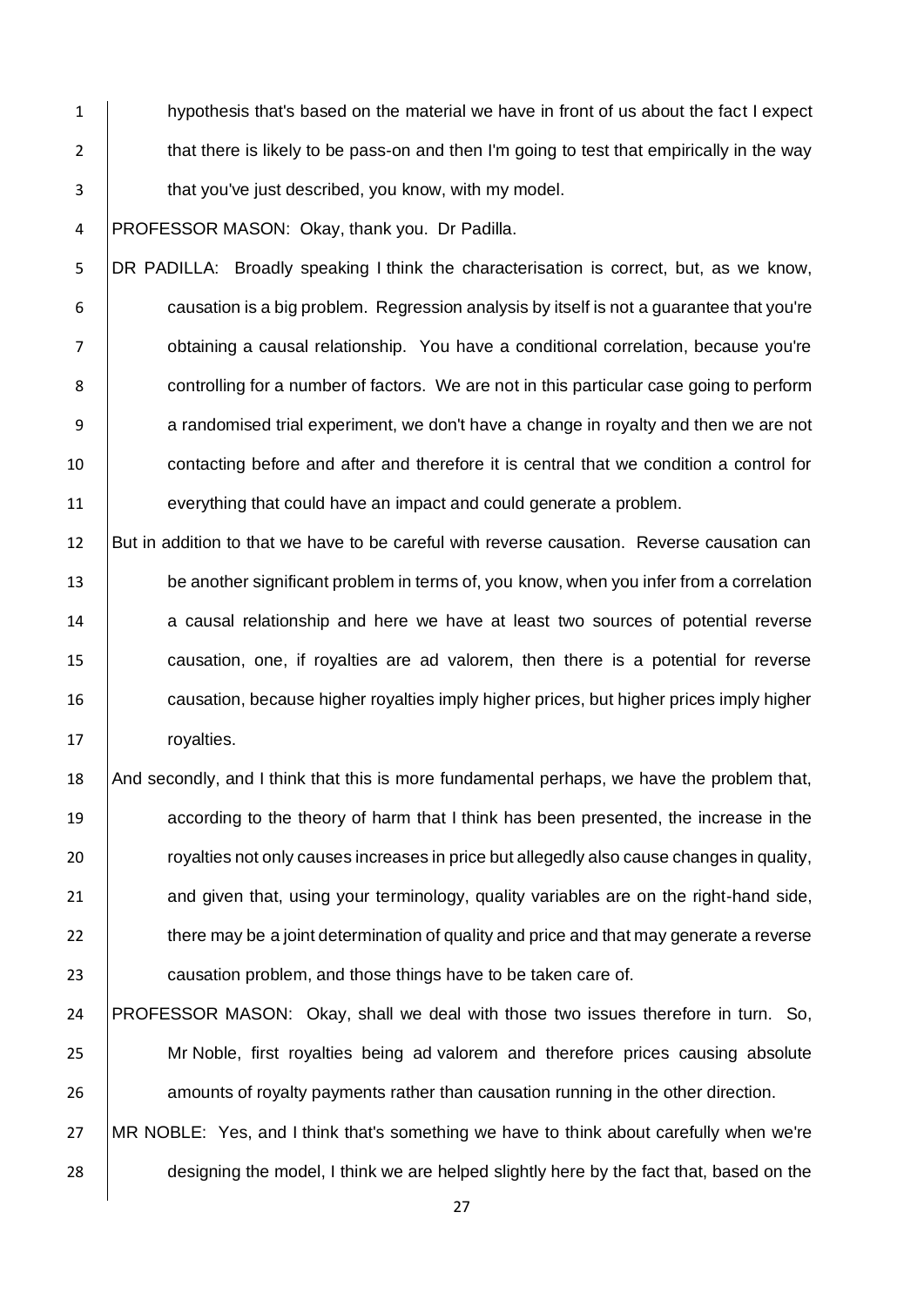hypothesis that's based on the material we have in front of us about the fact I expect that there is likely to be pass-on and then I'm going to test that empirically in the way that you've just described, you know, with my model.

PROFESSOR MASON: Okay, thank you. Dr Padilla.

DR PADILLA: Broadly speaking I think the characterisation is correct, but, as we know, causation is a big problem. Regression analysis by itself is not a guarantee that you're obtaining a causal relationship. You have a conditional correlation, because you're controlling for a number of factors. We are not in this particular case going to perform a randomised trial experiment, we don't have a change in royalty and then we are not contacting before and after and therefore it is central that we condition a control for everything that could have an impact and could generate a problem.

But in addition to that we have to be careful with reverse causation. Reverse causation can be another significant problem in terms of, you know, when you infer from a correlation a causal relationship and here we have at least two sources of potential reverse causation, one, if royalties are ad valorem, then there is a potential for reverse causation, because higher royalties imply higher prices, but higher prices imply higher royalties.

And secondly, and I think that this is more fundamental perhaps, we have the problem that, according to the theory of harm that I think has been presented, the increase in the royalties not only causes increases in price but allegedly also cause changes in quality, and given that, using your terminology, quality variables are on the right-hand side, there may be a joint determination of quality and price and that may generate a reverse causation problem, and those things have to be taken care of.

PROFESSOR MASON: Okay, shall we deal with those two issues therefore in turn. So, Mr Noble, first royalties being ad valorem and therefore prices causing absolute amounts of royalty payments rather than causation running in the other direction.

MR NOBLE: Yes, and I think that's something we have to think about carefully when we're designing the model, I think we are helped slightly here by the fact that, based on the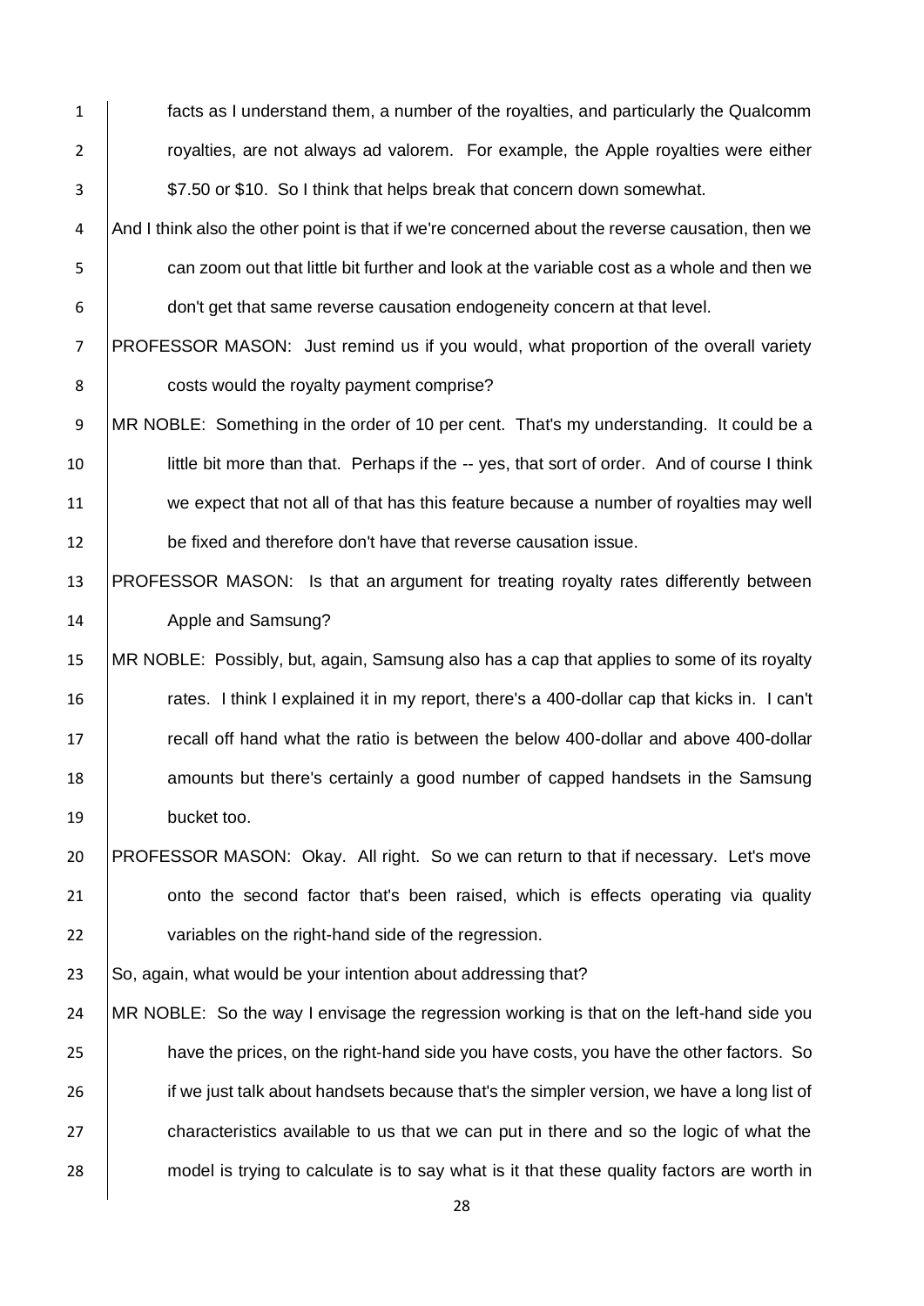facts as I understand them, a number of the royalties, and particularly the Qualcomm royalties, are not always ad valorem. For example, the Apple royalties were either $7.50 or $10. So I think that helps break that concern down somewhat.

And I think also the other point is that if we're concerned about the reverse causation, then we can zoom out that little bit further and look at the variable cost as a whole and then we don't get that same reverse causation endogeneity concern at that level.

PROFESSOR MASON: Just remind us if you would, what proportion of the overall variety costs would the royalty payment comprise?

MR NOBLE: Something in the order of 10 per cent. That's my understanding. It could be a little bit more than that. Perhaps if the -- yes, that sort of order. And of course I think we expect that not all of that has this feature because a number of royalties may well be fixed and therefore don't have that reverse causation issue.

PROFESSOR MASON: Is that an argument for treating royalty rates differently between Apple and Samsung?

MR NOBLE: Possibly, but, again, Samsung also has a cap that applies to some of its royalty rates. I think I explained it in my report, there's a 400-dollar cap that kicks in. I can't recall off hand what the ratio is between the below 400-dollar and above 400-dollar amounts but there's certainly a good number of capped handsets in the Samsung bucket too.

PROFESSOR MASON: Okay. All right. So we can return to that if necessary. Let's move onto the second factor that's been raised, which is effects operating via quality variables on the right-hand side of the regression.

So, again, what would be your intention about addressing that?

MR NOBLE: So the way I envisage the regression working is that on the left-hand side you have the prices, on the right-hand side you have costs, you have the other factors. So if we just talk about handsets because that's the simpler version, we have a long list of characteristics available to us that we can put in there and so the logic of what the model is trying to calculate is to say what is it that these quality factors are worth in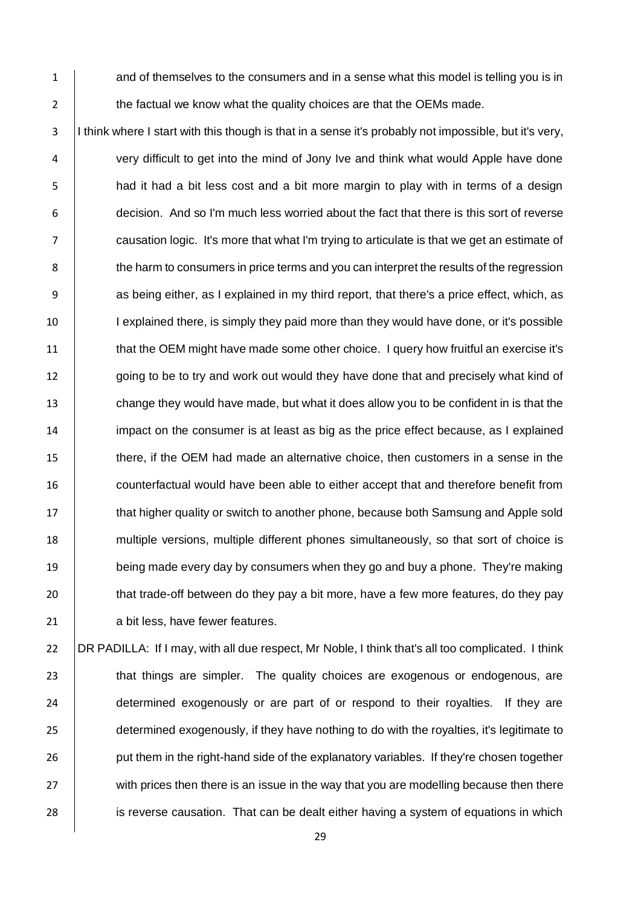and of themselves to the consumers and in a sense what this model is telling you is in the factual we know what the quality choices are that the OEMs made.

I think where I start with this though is that in a sense it's probably not impossible, but it's very, very difficult to get into the mind of Jony Ive and think what would Apple have done had it had a bit less cost and a bit more margin to play with in terms of a design decision. And so I'm much less worried about the fact that there is this sort of reverse causation logic. It's more that what I'm trying to articulate is that we get an estimate of the harm to consumers in price terms and you can interpret the results of the regression as being either, as I explained in my third report, that there's a price effect, which, as I explained there, is simply they paid more than they would have done, or it's possible that the OEM might have made some other choice. I query how fruitful an exercise it's going to be to try and work out would they have done that and precisely what kind of change they would have made, but what it does allow you to be confident in is that the impact on the consumer is at least as big as the price effect because, as I explained there, if the OEM had made an alternative choice, then customers in a sense in the counterfactual would have been able to either accept that and therefore benefit from that higher quality or switch to another phone, because both Samsung and Apple sold multiple versions, multiple different phones simultaneously, so that sort of choice is being made every day by consumers when they go and buy a phone. They're making that trade-off between do they pay a bit more, have a few more features, do they pay a bit less, have fewer features.

DR PADILLA: If I may, with all due respect, Mr Noble, I think that's all too complicated. I think that things are simpler. The quality choices are exogenous or endogenous, are determined exogenously or are part of or respond to their royalties. If they are determined exogenously, if they have nothing to do with the royalties, it's legitimate to put them in the right-hand side of the explanatory variables. If they're chosen together with prices then there is an issue in the way that you are modelling because then there is reverse causation. That can be dealt either having a system of equations in which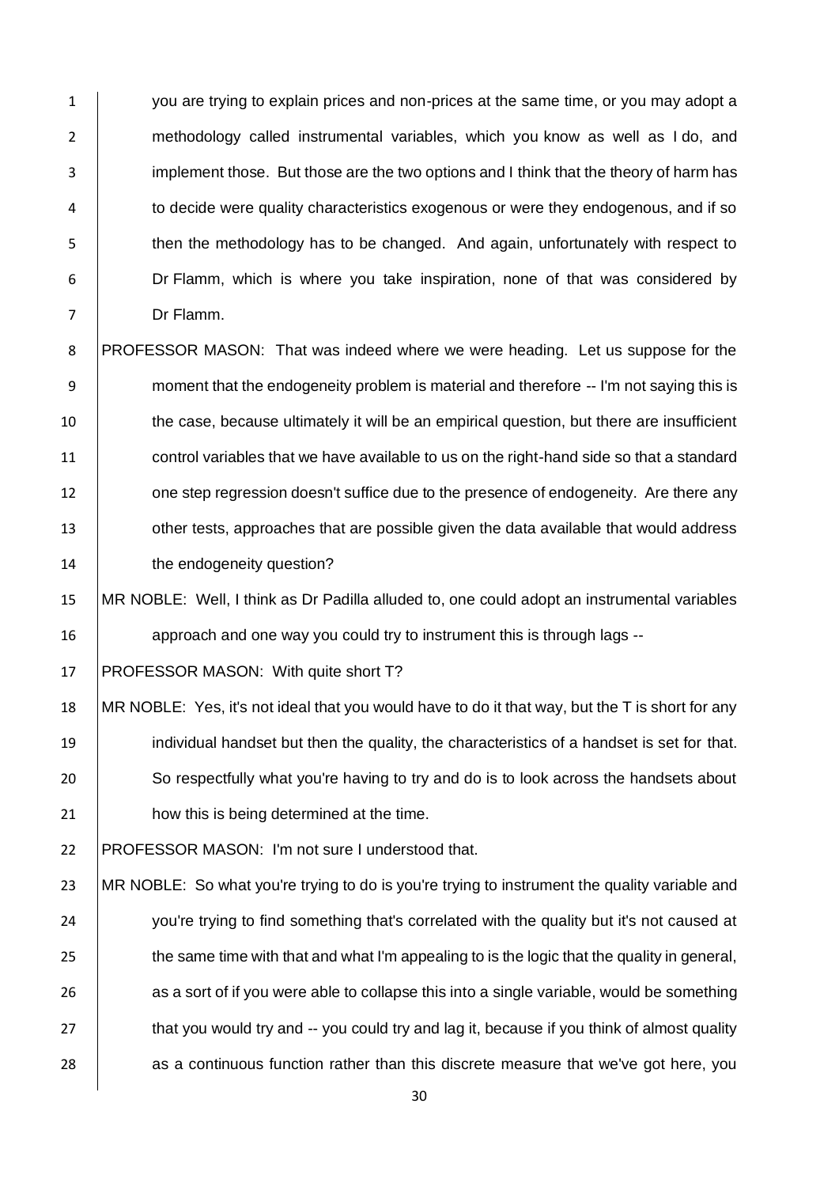you are trying to explain prices and non-prices at the same time, or you may adopt a methodology called instrumental variables, which you know as well as I do, and implement those. But those are the two options and I think that the theory of harm has to decide were quality characteristics exogenous or were they endogenous, and if so then the methodology has to be changed. And again, unfortunately with respect to Dr Flamm, which is where you take inspiration, none of that was considered by Dr Flamm.

PROFESSOR MASON: That was indeed where we were heading. Let us suppose for the moment that the endogeneity problem is material and therefore -- I'm not saying this is the case, because ultimately it will be an empirical question, but there are insufficient control variables that we have available to us on the right-hand side so that a standard one step regression doesn't suffice due to the presence of endogeneity. Are there any other tests, approaches that are possible given the data available that would address the endogeneity question?

MR NOBLE: Well, I think as Dr Padilla alluded to, one could adopt an instrumental variables approach and one way you could try to instrument this is through lags --

PROFESSOR MASON: With quite short T?

MR NOBLE: Yes, it's not ideal that you would have to do it that way, but the T is short for any individual handset but then the quality, the characteristics of a handset is set for that. So respectfully what you're having to try and do is to look across the handsets about how this is being determined at the time.

PROFESSOR MASON: I'm not sure I understood that.

MR NOBLE: So what you're trying to do is you're trying to instrument the quality variable and you're trying to find something that's correlated with the quality but it's not caused at the same time with that and what I'm appealing to is the logic that the quality in general, as a sort of if you were able to collapse this into a single variable, would be something that you would try and -- you could try and lag it, because if you think of almost quality as a continuous function rather than this discrete measure that we've got here, you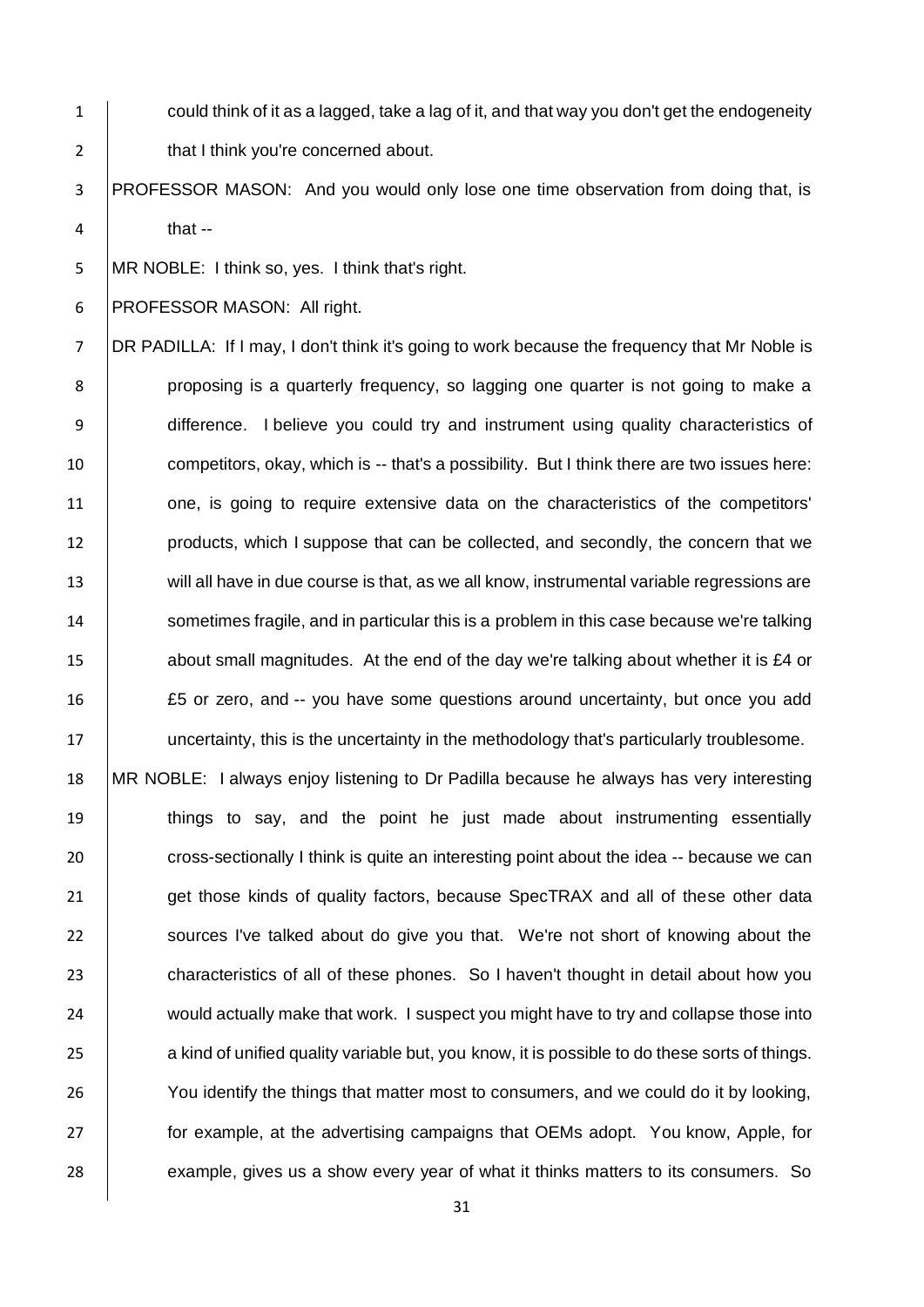could think of it as a lagged, take a lag of it, and that way you don't get the endogeneity that I think you're concerned about.

PROFESSOR MASON: And you would only lose one time observation from doing that, is that --

MR NOBLE: I think so, yes. I think that's right.

PROFESSOR MASON: All right.

DR PADILLA: If I may, I don't think it's going to work because the frequency that Mr Noble is proposing is a quarterly frequency, so lagging one quarter is not going to make a difference. I believe you could try and instrument using quality characteristics of competitors, okay, which is -- that's a possibility. But I think there are two issues here: one, is going to require extensive data on the characteristics of the competitors' products, which I suppose that can be collected, and secondly, the concern that we will all have in due course is that, as we all know, instrumental variable regressions are sometimes fragile, and in particular this is a problem in this case because we're talking about small magnitudes. At the end of the day we're talking about whether it is £4 or £5 or zero, and -- you have some questions around uncertainty, but once you add uncertainty, this is the uncertainty in the methodology that's particularly troublesome.

MR NOBLE: I always enjoy listening to Dr Padilla because he always has very interesting things to say, and the point he just made about instrumenting essentially cross-sectionally I think is quite an interesting point about the idea -- because we can get those kinds of quality factors, because SpecTRAX and all of these other data sources I've talked about do give you that. We're not short of knowing about the characteristics of all of these phones. So I haven't thought in detail about how you would actually make that work. I suspect you might have to try and collapse those into a kind of unified quality variable but, you know, it is possible to do these sorts of things. You identify the things that matter most to consumers, and we could do it by looking, for example, at the advertising campaigns that OEMs adopt. You know, Apple, for example, gives us a show every year of what it thinks matters to its consumers. So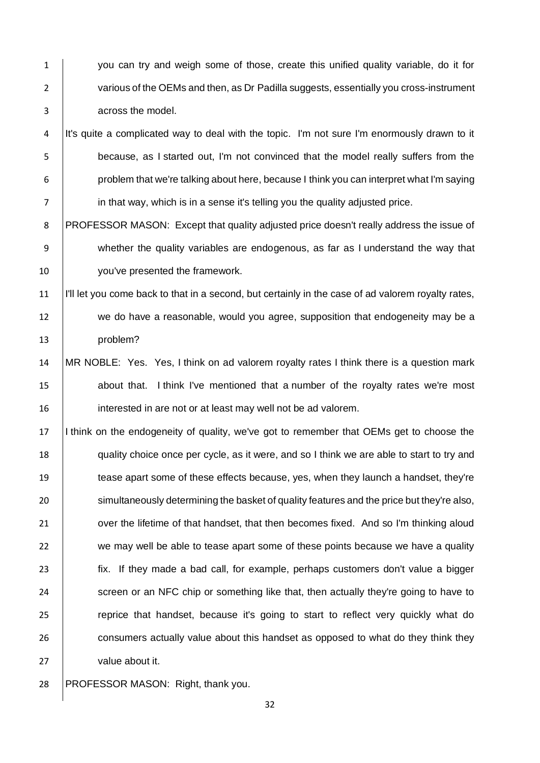you can try and weigh some of those, create this unified quality variable, do it for various of the OEMs and then, as Dr Padilla suggests, essentially you cross-instrument across the model.

It's quite a complicated way to deal with the topic. I'm not sure I'm enormously drawn to it because, as I started out, I'm not convinced that the model really suffers from the problem that we're talking about here, because I think you can interpret what I'm saying in that way, which is in a sense it's telling you the quality adjusted price.

PROFESSOR MASON: Except that quality adjusted price doesn't really address the issue of whether the quality variables are endogenous, as far as I understand the way that you've presented the framework.

I'll let you come back to that in a second, but certainly in the case of ad valorem royalty rates, we do have a reasonable, would you agree, supposition that endogeneity may be a problem?

MR NOBLE: Yes. Yes, I think on ad valorem royalty rates I think there is a question mark about that. I think I've mentioned that a number of the royalty rates we're most interested in are not or at least may well not be ad valorem.

I think on the endogeneity of quality, we've got to remember that OEMs get to choose the quality choice once per cycle, as it were, and so I think we are able to start to try and tease apart some of these effects because, yes, when they launch a handset, they're simultaneously determining the basket of quality features and the price but they're also, over the lifetime of that handset, that then becomes fixed. And so I'm thinking aloud we may well be able to tease apart some of these points because we have a quality fix. If they made a bad call, for example, perhaps customers don't value a bigger screen or an NFC chip or something like that, then actually they're going to have to reprice that handset, because it's going to start to reflect very quickly what do consumers actually value about this handset as opposed to what do they think they value about it.

PROFESSOR MASON: Right, thank you.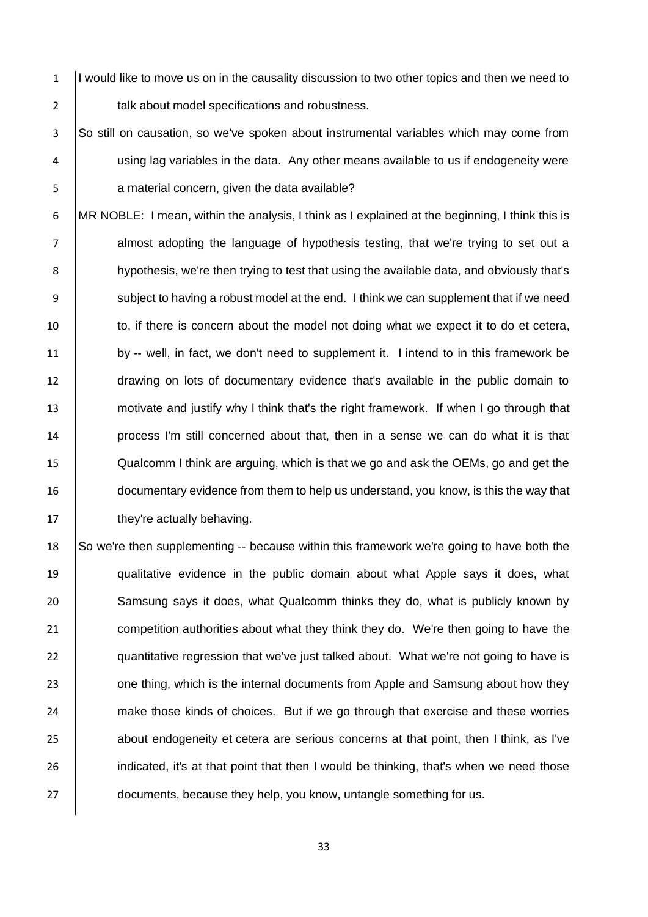I would like to move us on in the causality discussion to two other topics and then we need to talk about model specifications and robustness.

So still on causation, so we've spoken about instrumental variables which may come from using lag variables in the data. Any other means available to us if endogeneity were a material concern, given the data available?

MR NOBLE: I mean, within the analysis, I think as I explained at the beginning, I think this is almost adopting the language of hypothesis testing, that we're trying to set out a hypothesis, we're then trying to test that using the available data, and obviously that's subject to having a robust model at the end. I think we can supplement that if we need to, if there is concern about the model not doing what we expect it to do et cetera, by -- well, in fact, we don't need to supplement it. I intend to in this framework be drawing on lots of documentary evidence that's available in the public domain to motivate and justify why I think that's the right framework. If when I go through that process I'm still concerned about that, then in a sense we can do what it is that Qualcomm I think are arguing, which is that we go and ask the OEMs, go and get the documentary evidence from them to help us understand, you know, is this the way that they're actually behaving.

So we're then supplementing -- because within this framework we're going to have both the qualitative evidence in the public domain about what Apple says it does, what Samsung says it does, what Qualcomm thinks they do, what is publicly known by competition authorities about what they think they do. We're then going to have the quantitative regression that we've just talked about. What we're not going to have is one thing, which is the internal documents from Apple and Samsung about how they make those kinds of choices. But if we go through that exercise and these worries about endogeneity et cetera are serious concerns at that point, then I think, as I've indicated, it's at that point that then I would be thinking, that's when we need those documents, because they help, you know, untangle something for us.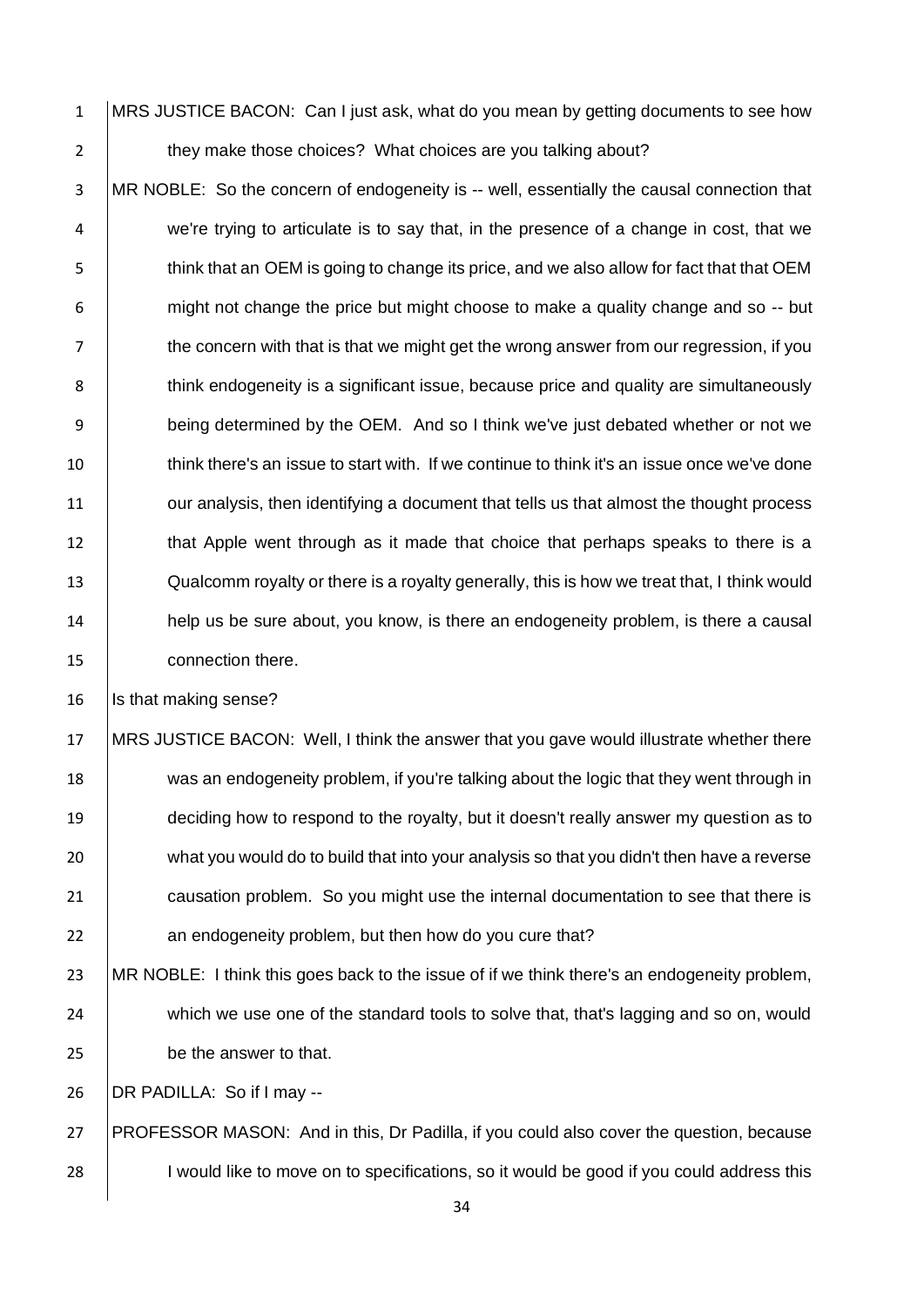MRS JUSTICE BACON: Can I just ask, what do you mean by getting documents to see how they make those choices? What choices are you talking about?

MR NOBLE: So the concern of endogeneity is -- well, essentially the causal connection that we're trying to articulate is to say that, in the presence of a change in cost, that we think that an OEM is going to change its price, and we also allow for fact that that OEM might not change the price but might choose to make a quality change and so -- but the concern with that is that we might get the wrong answer from our regression, if you think endogeneity is a significant issue, because price and quality are simultaneously being determined by the OEM. And so I think we've just debated whether or not we think there's an issue to start with. If we continue to think it's an issue once we've done our analysis, then identifying a document that tells us that almost the thought process that Apple went through as it made that choice that perhaps speaks to there is a Qualcomm royalty or there is a royalty generally, this is how we treat that, I think would help us be sure about, you know, is there an endogeneity problem, is there a causal connection there.

Is that making sense?

MRS JUSTICE BACON: Well, I think the answer that you gave would illustrate whether there was an endogeneity problem, if you're talking about the logic that they went through in deciding how to respond to the royalty, but it doesn't really answer my question as to what you would do to build that into your analysis so that you didn't then have a reverse causation problem. So you might use the internal documentation to see that there is an endogeneity problem, but then how do you cure that?

MR NOBLE: I think this goes back to the issue of if we think there's an endogeneity problem, which we use one of the standard tools to solve that, that's lagging and so on, would be the answer to that.

DR PADILLA: So if I may --

PROFESSOR MASON: And in this, Dr Padilla, if you could also cover the question, because I would like to move on to specifications, so it would be good if you could address this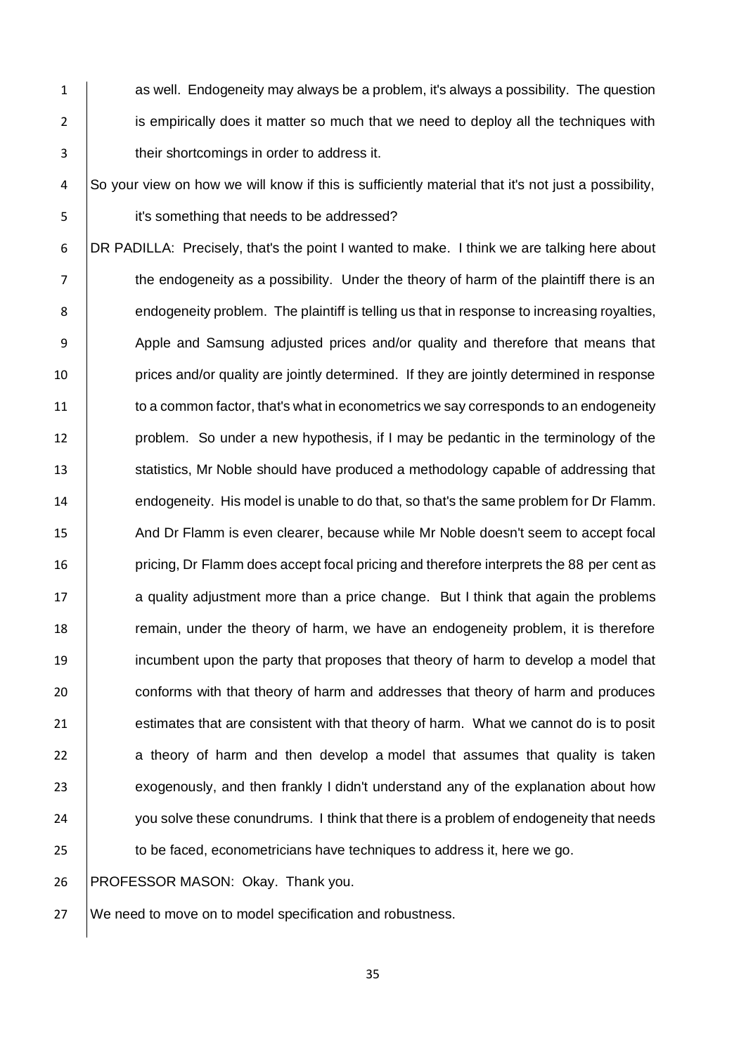as well. Endogeneity may always be a problem, it's always a possibility. The question is empirically does it matter so much that we need to deploy all the techniques with their shortcomings in order to address it.

So your view on how we will know if this is sufficiently material that it's not just a possibility, it's something that needs to be addressed?

DR PADILLA: Precisely, that's the point I wanted to make. I think we are talking here about the endogeneity as a possibility. Under the theory of harm of the plaintiff there is an endogeneity problem. The plaintiff is telling us that in response to increasing royalties, Apple and Samsung adjusted prices and/or quality and therefore that means that prices and/or quality are jointly determined. If they are jointly determined in response to a common factor, that's what in econometrics we say corresponds to an endogeneity problem. So under a new hypothesis, if I may be pedantic in the terminology of the statistics, Mr Noble should have produced a methodology capable of addressing that endogeneity. His model is unable to do that, so that's the same problem for Dr Flamm. And Dr Flamm is even clearer, because while Mr Noble doesn't seem to accept focal pricing, Dr Flamm does accept focal pricing and therefore interprets the 88 per cent as a quality adjustment more than a price change. But I think that again the problems remain, under the theory of harm, we have an endogeneity problem, it is therefore incumbent upon the party that proposes that theory of harm to develop a model that conforms with that theory of harm and addresses that theory of harm and produces estimates that are consistent with that theory of harm. What we cannot do is to posit a theory of harm and then develop a model that assumes that quality is taken exogenously, and then frankly I didn't understand any of the explanation about how you solve these conundrums. I think that there is a problem of endogeneity that needs to be faced, econometricians have techniques to address it, here we go.

PROFESSOR MASON: Okay. Thank you.

We need to move on to model specification and robustness.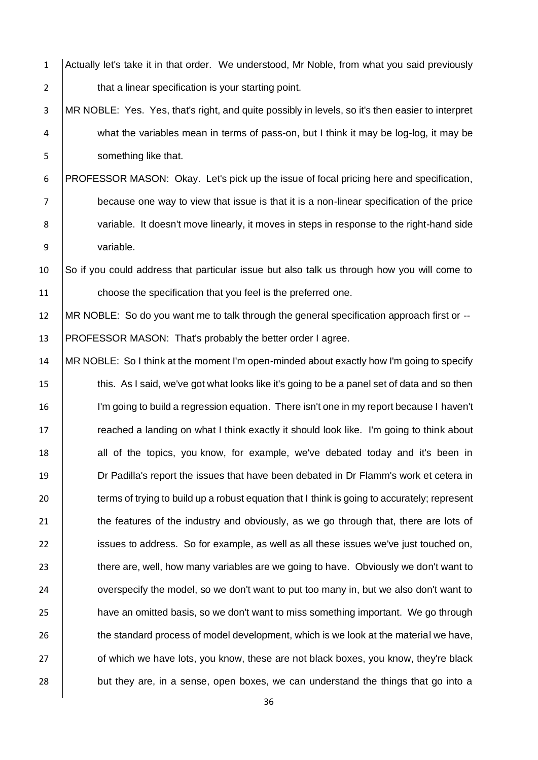Actually let's take it in that order. We understood, Mr Noble, from what you said previously that a linear specification is your starting point.

MR NOBLE: Yes. Yes, that's right, and quite possibly in levels, so it's then easier to interpret what the variables mean in terms of pass-on, but I think it may be log-log, it may be something like that.

PROFESSOR MASON: Okay. Let's pick up the issue of focal pricing here and specification, because one way to view that issue is that it is a non-linear specification of the price variable. It doesn't move linearly, it moves in steps in response to the right-hand side variable.

So if you could address that particular issue but also talk us through how you will come to choose the specification that you feel is the preferred one.

MR NOBLE: So do you want me to talk through the general specification approach first or --

PROFESSOR MASON: That's probably the better order I agree.

MR NOBLE: So I think at the moment I'm open-minded about exactly how I'm going to specify this. As I said, we've got what looks like it's going to be a panel set of data and so then I'm going to build a regression equation. There isn't one in my report because I haven't reached a landing on what I think exactly it should look like. I'm going to think about all of the topics, you know, for example, we've debated today and it's been in Dr Padilla's report the issues that have been debated in Dr Flamm's work et cetera in terms of trying to build up a robust equation that I think is going to accurately; represent the features of the industry and obviously, as we go through that, there are lots of issues to address. So for example, as well as all these issues we've just touched on, there are, well, how many variables are we going to have. Obviously we don't want to overspecify the model, so we don't want to put too many in, but we also don't want to have an omitted basis, so we don't want to miss something important. We go through the standard process of model development, which is we look at the material we have, of which we have lots, you know, these are not black boxes, you know, they're black but they are, in a sense, open boxes, we can understand the things that go into a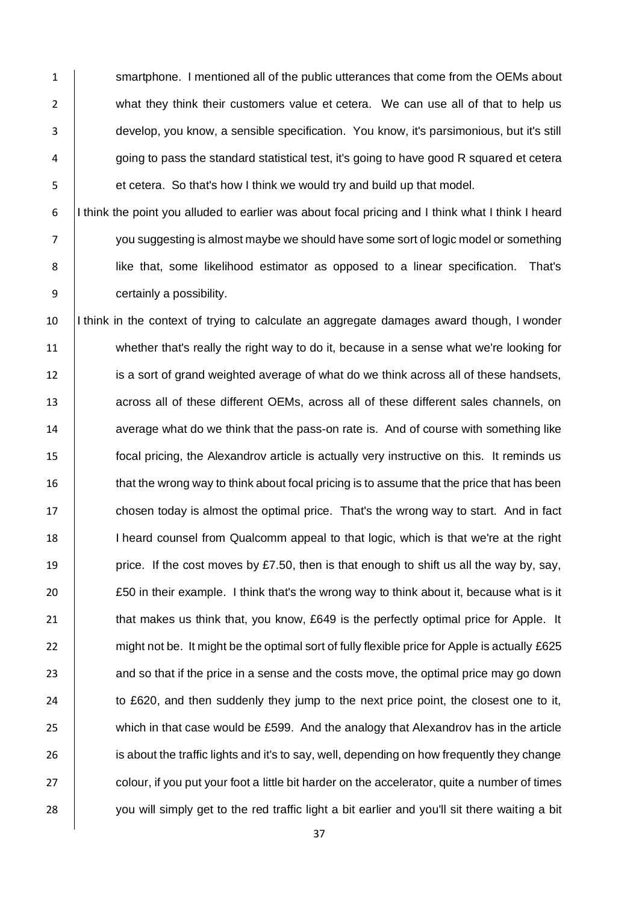smartphone. I mentioned all of the public utterances that come from the OEMs about what they think their customers value et cetera. We can use all of that to help us develop, you know, a sensible specification. You know, it's parsimonious, but it's still going to pass the standard statistical test, it's going to have good R squared et cetera et cetera. So that's how I think we would try and build up that model.

I think the point you alluded to earlier was about focal pricing and I think what I think I heard you suggesting is almost maybe we should have some sort of logic model or something like that, some likelihood estimator as opposed to a linear specification. That's certainly a possibility.

I think in the context of trying to calculate an aggregate damages award though, I wonder whether that's really the right way to do it, because in a sense what we're looking for is a sort of grand weighted average of what do we think across all of these handsets, across all of these different OEMs, across all of these different sales channels, on average what do we think that the pass-on rate is. And of course with something like focal pricing, the Alexandrov article is actually very instructive on this. It reminds us that the wrong way to think about focal pricing is to assume that the price that has been chosen today is almost the optimal price. That's the wrong way to start. And in fact I heard counsel from Qualcomm appeal to that logic, which is that we're at the right price. If the cost moves by £7.50, then is that enough to shift us all the way by, say, £50 in their example. I think that's the wrong way to think about it, because what is it that makes us think that, you know, £649 is the perfectly optimal price for Apple. It might not be. It might be the optimal sort of fully flexible price for Apple is actually £625 and so that if the price in a sense and the costs move, the optimal price may go down to £620, and then suddenly they jump to the next price point, the closest one to it, which in that case would be £599. And the analogy that Alexandrov has in the article is about the traffic lights and it's to say, well, depending on how frequently they change colour, if you put your foot a little bit harder on the accelerator, quite a number of times you will simply get to the red traffic light a bit earlier and you'll sit there waiting a bit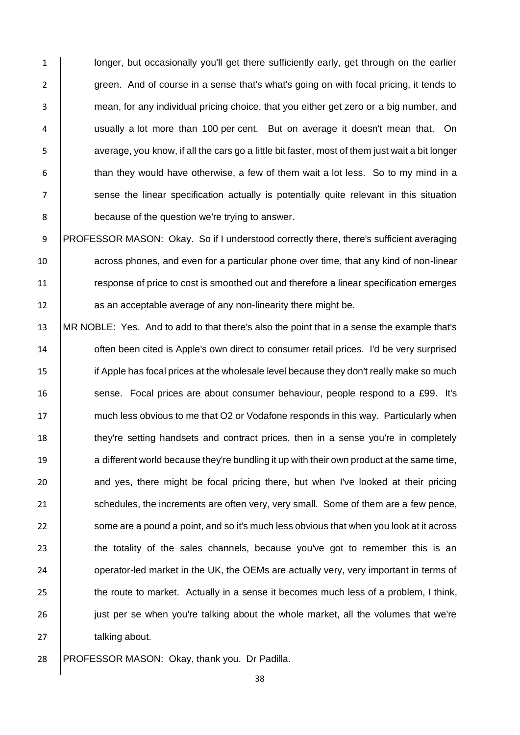longer, but occasionally you'll get there sufficiently early, get through on the earlier green. And of course in a sense that's what's going on with focal pricing, it tends to mean, for any individual pricing choice, that you either get zero or a big number, and usually a lot more than 100 per cent. But on average it doesn't mean that. On average, you know, if all the cars go a little bit faster, most of them just wait a bit longer than they would have otherwise, a few of them wait a lot less. So to my mind in a sense the linear specification actually is potentially quite relevant in this situation because of the question we're trying to answer.

PROFESSOR MASON: Okay. So if I understood correctly there, there's sufficient averaging across phones, and even for a particular phone over time, that any kind of non-linear response of price to cost is smoothed out and therefore a linear specification emerges as an acceptable average of any non-linearity there might be.

MR NOBLE: Yes. And to add to that there's also the point that in a sense the example that's often been cited is Apple's own direct to consumer retail prices. I'd be very surprised if Apple has focal prices at the wholesale level because they don't really make so much sense. Focal prices are about consumer behaviour, people respond to a £99. It's much less obvious to me that O2 or Vodafone responds in this way. Particularly when they're setting handsets and contract prices, then in a sense you're in completely a different world because they're bundling it up with their own product at the same time, and yes, there might be focal pricing there, but when I've looked at their pricing schedules, the increments are often very, very small. Some of them are a few pence, some are a pound a point, and so it's much less obvious that when you look at it across the totality of the sales channels, because you've got to remember this is an operator-led market in the UK, the OEMs are actually very, very important in terms of the route to market. Actually in a sense it becomes much less of a problem, I think, just per se when you're talking about the whole market, all the volumes that we're talking about.

PROFESSOR MASON: Okay, thank you. Dr Padilla.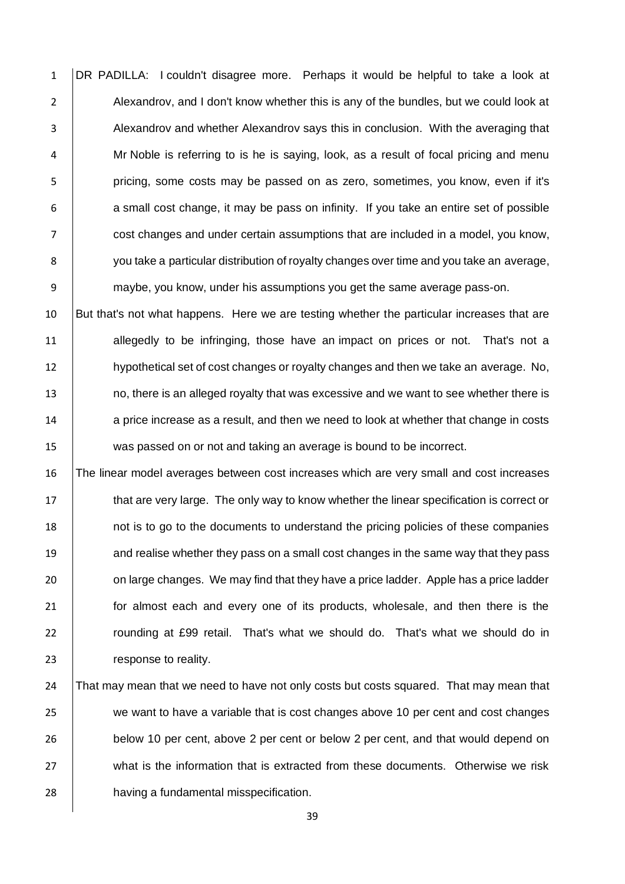DR PADILLA: I couldn't disagree more. Perhaps it would be helpful to take a look at Alexandrov, and I don't know whether this is any of the bundles, but we could look at Alexandrov and whether Alexandrov says this in conclusion. With the averaging that Mr Noble is referring to is he is saying, look, as a result of focal pricing and menu pricing, some costs may be passed on as zero, sometimes, you know, even if it's a small cost change, it may be pass on infinity. If you take an entire set of possible cost changes and under certain assumptions that are included in a model, you know, you take a particular distribution of royalty changes over time and you take an average, maybe, you know, under his assumptions you get the same average pass-on.

But that's not what happens. Here we are testing whether the particular increases that are allegedly to be infringing, those have an impact on prices or not. That's not a hypothetical set of cost changes or royalty changes and then we take an average. No, no, there is an alleged royalty that was excessive and we want to see whether there is a price increase as a result, and then we need to look at whether that change in costs was passed on or not and taking an average is bound to be incorrect.

The linear model averages between cost increases which are very small and cost increases that are very large. The only way to know whether the linear specification is correct or not is to go to the documents to understand the pricing policies of these companies and realise whether they pass on a small cost changes in the same way that they pass on large changes. We may find that they have a price ladder. Apple has a price ladder for almost each and every one of its products, wholesale, and then there is the rounding at £99 retail. That's what we should do. That's what we should do in response to reality.

That may mean that we need to have not only costs but costs squared. That may mean that we want to have a variable that is cost changes above 10 per cent and cost changes below 10 per cent, above 2 per cent or below 2 per cent, and that would depend on what is the information that is extracted from these documents. Otherwise we risk having a fundamental misspecification.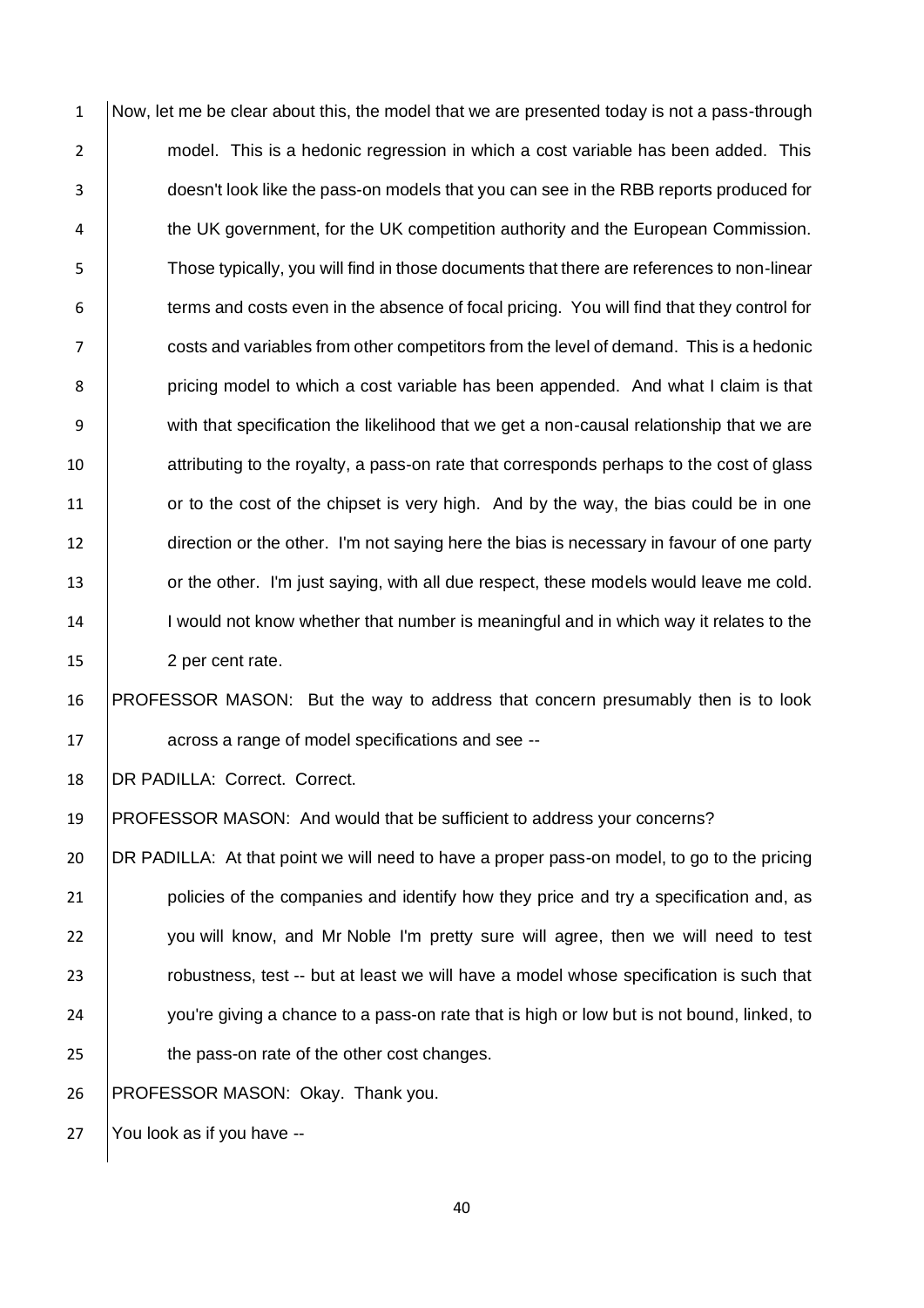Now, let me be clear about this, the model that we are presented today is not a pass-through model. This is a hedonic regression in which a cost variable has been added. This doesn't look like the pass-on models that you can see in the RBB reports produced for the UK government, for the UK competition authority and the European Commission. Those typically, you will find in those documents that there are references to non-linear terms and costs even in the absence of focal pricing. You will find that they control for costs and variables from other competitors from the level of demand. This is a hedonic pricing model to which a cost variable has been appended. And what I claim is that with that specification the likelihood that we get a non-causal relationship that we are attributing to the royalty, a pass-on rate that corresponds perhaps to the cost of glass or to the cost of the chipset is very high. And by the way, the bias could be in one direction or the other. I'm not saying here the bias is necessary in favour of one party or the other. I'm just saying, with all due respect, these models would leave me cold. I would not know whether that number is meaningful and in which way it relates to the 2 per cent rate.

PROFESSOR MASON: But the way to address that concern presumably then is to look across a range of model specifications and see --

DR PADILLA: Correct. Correct.

PROFESSOR MASON: And would that be sufficient to address your concerns?

DR PADILLA: At that point we will need to have a proper pass-on model, to go to the pricing policies of the companies and identify how they price and try a specification and, as you will know, and Mr Noble I'm pretty sure will agree, then we will need to test robustness, test -- but at least we will have a model whose specification is such that you're giving a chance to a pass-on rate that is high or low but is not bound, linked, to the pass-on rate of the other cost changes.

PROFESSOR MASON: Okay. Thank you.

You look as if you have --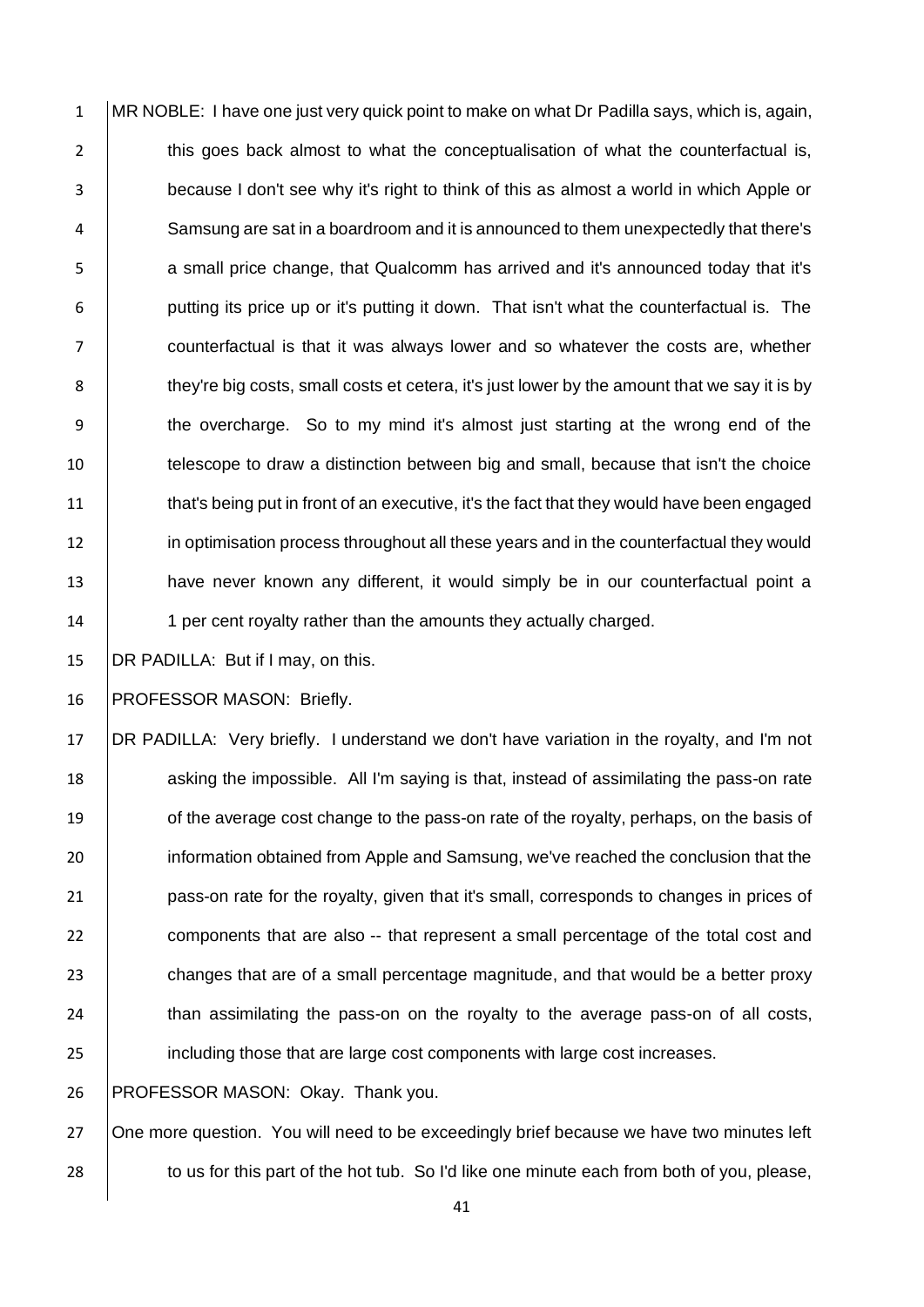MR NOBLE: I have one just very quick point to make on what Dr Padilla says, which is, again, this goes back almost to what the conceptualisation of what the counterfactual is, because I don't see why it's right to think of this as almost a world in which Apple or Samsung are sat in a boardroom and it is announced to them unexpectedly that there's a small price change, that Qualcomm has arrived and it's announced today that it's putting its price up or it's putting it down. That isn't what the counterfactual is. The counterfactual is that it was always lower and so whatever the costs are, whether they're big costs, small costs et cetera, it's just lower by the amount that we say it is by the overcharge. So to my mind it's almost just starting at the wrong end of the telescope to draw a distinction between big and small, because that isn't the choice that's being put in front of an executive, it's the fact that they would have been engaged in optimisation process throughout all these years and in the counterfactual they would have never known any different, it would simply be in our counterfactual point a 1 per cent royalty rather than the amounts they actually charged.

DR PADILLA: But if I may, on this.

PROFESSOR MASON: Briefly.

DR PADILLA: Very briefly. I understand we don't have variation in the royalty, and I'm not asking the impossible. All I'm saying is that, instead of assimilating the pass-on rate of the average cost change to the pass-on rate of the royalty, perhaps, on the basis of information obtained from Apple and Samsung, we've reached the conclusion that the pass-on rate for the royalty, given that it's small, corresponds to changes in prices of components that are also -- that represent a small percentage of the total cost and changes that are of a small percentage magnitude, and that would be a better proxy than assimilating the pass-on on the royalty to the average pass-on of all costs, including those that are large cost components with large cost increases.

PROFESSOR MASON: Okay. Thank you.

One more question. You will need to be exceedingly brief because we have two minutes left to us for this part of the hot tub. So I'd like one minute each from both of you, please,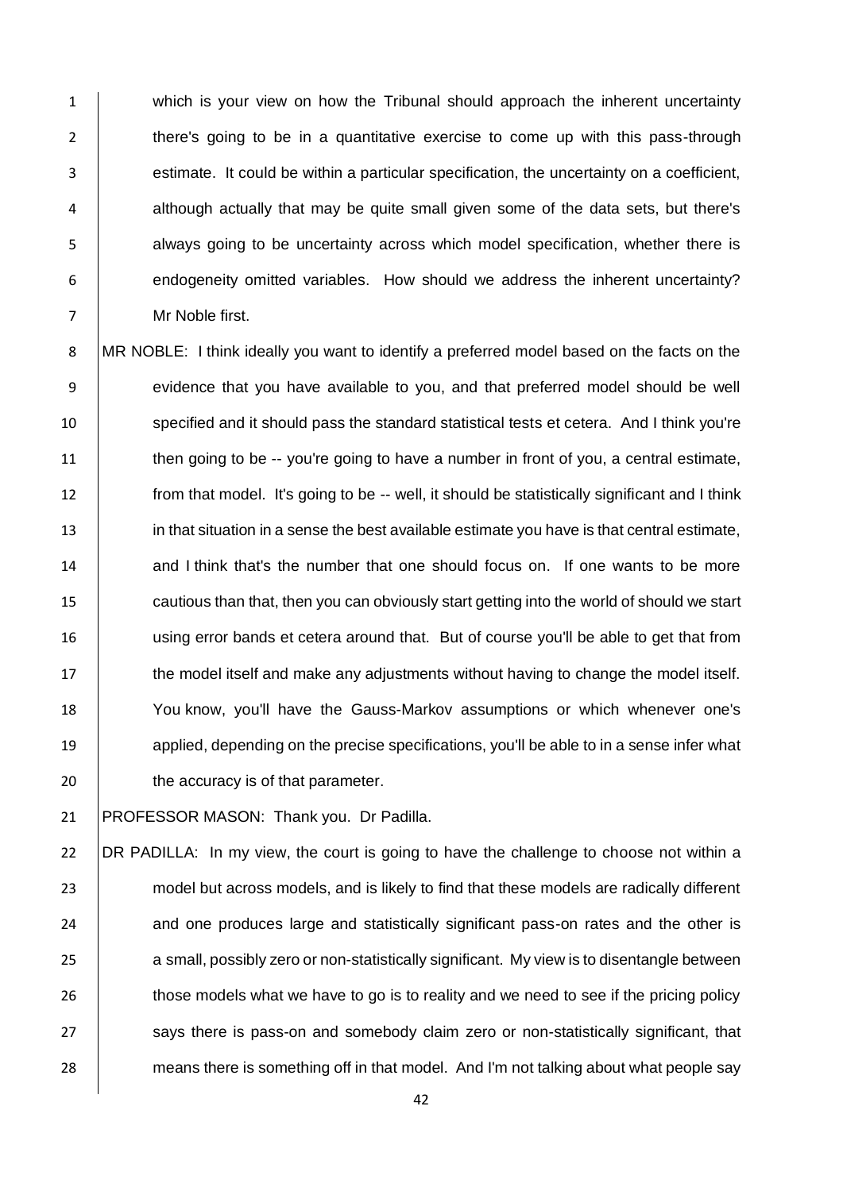which is your view on how the Tribunal should approach the inherent uncertainty there's going to be in a quantitative exercise to come up with this pass-through estimate. It could be within a particular specification, the uncertainty on a coefficient, although actually that may be quite small given some of the data sets, but there's always going to be uncertainty across which model specification, whether there is endogeneity omitted variables. How should we address the inherent uncertainty? Mr Noble first.

MR NOBLE: I think ideally you want to identify a preferred model based on the facts on the evidence that you have available to you, and that preferred model should be well specified and it should pass the standard statistical tests et cetera. And I think you're then going to be -- you're going to have a number in front of you, a central estimate, from that model. It's going to be -- well, it should be statistically significant and I think in that situation in a sense the best available estimate you have is that central estimate, and I think that's the number that one should focus on. If one wants to be more cautious than that, then you can obviously start getting into the world of should we start using error bands et cetera around that. But of course you'll be able to get that from the model itself and make any adjustments without having to change the model itself. You know, you'll have the Gauss-Markov assumptions or which whenever one's applied, depending on the precise specifications, you'll be able to in a sense infer what the accuracy is of that parameter.

PROFESSOR MASON: Thank you. Dr Padilla.

DR PADILLA: In my view, the court is going to have the challenge to choose not within a model but across models, and is likely to find that these models are radically different and one produces large and statistically significant pass-on rates and the other is a small, possibly zero or non-statistically significant. My view is to disentangle between those models what we have to go is to reality and we need to see if the pricing policy says there is pass-on and somebody claim zero or non-statistically significant, that means there is something off in that model. And I'm not talking about what people say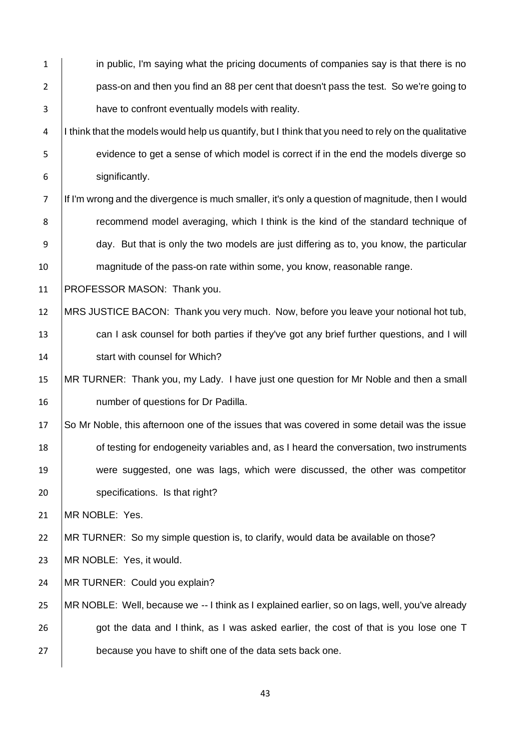in public, I'm saying what the pricing documents of companies say is that there is no pass-on and then you find an 88 per cent that doesn't pass the test. So we're going to have to confront eventually models with reality.

I think that the models would help us quantify, but I think that you need to rely on the qualitative evidence to get a sense of which model is correct if in the end the models diverge so significantly.

If I'm wrong and the divergence is much smaller, it's only a question of magnitude, then I would recommend model averaging, which I think is the kind of the standard technique of day. But that is only the two models are just differing as to, you know, the particular magnitude of the pass-on rate within some, you know, reasonable range.

PROFESSOR MASON: Thank you.

MRS JUSTICE BACON: Thank you very much. Now, before you leave your notional hot tub, can I ask counsel for both parties if they've got any brief further questions, and I will start with counsel for Which?

MR TURNER: Thank you, my Lady. I have just one question for Mr Noble and then a small number of questions for Dr Padilla.

So Mr Noble, this afternoon one of the issues that was covered in some detail was the issue of testing for endogeneity variables and, as I heard the conversation, two instruments were suggested, one was lags, which were discussed, the other was competitor specifications. Is that right?

MR NOBLE: Yes.

MR TURNER: So my simple question is, to clarify, would data be available on those?

MR NOBLE: Yes, it would.

MR TURNER: Could you explain?

MR NOBLE: Well, because we -- I think as I explained earlier, so on lags, well, you've already got the data and I think, as I was asked earlier, the cost of that is you lose one T because you have to shift one of the data sets back one.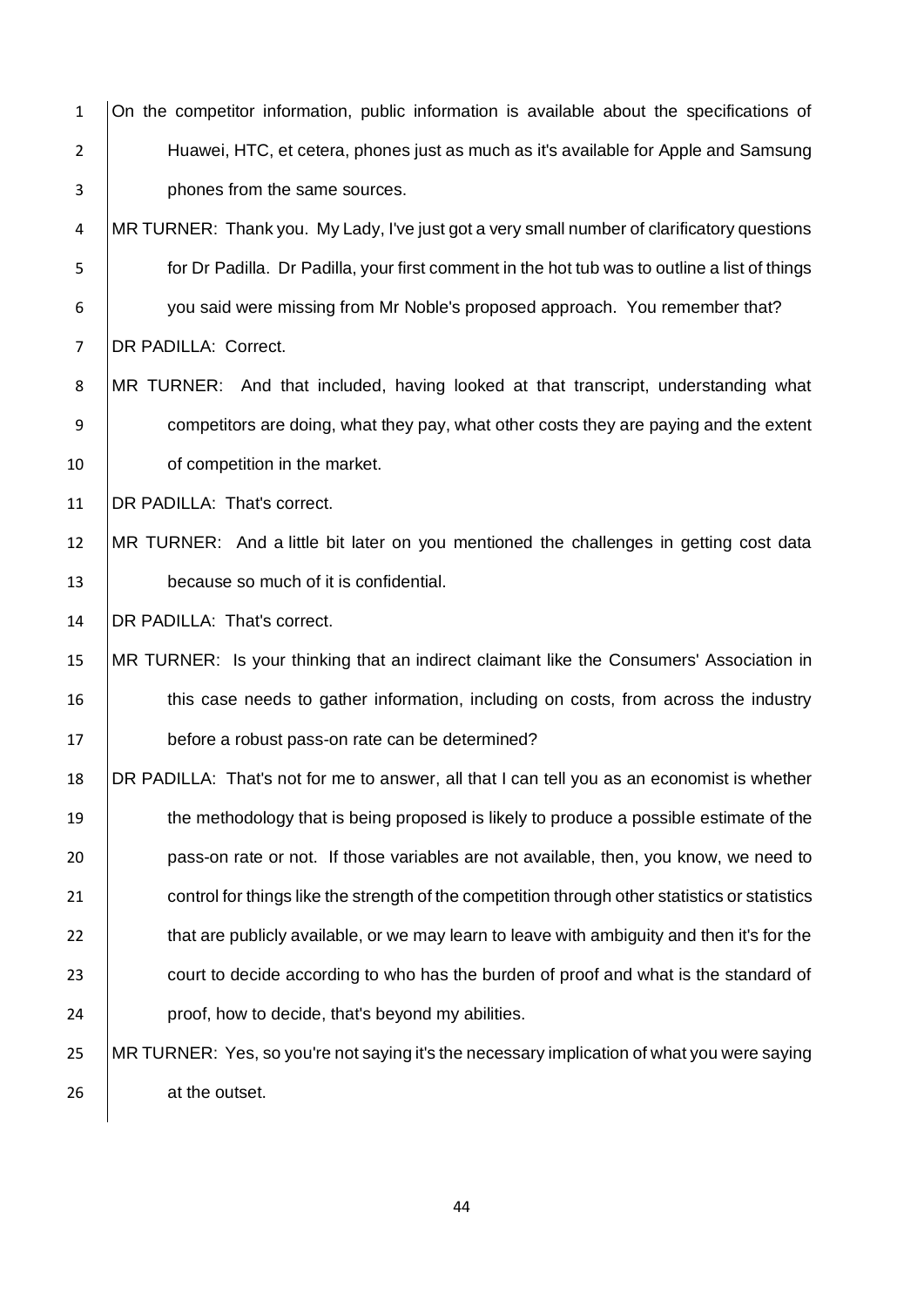On the competitor information, public information is available about the specifications of Huawei, HTC, et cetera, phones just as much as it's available for Apple and Samsung phones from the same sources.

MR TURNER: Thank you. My Lady, I've just got a very small number of clarificatory questions for Dr Padilla. Dr Padilla, your first comment in the hot tub was to outline a list of things you said were missing from Mr Noble's proposed approach. You remember that?

DR PADILLA: Correct.

MR TURNER: And that included, having looked at that transcript, understanding what competitors are doing, what they pay, what other costs they are paying and the extent of competition in the market.

DR PADILLA: That's correct.

MR TURNER: And a little bit later on you mentioned the challenges in getting cost data because so much of it is confidential.

DR PADILLA: That's correct.

MR TURNER: Is your thinking that an indirect claimant like the Consumers' Association in this case needs to gather information, including on costs, from across the industry before a robust pass-on rate can be determined?

DR PADILLA: That's not for me to answer, all that I can tell you as an economist is whether the methodology that is being proposed is likely to produce a possible estimate of the pass-on rate or not. If those variables are not available, then, you know, we need to control for things like the strength of the competition through other statistics or statistics that are publicly available, or we may learn to leave with ambiguity and then it's for the court to decide according to who has the burden of proof and what is the standard of proof, how to decide, that's beyond my abilities.

MR TURNER: Yes, so you're not saying it's the necessary implication of what you were saying at the outset.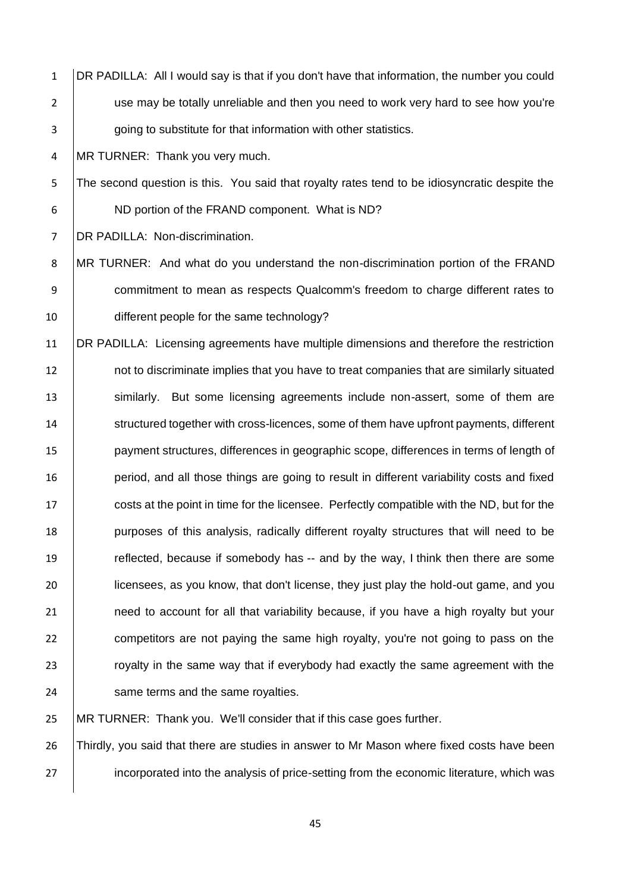DR PADILLA: All I would say is that if you don't have that information, the number you could use may be totally unreliable and then you need to work very hard to see how you're going to substitute for that information with other statistics.

MR TURNER: Thank you very much.

The second question is this. You said that royalty rates tend to be idiosyncratic despite the ND portion of the FRAND component. What is ND?

DR PADILLA: Non-discrimination.

MR TURNER: And what do you understand the non-discrimination portion of the FRAND commitment to mean as respects Qualcomm's freedom to charge different rates to different people for the same technology?

DR PADILLA: Licensing agreements have multiple dimensions and therefore the restriction not to discriminate implies that you have to treat companies that are similarly situated similarly. But some licensing agreements include non-assert, some of them are structured together with cross-licences, some of them have upfront payments, different payment structures, differences in geographic scope, differences in terms of length of period, and all those things are going to result in different variability costs and fixed costs at the point in time for the licensee. Perfectly compatible with the ND, but for the purposes of this analysis, radically different royalty structures that will need to be reflected, because if somebody has -- and by the way, I think then there are some licensees, as you know, that don't license, they just play the hold-out game, and you need to account for all that variability because, if you have a high royalty but your competitors are not paying the same high royalty, you're not going to pass on the royalty in the same way that if everybody had exactly the same agreement with the same terms and the same royalties.

MR TURNER: Thank you. We'll consider that if this case goes further.

Thirdly, you said that there are studies in answer to Mr Mason where fixed costs have been incorporated into the analysis of price-setting from the economic literature, which was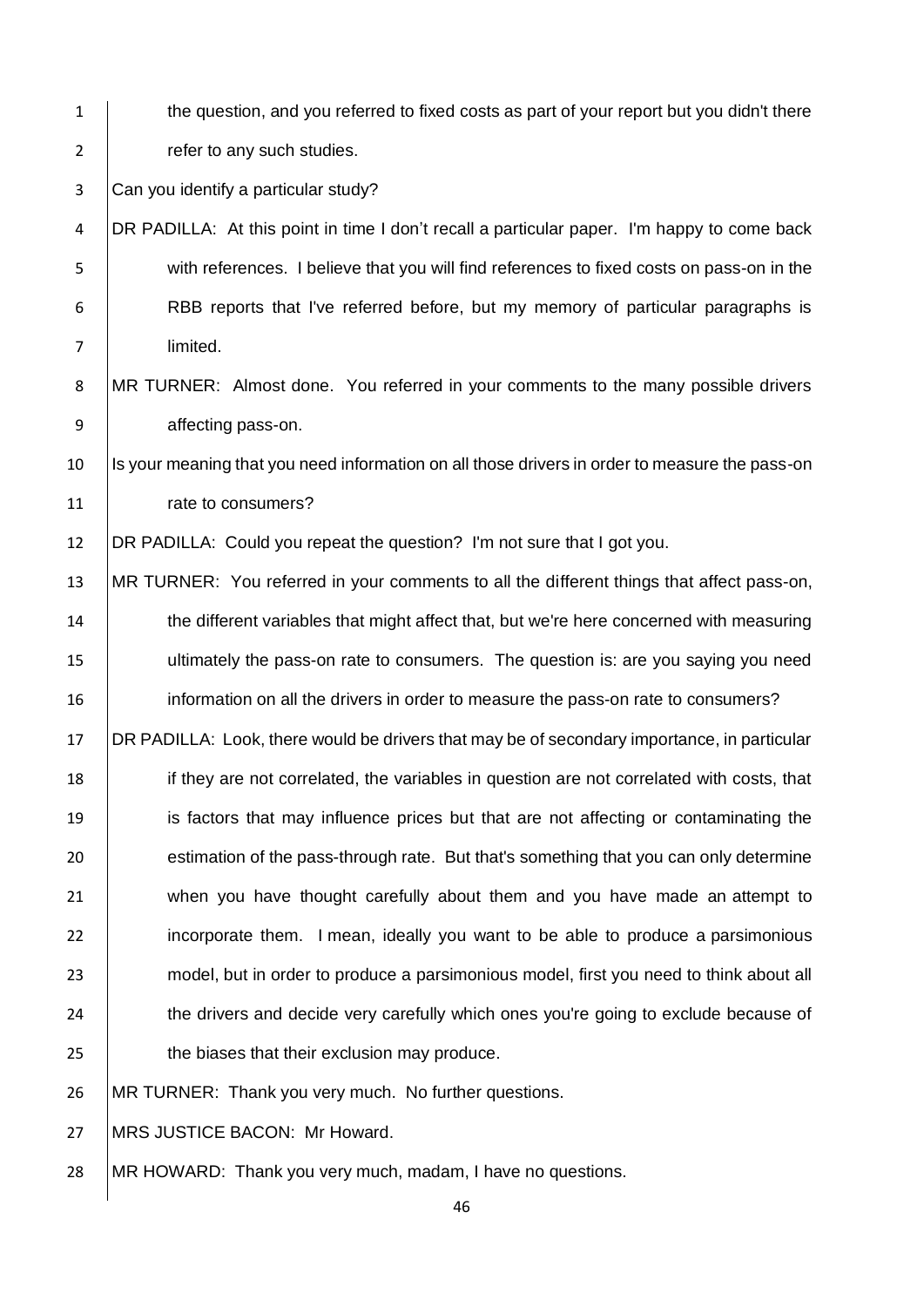the question, and you referred to fixed costs as part of your report but you didn't there refer to any such studies.

Can you identify a particular study?

DR PADILLA: At this point in time I don't recall a particular paper. I'm happy to come back with references. I believe that you will find references to fixed costs on pass-on in the RBB reports that I've referred before, but my memory of particular paragraphs is limited.

MR TURNER: Almost done. You referred in your comments to the many possible drivers affecting pass-on.

Is your meaning that you need information on all those drivers in order to measure the pass-on rate to consumers?

DR PADILLA: Could you repeat the question? I'm not sure that I got you.

MR TURNER: You referred in your comments to all the different things that affect pass-on, the different variables that might affect that, but we're here concerned with measuring ultimately the pass-on rate to consumers. The question is: are you saying you need information on all the drivers in order to measure the pass-on rate to consumers?

DR PADILLA: Look, there would be drivers that may be of secondary importance, in particular if they are not correlated, the variables in question are not correlated with costs, that is factors that may influence prices but that are not affecting or contaminating the estimation of the pass-through rate. But that's something that you can only determine when you have thought carefully about them and you have made an attempt to incorporate them. I mean, ideally you want to be able to produce a parsimonious model, but in order to produce a parsimonious model, first you need to think about all the drivers and decide very carefully which ones you're going to exclude because of the biases that their exclusion may produce.

MR TURNER: Thank you very much. No further questions.

MRS JUSTICE BACON: Mr Howard.

MR HOWARD: Thank you very much, madam, I have no questions.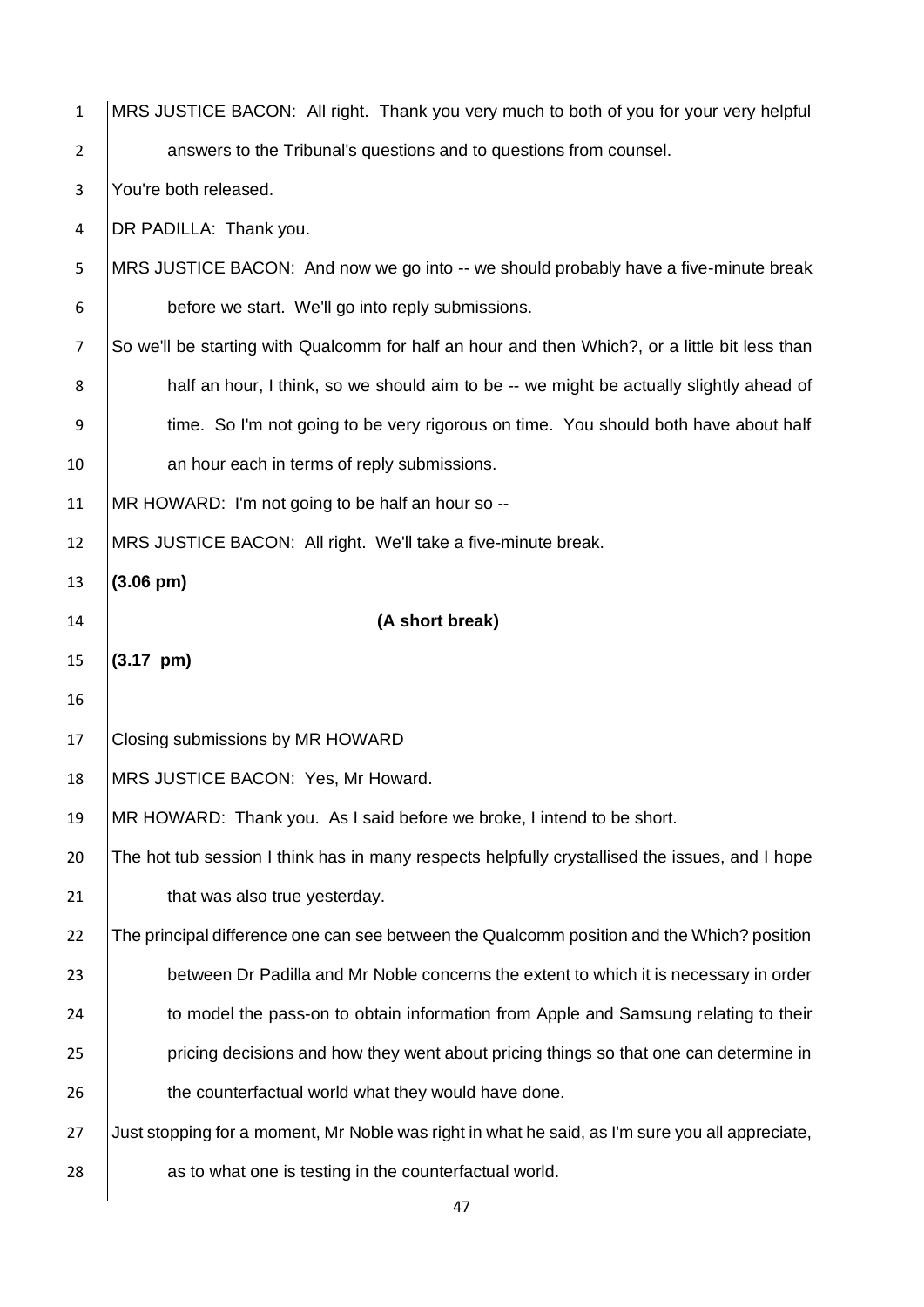MRS JUSTICE BACON: All right. Thank you very much to both of you for your very helpful answers to the Tribunal's questions and to questions from counsel.

You're both released.

DR PADILLA: Thank you.

MRS JUSTICE BACON: And now we go into -- we should probably have a five-minute break before we start. We'll go into reply submissions.

So we'll be starting with Qualcomm for half an hour and then Which?, or a little bit less than half an hour, I think, so we should aim to be -- we might be actually slightly ahead of time. So I'm not going to be very rigorous on time. You should both have about half an hour each in terms of reply submissions.

MR HOWARD: I'm not going to be half an hour so --

MRS JUSTICE BACON: All right. We'll take a five-minute break.

**(3.06 pm)**

**(A short break)**

**(3.17 pm)**

Closing submissions by MR HOWARD

MRS JUSTICE BACON: Yes, Mr Howard.

MR HOWARD: Thank you. As I said before we broke, I intend to be short.

The hot tub session I think has in many respects helpfully crystallised the issues, and I hope that was also true yesterday.

The principal difference one can see between the Qualcomm position and the Which? position between Dr Padilla and Mr Noble concerns the extent to which it is necessary in order to model the pass-on to obtain information from Apple and Samsung relating to their pricing decisions and how they went about pricing things so that one can determine in the counterfactual world what they would have done.

Just stopping for a moment, Mr Noble was right in what he said, as I'm sure you all appreciate, as to what one is testing in the counterfactual world.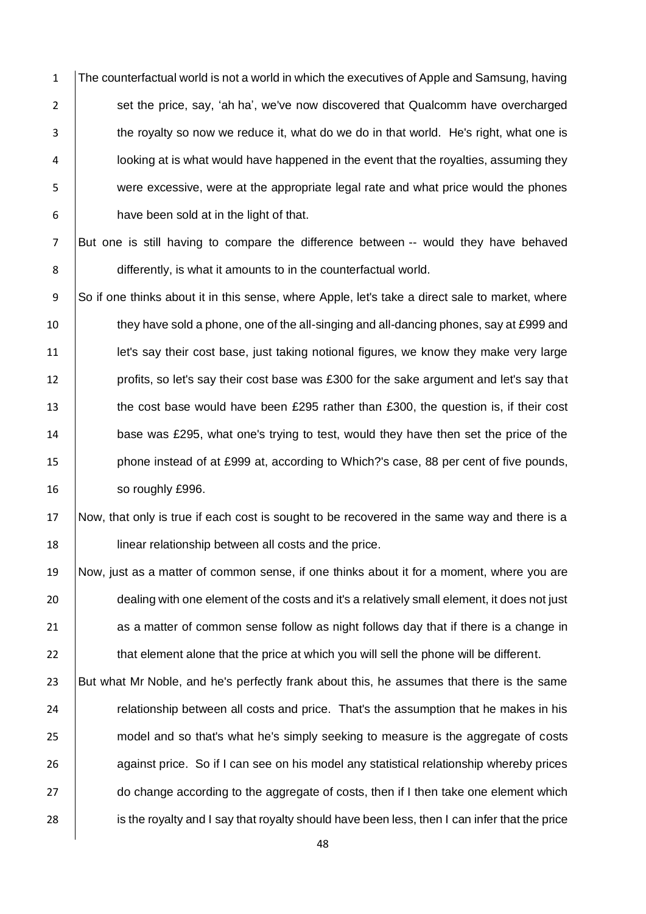The counterfactual world is not a world in which the executives of Apple and Samsung, having set the price, say, 'ah ha', we've now discovered that Qualcomm have overcharged the royalty so now we reduce it, what do we do in that world. He's right, what one is looking at is what would have happened in the event that the royalties, assuming they were excessive, were at the appropriate legal rate and what price would the phones have been sold at in the light of that.

But one is still having to compare the difference between -- would they have behaved differently, is what it amounts to in the counterfactual world.

So if one thinks about it in this sense, where Apple, let's take a direct sale to market, where they have sold a phone, one of the all-singing and all-dancing phones, say at £999 and let's say their cost base, just taking notional figures, we know they make very large profits, so let's say their cost base was £300 for the sake argument and let's say that the cost base would have been £295 rather than £300, the question is, if their cost base was £295, what one's trying to test, would they have then set the price of the phone instead of at £999 at, according to Which?'s case, 88 per cent of five pounds, so roughly £996.

Now, that only is true if each cost is sought to be recovered in the same way and there is a linear relationship between all costs and the price.

Now, just as a matter of common sense, if one thinks about it for a moment, where you are dealing with one element of the costs and it's a relatively small element, it does not just as a matter of common sense follow as night follows day that if there is a change in that element alone that the price at which you will sell the phone will be different.

But what Mr Noble, and he's perfectly frank about this, he assumes that there is the same relationship between all costs and price. That's the assumption that he makes in his model and so that's what he's simply seeking to measure is the aggregate of costs against price. So if I can see on his model any statistical relationship whereby prices do change according to the aggregate of costs, then if I then take one element which is the royalty and I say that royalty should have been less, then I can infer that the price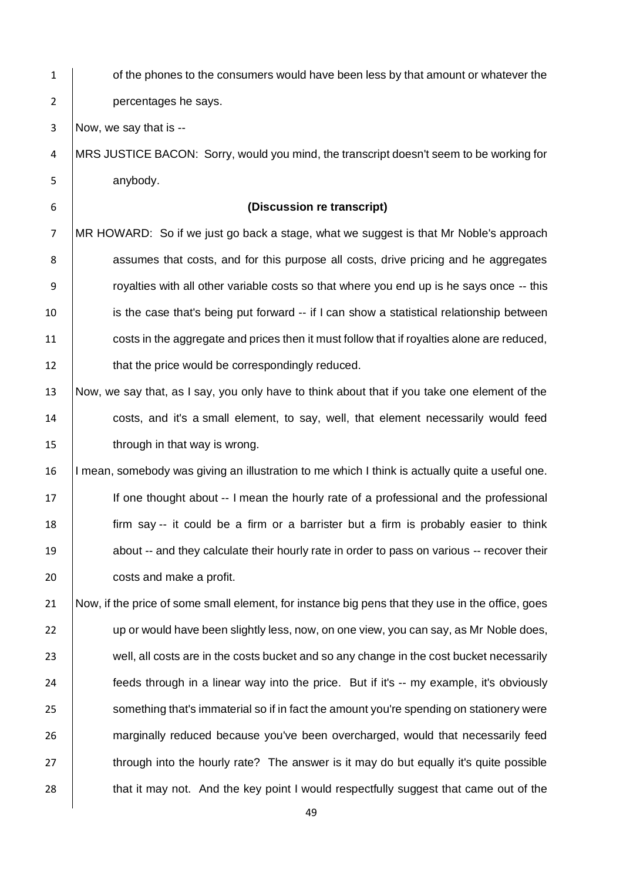of the phones to the consumers would have been less by that amount or whatever the percentages he says.

Now, we say that is --

MRS JUSTICE BACON: Sorry, would you mind, the transcript doesn't seem to be working for anybody.

**(Discussion re transcript)**

MR HOWARD: So if we just go back a stage, what we suggest is that Mr Noble's approach assumes that costs, and for this purpose all costs, drive pricing and he aggregates royalties with all other variable costs so that where you end up is he says once -- this is the case that's being put forward -- if I can show a statistical relationship between costs in the aggregate and prices then it must follow that if royalties alone are reduced, that the price would be correspondingly reduced.

Now, we say that, as I say, you only have to think about that if you take one element of the costs, and it's a small element, to say, well, that element necessarily would feed through in that way is wrong.

I mean, somebody was giving an illustration to me which I think is actually quite a useful one. If one thought about -- I mean the hourly rate of a professional and the professional firm say -- it could be a firm or a barrister but a firm is probably easier to think about -- and they calculate their hourly rate in order to pass on various -- recover their costs and make a profit.

Now, if the price of some small element, for instance big pens that they use in the office, goes up or would have been slightly less, now, on one view, you can say, as Mr Noble does, well, all costs are in the costs bucket and so any change in the cost bucket necessarily feeds through in a linear way into the price. But if it's -- my example, it's obviously something that's immaterial so if in fact the amount you're spending on stationery were marginally reduced because you've been overcharged, would that necessarily feed through into the hourly rate? The answer is it may do but equally it's quite possible that it may not. And the key point I would respectfully suggest that came out of the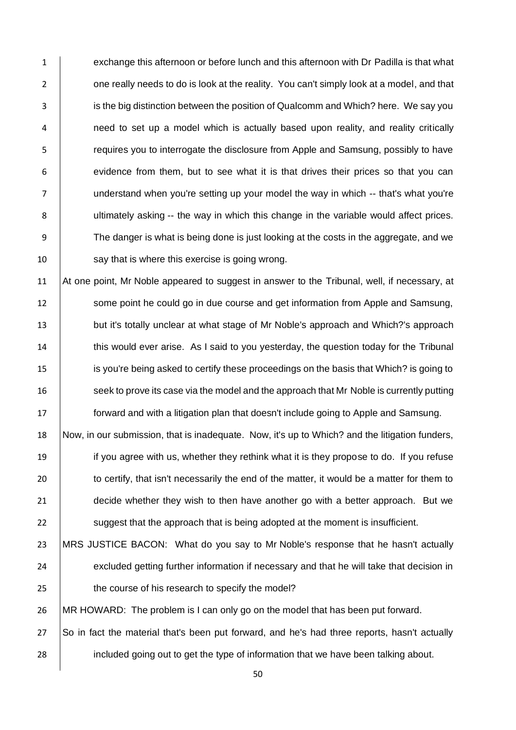exchange this afternoon or before lunch and this afternoon with Dr Padilla is that what one really needs to do is look at the reality. You can't simply look at a model, and that is the big distinction between the position of Qualcomm and Which? here. We say you need to set up a model which is actually based upon reality, and reality critically requires you to interrogate the disclosure from Apple and Samsung, possibly to have evidence from them, but to see what it is that drives their prices so that you can understand when you're setting up your model the way in which -- that's what you're ultimately asking -- the way in which this change in the variable would affect prices. The danger is what is being done is just looking at the costs in the aggregate, and we say that is where this exercise is going wrong.

At one point, Mr Noble appeared to suggest in answer to the Tribunal, well, if necessary, at some point he could go in due course and get information from Apple and Samsung, but it's totally unclear at what stage of Mr Noble's approach and Which?'s approach this would ever arise. As I said to you yesterday, the question today for the Tribunal is you're being asked to certify these proceedings on the basis that Which? is going to seek to prove its case via the model and the approach that Mr Noble is currently putting forward and with a litigation plan that doesn't include going to Apple and Samsung.

Now, in our submission, that is inadequate. Now, it's up to Which? and the litigation funders, if you agree with us, whether they rethink what it is they propose to do. If you refuse to certify, that isn't necessarily the end of the matter, it would be a matter for them to decide whether they wish to then have another go with a better approach. But we suggest that the approach that is being adopted at the moment is insufficient.

MRS JUSTICE BACON: What do you say to Mr Noble's response that he hasn't actually excluded getting further information if necessary and that he will take that decision in the course of his research to specify the model?

MR HOWARD: The problem is I can only go on the model that has been put forward.

So in fact the material that's been put forward, and he's had three reports, hasn't actually included going out to get the type of information that we have been talking about.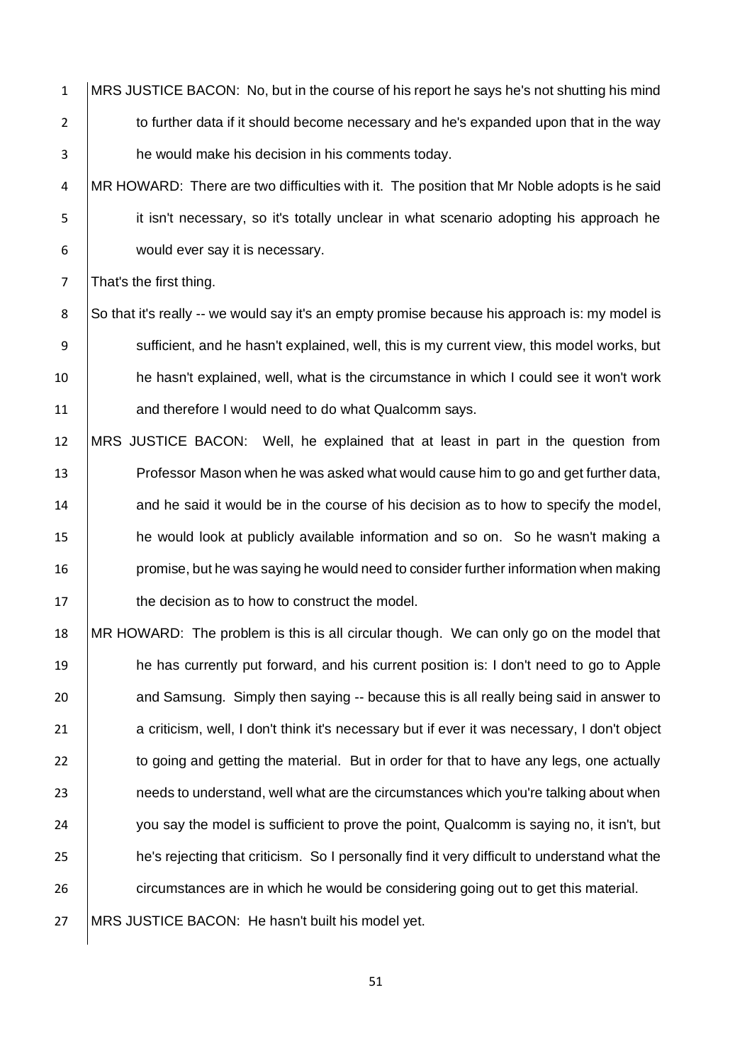MRS JUSTICE BACON: No, but in the course of his report he says he's not shutting his mind to further data if it should become necessary and he's expanded upon that in the way he would make his decision in his comments today.

MR HOWARD: There are two difficulties with it. The position that Mr Noble adopts is he said it isn't necessary, so it's totally unclear in what scenario adopting his approach he would ever say it is necessary.

That's the first thing.

So that it's really -- we would say it's an empty promise because his approach is: my model is sufficient, and he hasn't explained, well, this is my current view, this model works, but he hasn't explained, well, what is the circumstance in which I could see it won't work and therefore I would need to do what Qualcomm says.

MRS JUSTICE BACON: Well, he explained that at least in part in the question from Professor Mason when he was asked what would cause him to go and get further data, and he said it would be in the course of his decision as to how to specify the model, he would look at publicly available information and so on. So he wasn't making a promise, but he was saying he would need to consider further information when making the decision as to how to construct the model.

MR HOWARD: The problem is this is all circular though. We can only go on the model that he has currently put forward, and his current position is: I don't need to go to Apple and Samsung. Simply then saying -- because this is all really being said in answer to a criticism, well, I don't think it's necessary but if ever it was necessary, I don't object to going and getting the material. But in order for that to have any legs, one actually needs to understand, well what are the circumstances which you're talking about when you say the model is sufficient to prove the point, Qualcomm is saying no, it isn't, but he's rejecting that criticism. So I personally find it very difficult to understand what the circumstances are in which he would be considering going out to get this material.

MRS JUSTICE BACON: He hasn't built his model yet.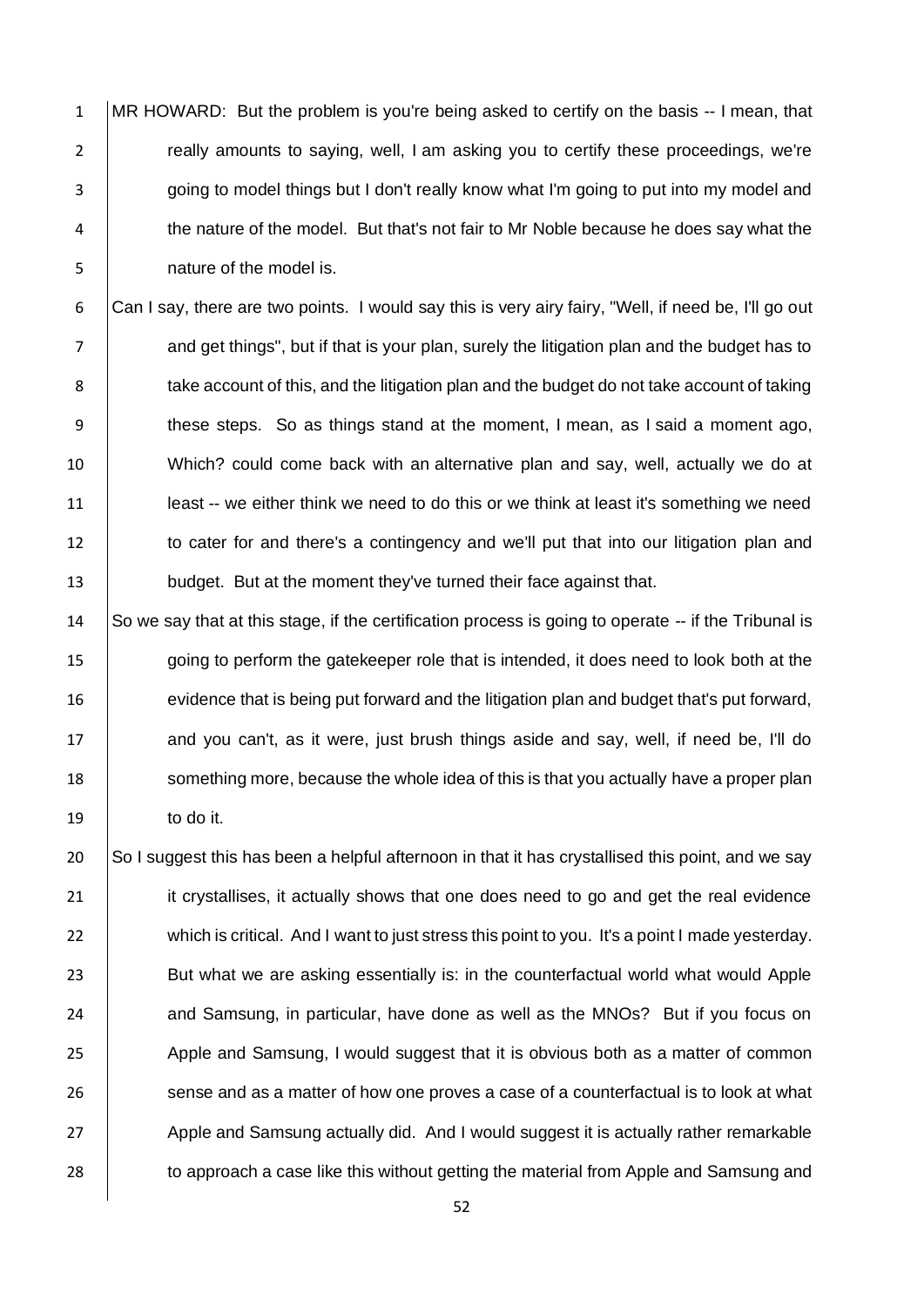MR HOWARD: But the problem is you're being asked to certify on the basis -- I mean, that really amounts to saying, well, I am asking you to certify these proceedings, we're going to model things but I don't really know what I'm going to put into my model and the nature of the model. But that's not fair to Mr Noble because he does say what the nature of the model is.

Can I say, there are two points. I would say this is very airy fairy, "Well, if need be, I'll go out and get things", but if that is your plan, surely the litigation plan and the budget has to take account of this, and the litigation plan and the budget do not take account of taking these steps. So as things stand at the moment, I mean, as I said a moment ago, Which? could come back with an alternative plan and say, well, actually we do at least -- we either think we need to do this or we think at least it's something we need to cater for and there's a contingency and we'll put that into our litigation plan and budget. But at the moment they've turned their face against that.

So we say that at this stage, if the certification process is going to operate -- if the Tribunal is going to perform the gatekeeper role that is intended, it does need to look both at the evidence that is being put forward and the litigation plan and budget that's put forward, and you can't, as it were, just brush things aside and say, well, if need be, I'll do something more, because the whole idea of this is that you actually have a proper plan to do it.

So I suggest this has been a helpful afternoon in that it has crystallised this point, and we say it crystallises, it actually shows that one does need to go and get the real evidence which is critical. And I want to just stress this point to you. It's a point I made yesterday. But what we are asking essentially is: in the counterfactual world what would Apple and Samsung, in particular, have done as well as the MNOs? But if you focus on Apple and Samsung, I would suggest that it is obvious both as a matter of common sense and as a matter of how one proves a case of a counterfactual is to look at what Apple and Samsung actually did. And I would suggest it is actually rather remarkable to approach a case like this without getting the material from Apple and Samsung and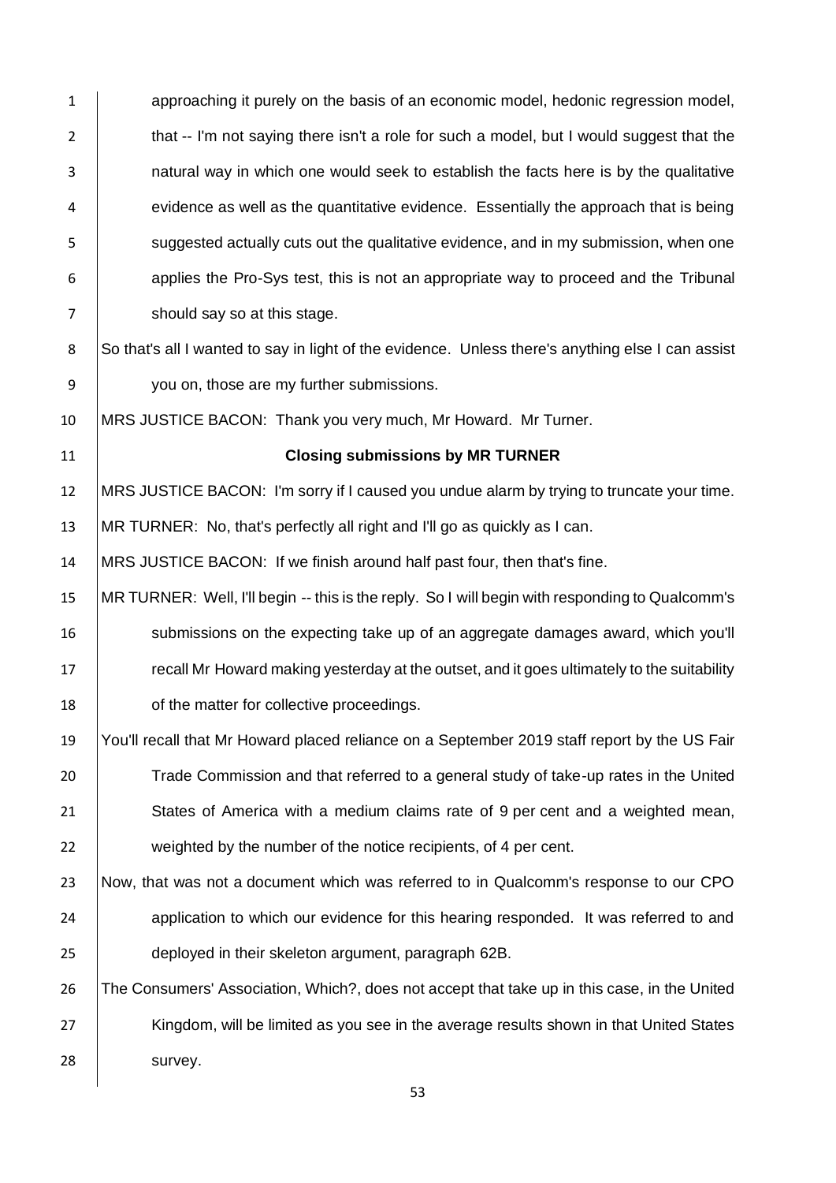approaching it purely on the basis of an economic model, hedonic regression model, that -- I'm not saying there isn't a role for such a model, but I would suggest that the natural way in which one would seek to establish the facts here is by the qualitative evidence as well as the quantitative evidence. Essentially the approach that is being suggested actually cuts out the qualitative evidence, and in my submission, when one applies the Pro-Sys test, this is not an appropriate way to proceed and the Tribunal should say so at this stage.

So that's all I wanted to say in light of the evidence. Unless there's anything else I can assist you on, those are my further submissions.

MRS JUSTICE BACON: Thank you very much, Mr Howard. Mr Turner.

**Closing submissions by MR TURNER**

MRS JUSTICE BACON: I'm sorry if I caused you undue alarm by trying to truncate your time.

MR TURNER: No, that's perfectly all right and I'll go as quickly as I can.

MRS JUSTICE BACON: If we finish around half past four, then that's fine.

MR TURNER: Well, I'll begin -- this is the reply. So I will begin with responding to Qualcomm's submissions on the expecting take up of an aggregate damages award, which you'll recall Mr Howard making yesterday at the outset, and it goes ultimately to the suitability of the matter for collective proceedings.

You'll recall that Mr Howard placed reliance on a September 2019 staff report by the US Fair Trade Commission and that referred to a general study of take-up rates in the United States of America with a medium claims rate of 9 per cent and a weighted mean, weighted by the number of the notice recipients, of 4 per cent.

Now, that was not a document which was referred to in Qualcomm's response to our CPO application to which our evidence for this hearing responded. It was referred to and deployed in their skeleton argument, paragraph 62B.

The Consumers' Association, Which?, does not accept that take up in this case, in the United Kingdom, will be limited as you see in the average results shown in that United States survey.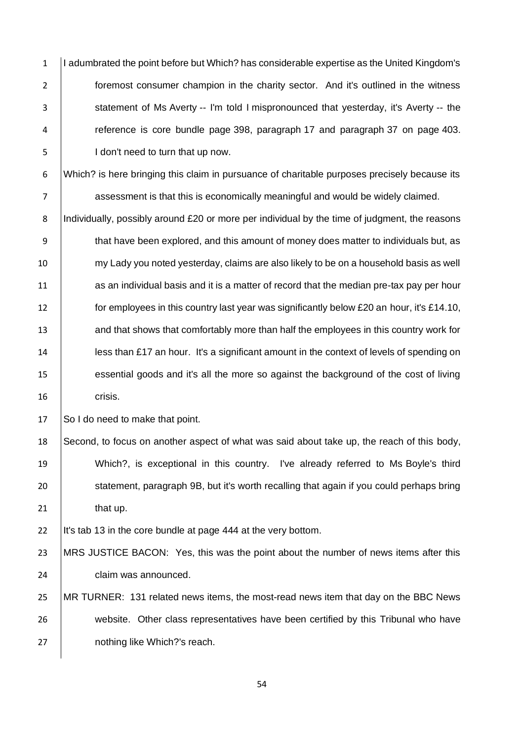I adumbrated the point before but Which? has considerable expertise as the United Kingdom's foremost consumer champion in the charity sector. And it's outlined in the witness statement of Ms Averty -- I'm told I mispronounced that yesterday, it's Averty -- the reference is core bundle page 398, paragraph 17 and paragraph 37 on page 403. I don't need to turn that up now.

Which? is here bringing this claim in pursuance of charitable purposes precisely because its assessment is that this is economically meaningful and would be widely claimed.

Individually, possibly around £20 or more per individual by the time of judgment, the reasons that have been explored, and this amount of money does matter to individuals but, as my Lady you noted yesterday, claims are also likely to be on a household basis as well as an individual basis and it is a matter of record that the median pre-tax pay per hour for employees in this country last year was significantly below £20 an hour, it's £14.10, and that shows that comfortably more than half the employees in this country work for less than £17 an hour. It's a significant amount in the context of levels of spending on essential goods and it's all the more so against the background of the cost of living crisis.

So I do need to make that point.

Second, to focus on another aspect of what was said about take up, the reach of this body, Which?, is exceptional in this country. I've already referred to Ms Boyle's third statement, paragraph 9B, but it's worth recalling that again if you could perhaps bring that up.

It's tab 13 in the core bundle at page 444 at the very bottom.

MRS JUSTICE BACON: Yes, this was the point about the number of news items after this claim was announced.

MR TURNER: 131 related news items, the most-read news item that day on the BBC News website. Other class representatives have been certified by this Tribunal who have nothing like Which?'s reach.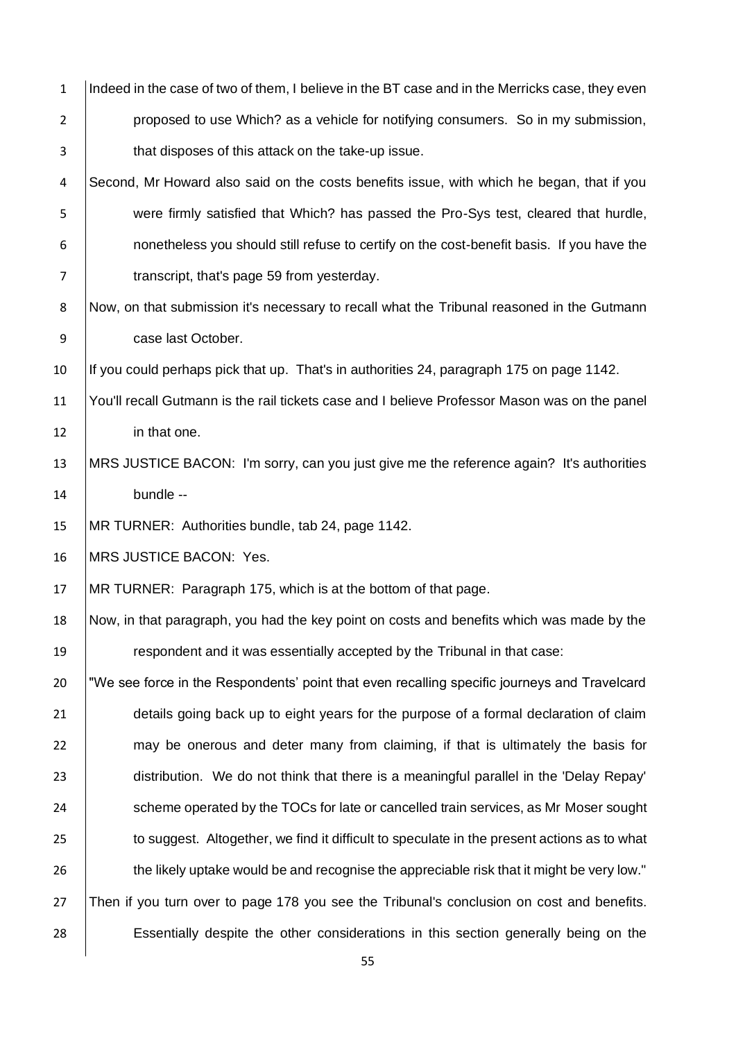Indeed in the case of two of them, I believe in the BT case and in the Merricks case, they even proposed to use Which? as a vehicle for notifying consumers. So in my submission, that disposes of this attack on the take-up issue.

Second, Mr Howard also said on the costs benefits issue, with which he began, that if you were firmly satisfied that Which? has passed the Pro-Sys test, cleared that hurdle, nonetheless you should still refuse to certify on the cost-benefit basis. If you have the transcript, that's page 59 from yesterday.

Now, on that submission it's necessary to recall what the Tribunal reasoned in the Gutmann case last October.

If you could perhaps pick that up. That's in authorities 24, paragraph 175 on page 1142.

You'll recall Gutmann is the rail tickets case and I believe Professor Mason was on the panel in that one.

MRS JUSTICE BACON: I'm sorry, can you just give me the reference again? It's authorities bundle --

MR TURNER: Authorities bundle, tab 24, page 1142.

MRS JUSTICE BACON: Yes.

MR TURNER: Paragraph 175, which is at the bottom of that page.

Now, in that paragraph, you had the key point on costs and benefits which was made by the respondent and it was essentially accepted by the Tribunal in that case:

"We see force in the Respondents' point that even recalling specific journeys and Travelcard details going back up to eight years for the purpose of a formal declaration of claim may be onerous and deter many from claiming, if that is ultimately the basis for distribution. We do not think that there is a meaningful parallel in the 'Delay Repay' scheme operated by the TOCs for late or cancelled train services, as Mr Moser sought to suggest. Altogether, we find it difficult to speculate in the present actions as to what the likely uptake would be and recognise the appreciable risk that it might be very low."

Then if you turn over to page 178 you see the Tribunal's conclusion on cost and benefits. Essentially despite the other considerations in this section generally being on the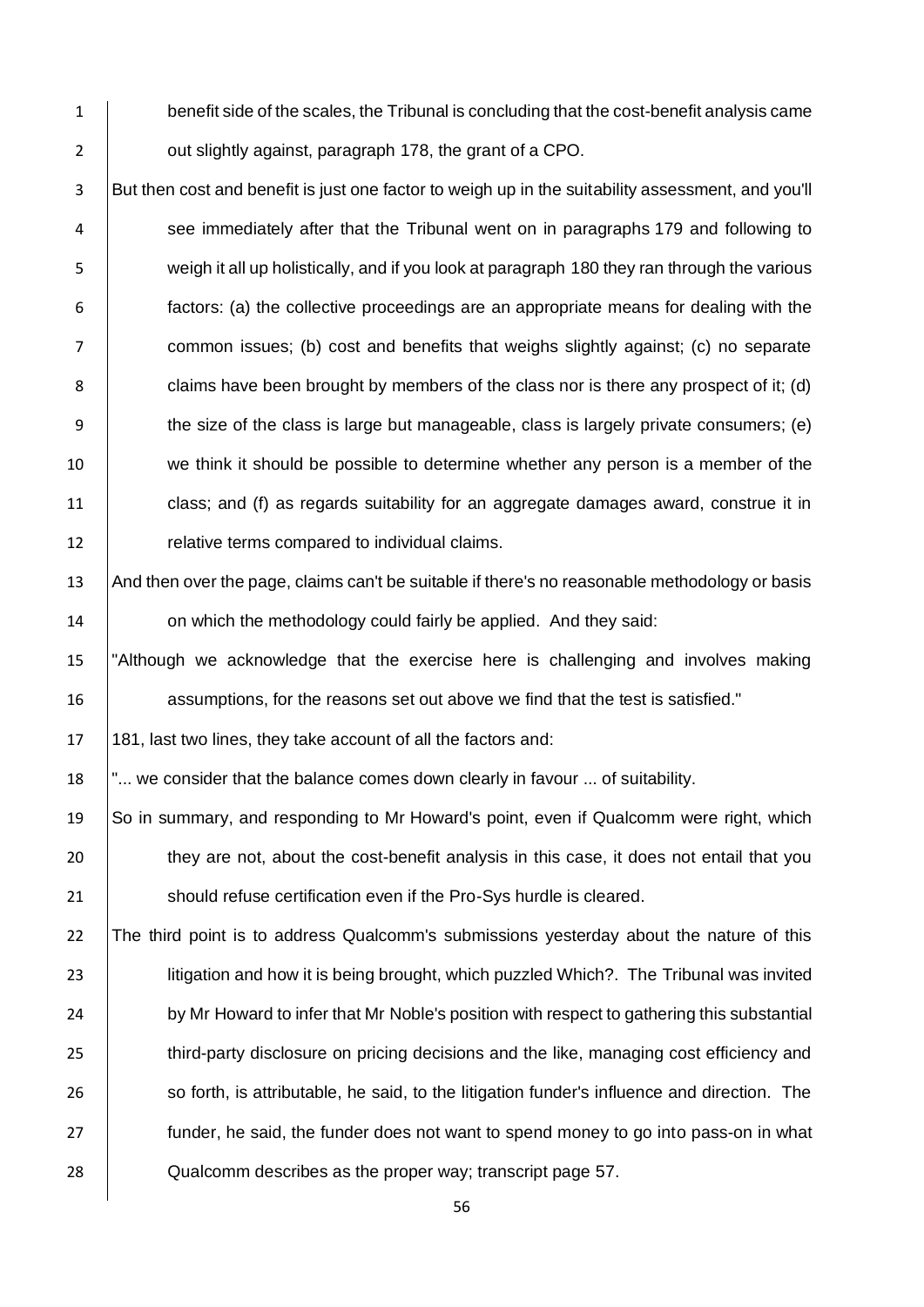benefit side of the scales, the Tribunal is concluding that the cost-benefit analysis came out slightly against, paragraph 178, the grant of a CPO.

But then cost and benefit is just one factor to weigh up in the suitability assessment, and you'll see immediately after that the Tribunal went on in paragraphs 179 and following to weigh it all up holistically, and if you look at paragraph 180 they ran through the various factors: (a) the collective proceedings are an appropriate means for dealing with the common issues; (b) cost and benefits that weighs slightly against; (c) no separate claims have been brought by members of the class nor is there any prospect of it; (d) the size of the class is large but manageable, class is largely private consumers; (e) we think it should be possible to determine whether any person is a member of the class; and (f) as regards suitability for an aggregate damages award, construe it in relative terms compared to individual claims.

And then over the page, claims can't be suitable if there's no reasonable methodology or basis on which the methodology could fairly be applied. And they said:

"Although we acknowledge that the exercise here is challenging and involves making assumptions, for the reasons set out above we find that the test is satisfied."

181, last two lines, they take account of all the factors and:

"... we consider that the balance comes down clearly in favour ... of suitability.

So in summary, and responding to Mr Howard's point, even if Qualcomm were right, which they are not, about the cost-benefit analysis in this case, it does not entail that you should refuse certification even if the Pro-Sys hurdle is cleared.

The third point is to address Qualcomm's submissions yesterday about the nature of this litigation and how it is being brought, which puzzled Which?. The Tribunal was invited by Mr Howard to infer that Mr Noble's position with respect to gathering this substantial third-party disclosure on pricing decisions and the like, managing cost efficiency and so forth, is attributable, he said, to the litigation funder's influence and direction. The funder, he said, the funder does not want to spend money to go into pass-on in what Qualcomm describes as the proper way; transcript page 57.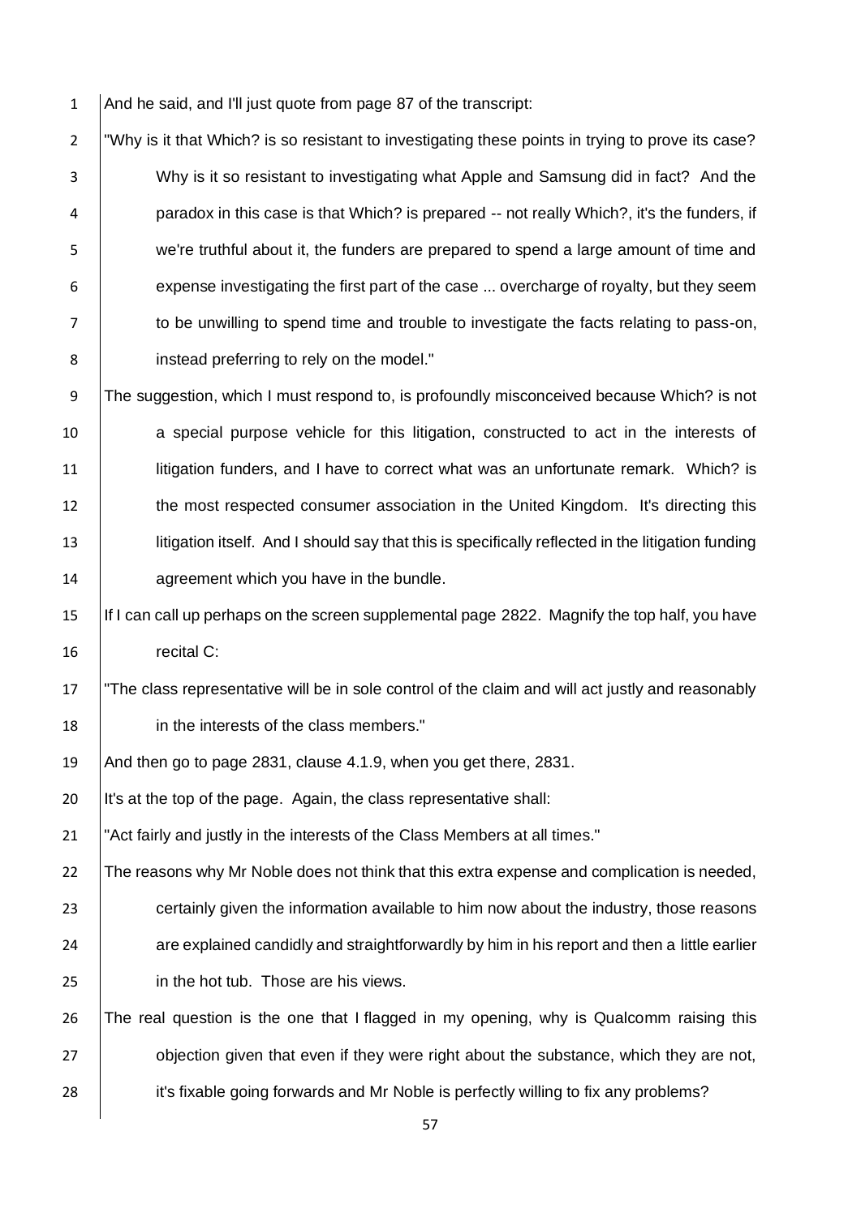And he said, and I'll just quote from page 87 of the transcript:

"Why is it that Which? is so resistant to investigating these points in trying to prove its case? Why is it so resistant to investigating what Apple and Samsung did in fact? And the paradox in this case is that Which? is prepared -- not really Which?, it's the funders, if we're truthful about it, the funders are prepared to spend a large amount of time and expense investigating the first part of the case ... overcharge of royalty, but they seem to be unwilling to spend time and trouble to investigate the facts relating to pass-on, instead preferring to rely on the model."

The suggestion, which I must respond to, is profoundly misconceived because Which? is not a special purpose vehicle for this litigation, constructed to act in the interests of litigation funders, and I have to correct what was an unfortunate remark. Which? is the most respected consumer association in the United Kingdom. It's directing this litigation itself. And I should say that this is specifically reflected in the litigation funding agreement which you have in the bundle.

If I can call up perhaps on the screen supplemental page 2822. Magnify the top half, you have recital C:

"The class representative will be in sole control of the claim and will act justly and reasonably in the interests of the class members."

And then go to page 2831, clause 4.1.9, when you get there, 2831.

It's at the top of the page. Again, the class representative shall:

"Act fairly and justly in the interests of the Class Members at all times."

The reasons why Mr Noble does not think that this extra expense and complication is needed, certainly given the information available to him now about the industry, those reasons are explained candidly and straightforwardly by him in his report and then a little earlier in the hot tub. Those are his views.

The real question is the one that I flagged in my opening, why is Qualcomm raising this objection given that even if they were right about the substance, which they are not, it's fixable going forwards and Mr Noble is perfectly willing to fix any problems?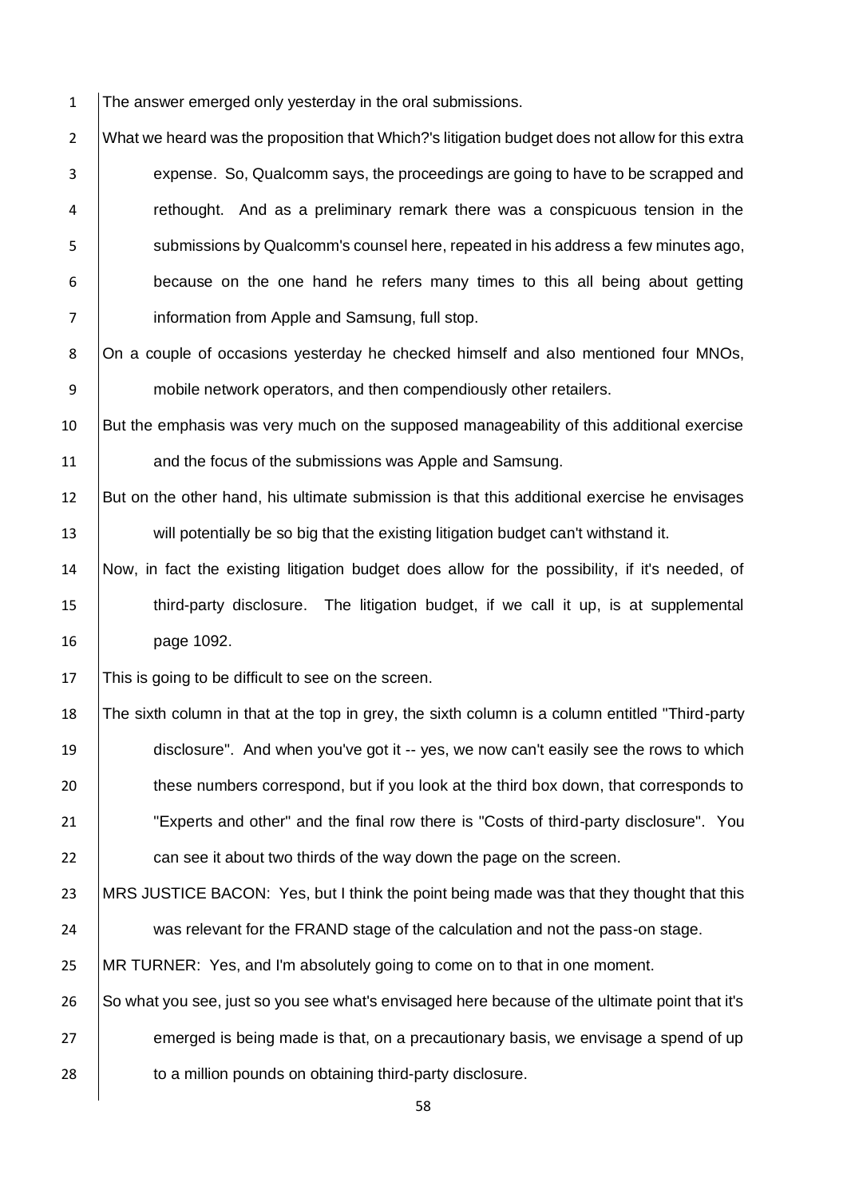The answer emerged only yesterday in the oral submissions.

What we heard was the proposition that Which?'s litigation budget does not allow for this extra expense. So, Qualcomm says, the proceedings are going to have to be scrapped and rethought. And as a preliminary remark there was a conspicuous tension in the submissions by Qualcomm's counsel here, repeated in his address a few minutes ago, because on the one hand he refers many times to this all being about getting information from Apple and Samsung, full stop.

On a couple of occasions yesterday he checked himself and also mentioned four MNOs, mobile network operators, and then compendiously other retailers.

But the emphasis was very much on the supposed manageability of this additional exercise and the focus of the submissions was Apple and Samsung.

But on the other hand, his ultimate submission is that this additional exercise he envisages will potentially be so big that the existing litigation budget can't withstand it.

Now, in fact the existing litigation budget does allow for the possibility, if it's needed, of third-party disclosure. The litigation budget, if we call it up, is at supplemental page 1092.

This is going to be difficult to see on the screen.

The sixth column in that at the top in grey, the sixth column is a column entitled "Third-party disclosure". And when you've got it -- yes, we now can't easily see the rows to which these numbers correspond, but if you look at the third box down, that corresponds to "Experts and other" and the final row there is "Costs of third-party disclosure". You can see it about two thirds of the way down the page on the screen.

MRS JUSTICE BACON: Yes, but I think the point being made was that they thought that this was relevant for the FRAND stage of the calculation and not the pass-on stage.

MR TURNER: Yes, and I'm absolutely going to come on to that in one moment.

So what you see, just so you see what's envisaged here because of the ultimate point that it's emerged is being made is that, on a precautionary basis, we envisage a spend of up to a million pounds on obtaining third-party disclosure.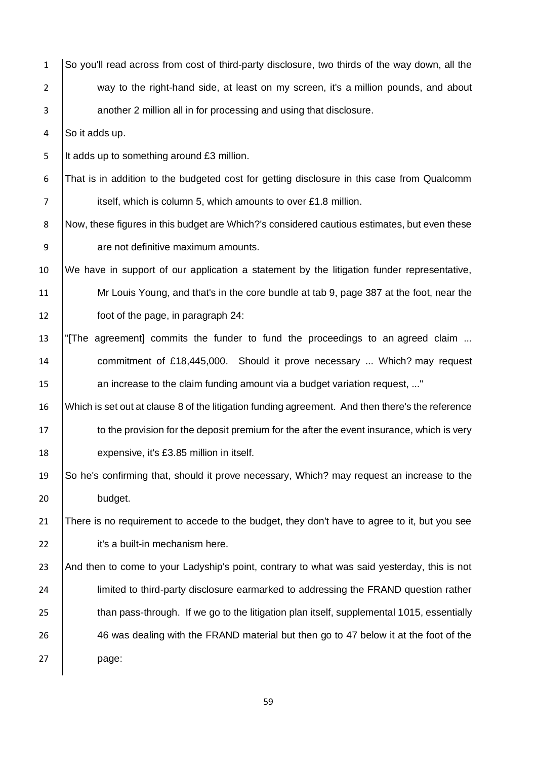So you'll read across from cost of third-party disclosure, two thirds of the way down, all the way to the right-hand side, at least on my screen, it's a million pounds, and about another 2 million all in for processing and using that disclosure.

So it adds up.

It adds up to something around £3 million.

That is in addition to the budgeted cost for getting disclosure in this case from Qualcomm itself, which is column 5, which amounts to over £1.8 million.

Now, these figures in this budget are Which?'s considered cautious estimates, but even these are not definitive maximum amounts.

We have in support of our application a statement by the litigation funder representative, Mr Louis Young, and that's in the core bundle at tab 9, page 387 at the foot, near the foot of the page, in paragraph 24:

"[The agreement] commits the funder to fund the proceedings to an agreed claim ... commitment of £18,445,000. Should it prove necessary ... Which? may request an increase to the claim funding amount via a budget variation request, ..."

Which is set out at clause 8 of the litigation funding agreement. And then there's the reference to the provision for the deposit premium for the after the event insurance, which is very expensive, it's £3.85 million in itself.

So he's confirming that, should it prove necessary, Which? may request an increase to the budget.

There is no requirement to accede to the budget, they don't have to agree to it, but you see it's a built-in mechanism here.

And then to come to your Ladyship's point, contrary to what was said yesterday, this is not limited to third-party disclosure earmarked to addressing the FRAND question rather than pass-through. If we go to the litigation plan itself, supplemental 1015, essentially 46 was dealing with the FRAND material but then go to 47 below it at the foot of the page: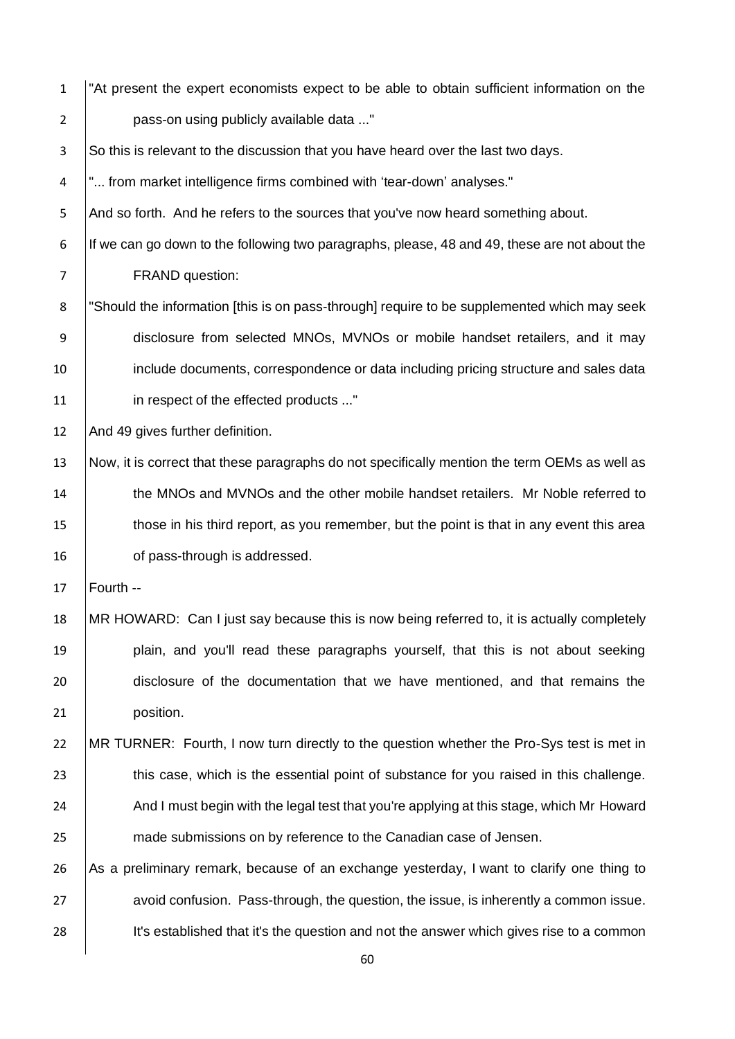"At present the expert economists expect to be able to obtain sufficient information on the pass-on using publicly available data ..."

So this is relevant to the discussion that you have heard over the last two days.

"... from market intelligence firms combined with 'tear-down' analyses."

And so forth. And he refers to the sources that you've now heard something about.

If we can go down to the following two paragraphs, please, 48 and 49, these are not about the FRAND question:

"Should the information [this is on pass-through] require to be supplemented which may seek disclosure from selected MNOs, MVNOs or mobile handset retailers, and it may include documents, correspondence or data including pricing structure and sales data in respect of the effected products ..."

And 49 gives further definition.

Now, it is correct that these paragraphs do not specifically mention the term OEMs as well as the MNOs and MVNOs and the other mobile handset retailers. Mr Noble referred to those in his third report, as you remember, but the point is that in any event this area of pass-through is addressed.

Fourth --

MR HOWARD: Can I just say because this is now being referred to, it is actually completely plain, and you'll read these paragraphs yourself, that this is not about seeking disclosure of the documentation that we have mentioned, and that remains the position.

MR TURNER: Fourth, I now turn directly to the question whether the Pro-Sys test is met in this case, which is the essential point of substance for you raised in this challenge. And I must begin with the legal test that you're applying at this stage, which Mr Howard made submissions on by reference to the Canadian case of Jensen.

As a preliminary remark, because of an exchange yesterday, I want to clarify one thing to avoid confusion. Pass-through, the question, the issue, is inherently a common issue. It's established that it's the question and not the answer which gives rise to a common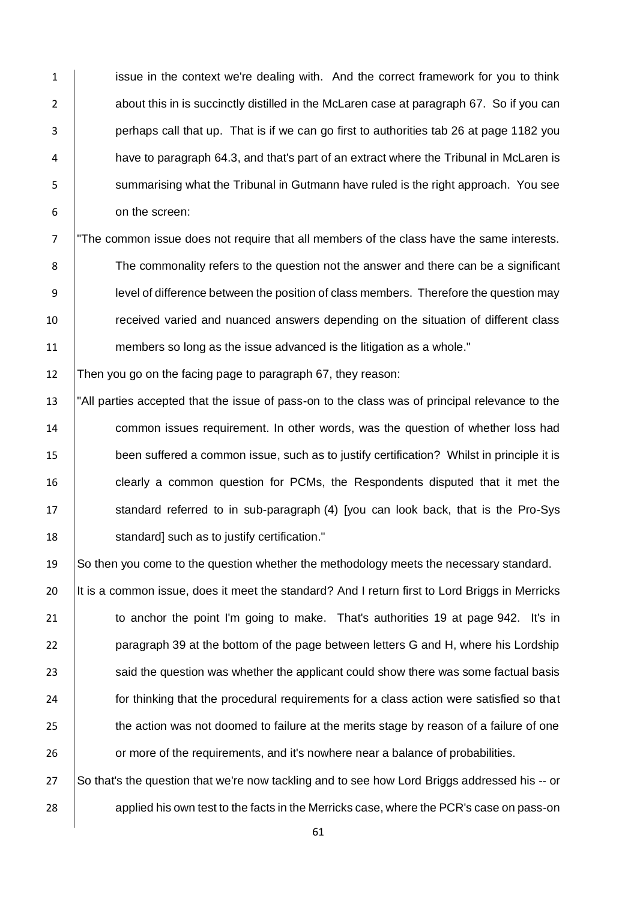issue in the context we're dealing with. And the correct framework for you to think about this in is succinctly distilled in the McLaren case at paragraph 67. So if you can perhaps call that up. That is if we can go first to authorities tab 26 at page 1182 you have to paragraph 64.3, and that's part of an extract where the Tribunal in McLaren is summarising what the Tribunal in Gutmann have ruled is the right approach. You see on the screen:

"The common issue does not require that all members of the class have the same interests. The commonality refers to the question not the answer and there can be a significant level of difference between the position of class members. Therefore the question may received varied and nuanced answers depending on the situation of different class members so long as the issue advanced is the litigation as a whole."

Then you go on the facing page to paragraph 67, they reason:

"All parties accepted that the issue of pass-on to the class was of principal relevance to the common issues requirement. In other words, was the question of whether loss had been suffered a common issue, such as to justify certification? Whilst in principle it is clearly a common question for PCMs, the Respondents disputed that it met the standard referred to in sub-paragraph (4) [you can look back, that is the Pro-Sys standard] such as to justify certification."

So then you come to the question whether the methodology meets the necessary standard. It is a common issue, does it meet the standard? And I return first to Lord Briggs in Merricks to anchor the point I'm going to make. That's authorities 19 at page 942. It's in paragraph 39 at the bottom of the page between letters G and H, where his Lordship said the question was whether the applicant could show there was some factual basis for thinking that the procedural requirements for a class action were satisfied so that the action was not doomed to failure at the merits stage by reason of a failure of one or more of the requirements, and it's nowhere near a balance of probabilities.

So that's the question that we're now tackling and to see how Lord Briggs addressed his -- or applied his own test to the facts in the Merricks case, where the PCR's case on pass-on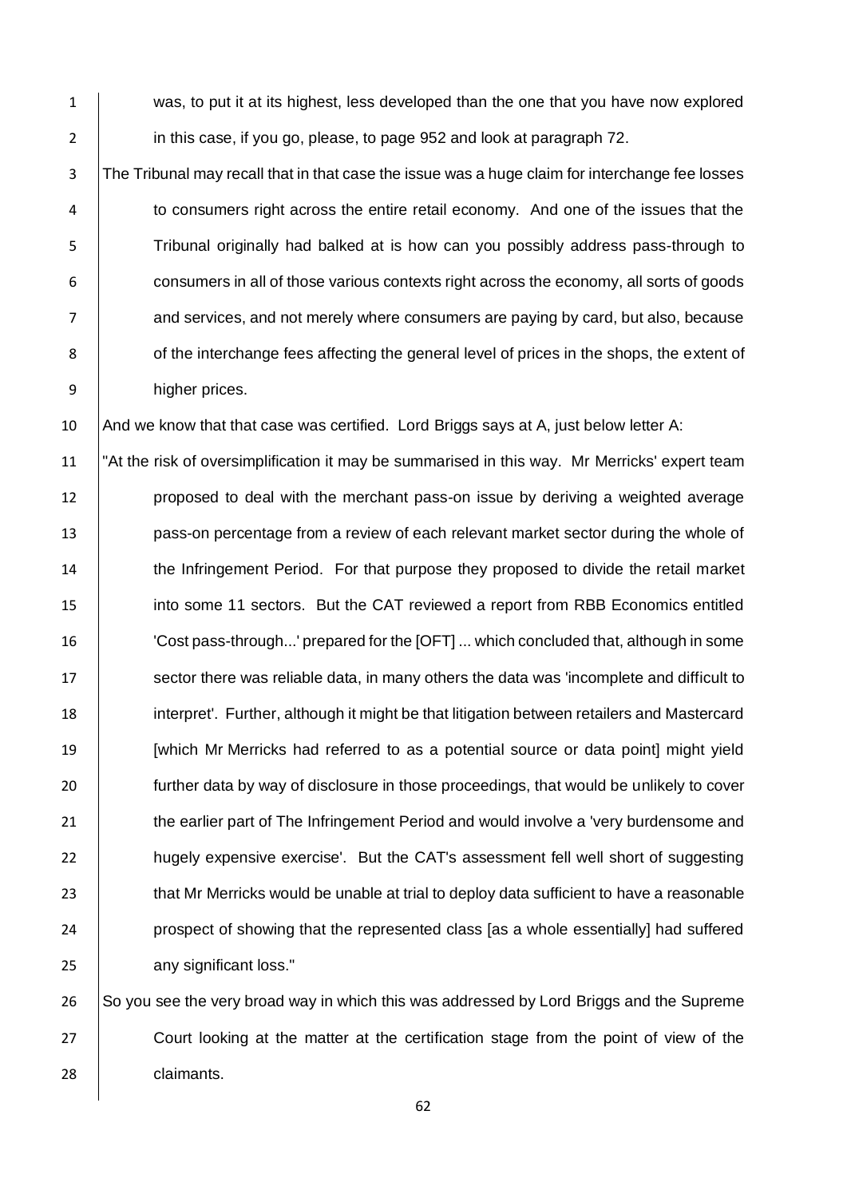was, to put it at its highest, less developed than the one that you have now explored in this case, if you go, please, to page 952 and look at paragraph 72.

The Tribunal may recall that in that case the issue was a huge claim for interchange fee losses to consumers right across the entire retail economy. And one of the issues that the Tribunal originally had balked at is how can you possibly address pass-through to consumers in all of those various contexts right across the economy, all sorts of goods and services, and not merely where consumers are paying by card, but also, because of the interchange fees affecting the general level of prices in the shops, the extent of higher prices.

And we know that that case was certified. Lord Briggs says at A, just below letter A:

"At the risk of oversimplification it may be summarised in this way. Mr Merricks' expert team proposed to deal with the merchant pass-on issue by deriving a weighted average pass-on percentage from a review of each relevant market sector during the whole of the Infringement Period. For that purpose they proposed to divide the retail market into some 11 sectors. But the CAT reviewed a report from RBB Economics entitled 'Cost pass-through...' prepared for the [OFT] ... which concluded that, although in some sector there was reliable data, in many others the data was 'incomplete and difficult to interpret'. Further, although it might be that litigation between retailers and Mastercard [which Mr Merricks had referred to as a potential source or data point] might yield further data by way of disclosure in those proceedings, that would be unlikely to cover the earlier part of The Infringement Period and would involve a 'very burdensome and hugely expensive exercise'. But the CAT's assessment fell well short of suggesting that Mr Merricks would be unable at trial to deploy data sufficient to have a reasonable prospect of showing that the represented class [as a whole essentially] had suffered any significant loss."

So you see the very broad way in which this was addressed by Lord Briggs and the Supreme Court looking at the matter at the certification stage from the point of view of the claimants.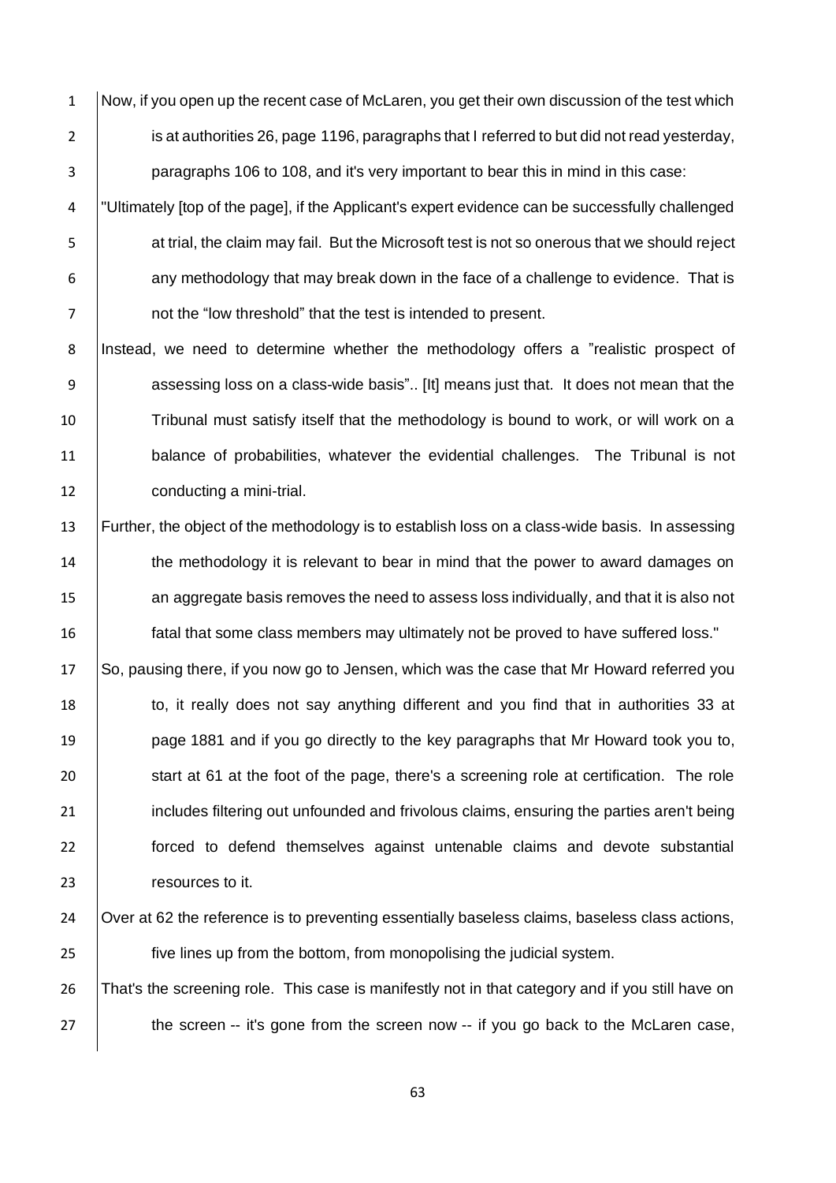Now, if you open up the recent case of McLaren, you get their own discussion of the test which is at authorities 26, page 1196, paragraphs that I referred to but did not read yesterday, paragraphs 106 to 108, and it's very important to bear this in mind in this case:

"Ultimately [top of the page], if the Applicant's expert evidence can be successfully challenged at trial, the claim may fail. But the Microsoft test is not so onerous that we should reject any methodology that may break down in the face of a challenge to evidence. That is not the "low threshold" that the test is intended to present.

Instead, we need to determine whether the methodology offers a "realistic prospect of assessing loss on a class-wide basis".. [It] means just that. It does not mean that the Tribunal must satisfy itself that the methodology is bound to work, or will work on a balance of probabilities, whatever the evidential challenges. The Tribunal is not conducting a mini-trial.

Further, the object of the methodology is to establish loss on a class-wide basis. In assessing the methodology it is relevant to bear in mind that the power to award damages on an aggregate basis removes the need to assess loss individually, and that it is also not fatal that some class members may ultimately not be proved to have suffered loss."

So, pausing there, if you now go to Jensen, which was the case that Mr Howard referred you to, it really does not say anything different and you find that in authorities 33 at page 1881 and if you go directly to the key paragraphs that Mr Howard took you to, start at 61 at the foot of the page, there's a screening role at certification. The role includes filtering out unfounded and frivolous claims, ensuring the parties aren't being forced to defend themselves against untenable claims and devote substantial resources to it.

Over at 62 the reference is to preventing essentially baseless claims, baseless class actions, five lines up from the bottom, from monopolising the judicial system.

That's the screening role. This case is manifestly not in that category and if you still have on the screen -- it's gone from the screen now -- if you go back to the McLaren case,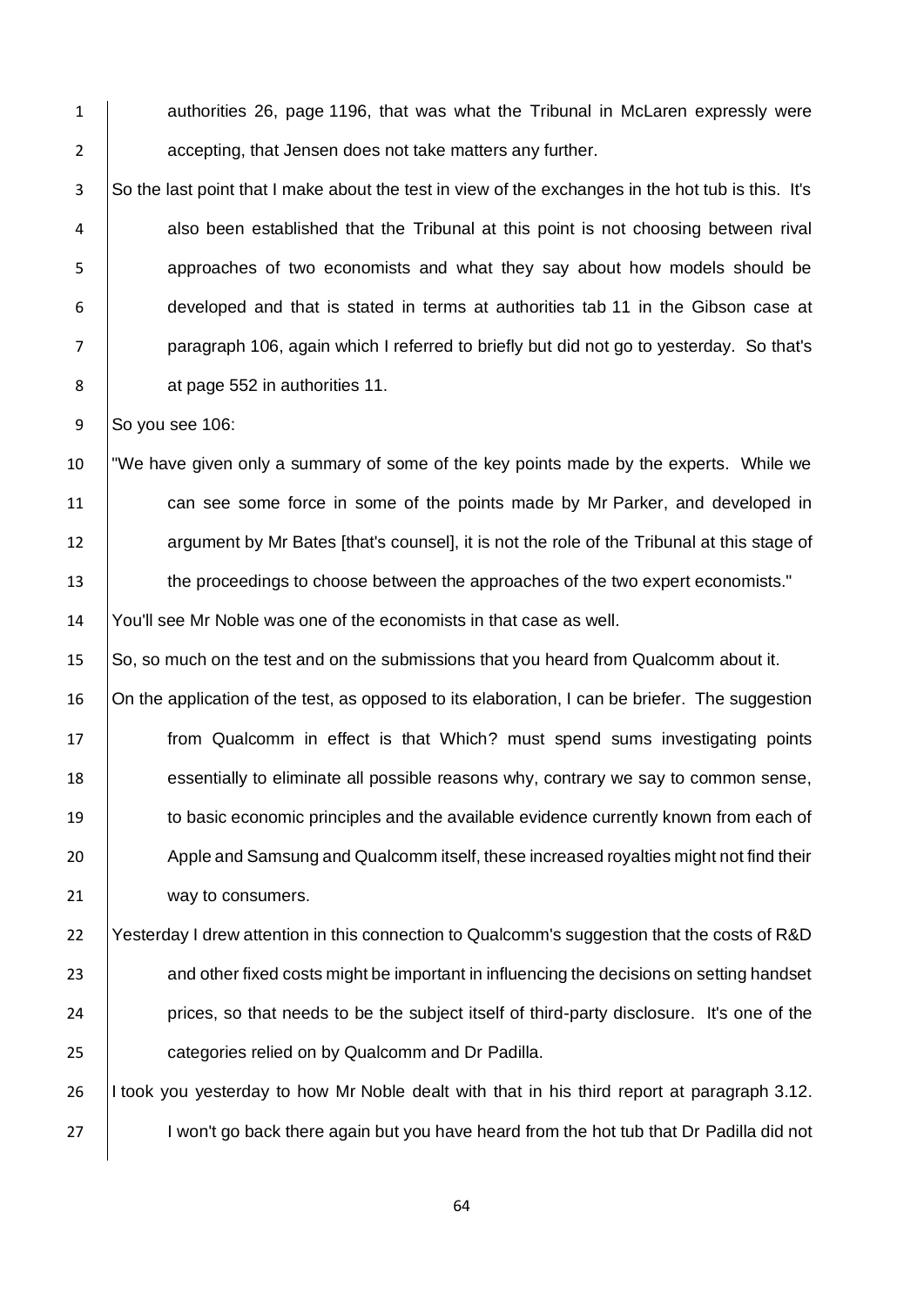authorities 26, page 1196, that was what the Tribunal in McLaren expressly were accepting, that Jensen does not take matters any further.

So the last point that I make about the test in view of the exchanges in the hot tub is this. It's also been established that the Tribunal at this point is not choosing between rival approaches of two economists and what they say about how models should be developed and that is stated in terms at authorities tab 11 in the Gibson case at paragraph 106, again which I referred to briefly but did not go to yesterday. So that's at page 552 in authorities 11.

So you see 106:

"We have given only a summary of some of the key points made by the experts. While we can see some force in some of the points made by Mr Parker, and developed in argument by Mr Bates [that's counsel], it is not the role of the Tribunal at this stage of the proceedings to choose between the approaches of the two expert economists."

You'll see Mr Noble was one of the economists in that case as well.

So, so much on the test and on the submissions that you heard from Qualcomm about it.

On the application of the test, as opposed to its elaboration, I can be briefer. The suggestion from Qualcomm in effect is that Which? must spend sums investigating points essentially to eliminate all possible reasons why, contrary we say to common sense, to basic economic principles and the available evidence currently known from each of Apple and Samsung and Qualcomm itself, these increased royalties might not find their way to consumers.

Yesterday I drew attention in this connection to Qualcomm's suggestion that the costs of R&D and other fixed costs might be important in influencing the decisions on setting handset prices, so that needs to be the subject itself of third-party disclosure. It's one of the categories relied on by Qualcomm and Dr Padilla.

I took you yesterday to how Mr Noble dealt with that in his third report at paragraph 3.12. I won't go back there again but you have heard from the hot tub that Dr Padilla did not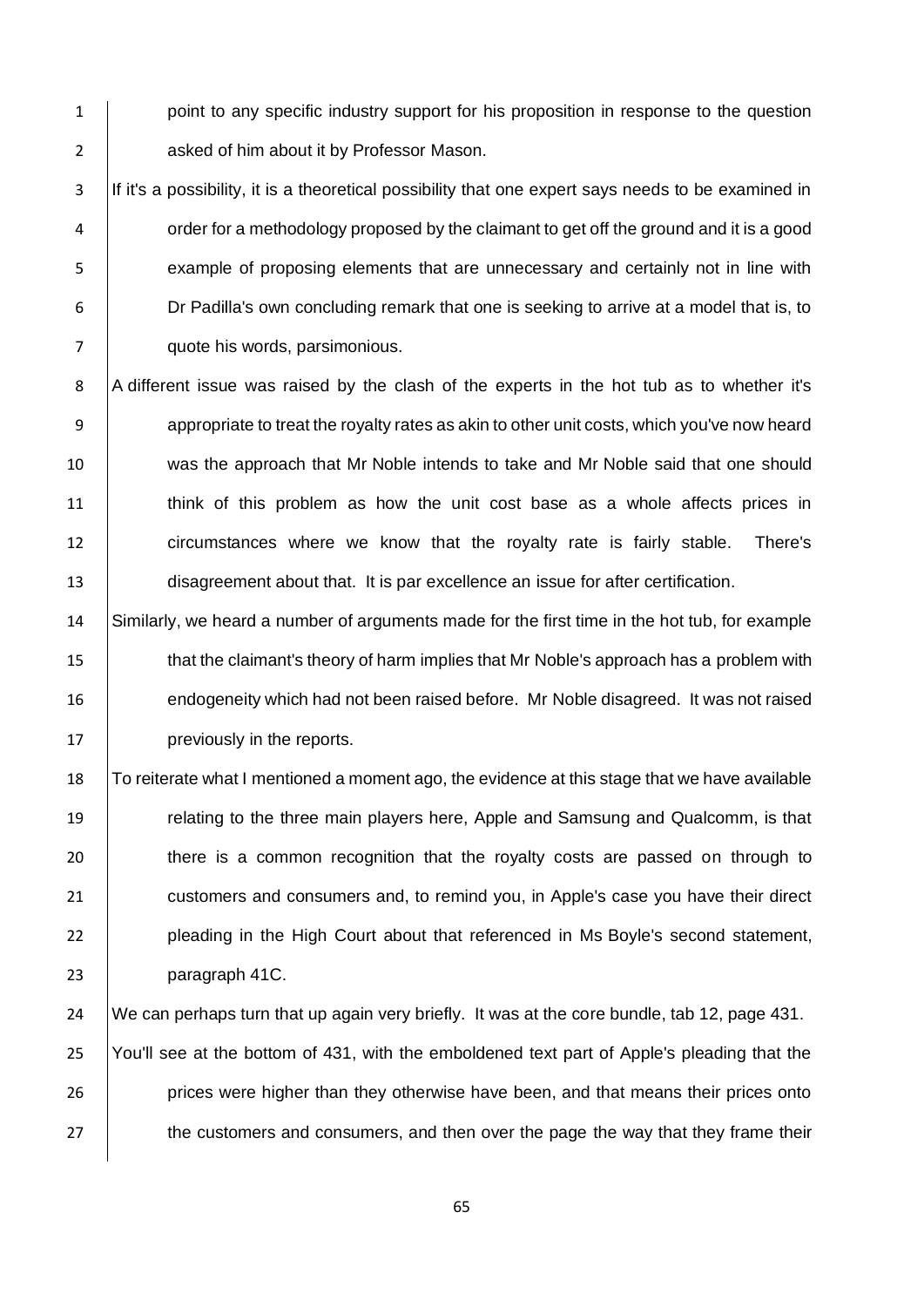point to any specific industry support for his proposition in response to the question asked of him about it by Professor Mason.

If it's a possibility, it is a theoretical possibility that one expert says needs to be examined in order for a methodology proposed by the claimant to get off the ground and it is a good example of proposing elements that are unnecessary and certainly not in line with Dr Padilla's own concluding remark that one is seeking to arrive at a model that is, to quote his words, parsimonious.

A different issue was raised by the clash of the experts in the hot tub as to whether it's appropriate to treat the royalty rates as akin to other unit costs, which you've now heard was the approach that Mr Noble intends to take and Mr Noble said that one should think of this problem as how the unit cost base as a whole affects prices in circumstances where we know that the royalty rate is fairly stable. There's disagreement about that. It is par excellence an issue for after certification.

Similarly, we heard a number of arguments made for the first time in the hot tub, for example that the claimant's theory of harm implies that Mr Noble's approach has a problem with endogeneity which had not been raised before. Mr Noble disagreed. It was not raised previously in the reports.

To reiterate what I mentioned a moment ago, the evidence at this stage that we have available relating to the three main players here, Apple and Samsung and Qualcomm, is that there is a common recognition that the royalty costs are passed on through to customers and consumers and, to remind you, in Apple's case you have their direct pleading in the High Court about that referenced in Ms Boyle's second statement, paragraph 41C.

We can perhaps turn that up again very briefly. It was at the core bundle, tab 12, page 431.

You'll see at the bottom of 431, with the emboldened text part of Apple's pleading that the prices were higher than they otherwise have been, and that means their prices onto the customers and consumers, and then over the page the way that they frame their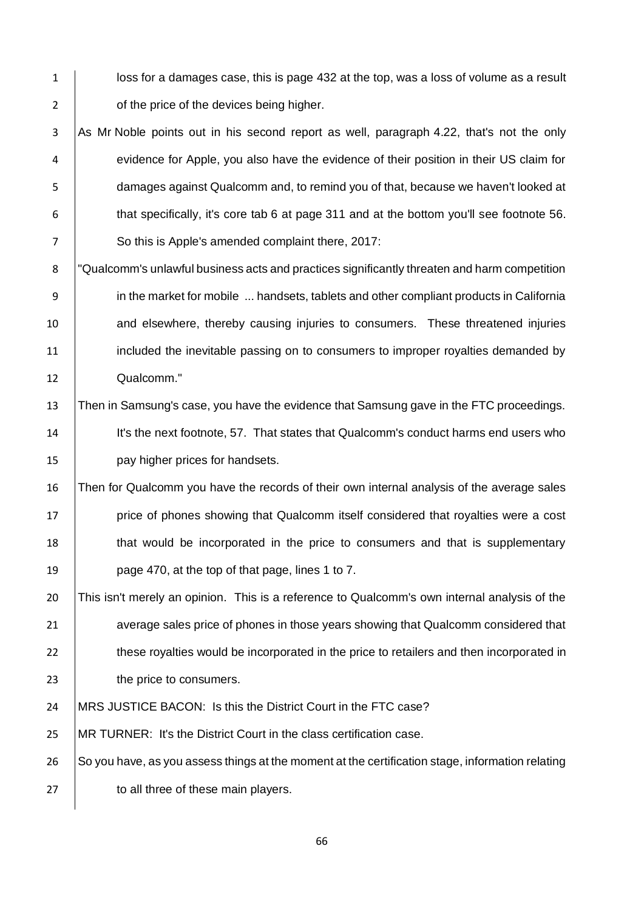loss for a damages case, this is page 432 at the top, was a loss of volume as a result of the price of the devices being higher.

As Mr Noble points out in his second report as well, paragraph 4.22, that's not the only evidence for Apple, you also have the evidence of their position in their US claim for damages against Qualcomm and, to remind you of that, because we haven't looked at that specifically, it's core tab 6 at page 311 and at the bottom you'll see footnote 56. So this is Apple's amended complaint there, 2017:

"Qualcomm's unlawful business acts and practices significantly threaten and harm competition in the market for mobile ... handsets, tablets and other compliant products in California and elsewhere, thereby causing injuries to consumers. These threatened injuries included the inevitable passing on to consumers to improper royalties demanded by Qualcomm."

Then in Samsung's case, you have the evidence that Samsung gave in the FTC proceedings. It's the next footnote, 57. That states that Qualcomm's conduct harms end users who pay higher prices for handsets.

Then for Qualcomm you have the records of their own internal analysis of the average sales price of phones showing that Qualcomm itself considered that royalties were a cost that would be incorporated in the price to consumers and that is supplementary page 470, at the top of that page, lines 1 to 7.

This isn't merely an opinion. This is a reference to Qualcomm's own internal analysis of the average sales price of phones in those years showing that Qualcomm considered that these royalties would be incorporated in the price to retailers and then incorporated in the price to consumers.

MRS JUSTICE BACON: Is this the District Court in the FTC case?

MR TURNER: It's the District Court in the class certification case.

So you have, as you assess things at the moment at the certification stage, information relating to all three of these main players.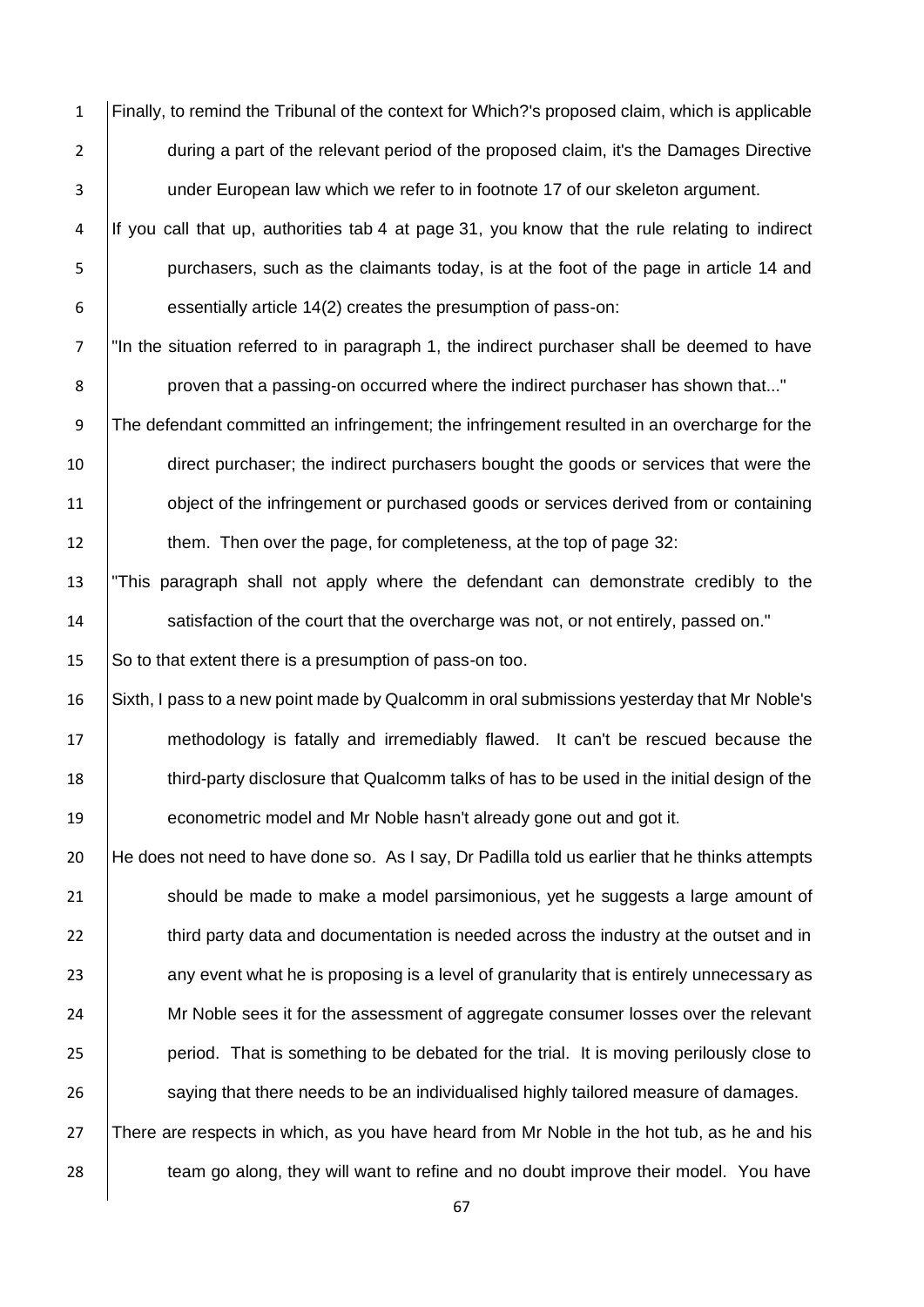Finally, to remind the Tribunal of the context for Which?'s proposed claim, which is applicable during a part of the relevant period of the proposed claim, it's the Damages Directive under European law which we refer to in footnote 17 of our skeleton argument.

If you call that up, authorities tab 4 at page 31, you know that the rule relating to indirect purchasers, such as the claimants today, is at the foot of the page in article 14 and essentially article 14(2) creates the presumption of pass-on:

"In the situation referred to in paragraph 1, the indirect purchaser shall be deemed to have proven that a passing-on occurred where the indirect purchaser has shown that..."

The defendant committed an infringement; the infringement resulted in an overcharge for the direct purchaser; the indirect purchasers bought the goods or services that were the object of the infringement or purchased goods or services derived from or containing them. Then over the page, for completeness, at the top of page 32:

"This paragraph shall not apply where the defendant can demonstrate credibly to the satisfaction of the court that the overcharge was not, or not entirely, passed on."

So to that extent there is a presumption of pass-on too.

Sixth, I pass to a new point made by Qualcomm in oral submissions yesterday that Mr Noble's methodology is fatally and irremediably flawed. It can't be rescued because the third-party disclosure that Qualcomm talks of has to be used in the initial design of the econometric model and Mr Noble hasn't already gone out and got it.

He does not need to have done so. As I say, Dr Padilla told us earlier that he thinks attempts should be made to make a model parsimonious, yet he suggests a large amount of third party data and documentation is needed across the industry at the outset and in any event what he is proposing is a level of granularity that is entirely unnecessary as Mr Noble sees it for the assessment of aggregate consumer losses over the relevant period. That is something to be debated for the trial. It is moving perilously close to saying that there needs to be an individualised highly tailored measure of damages.

There are respects in which, as you have heard from Mr Noble in the hot tub, as he and his team go along, they will want to refine and no doubt improve their model. You have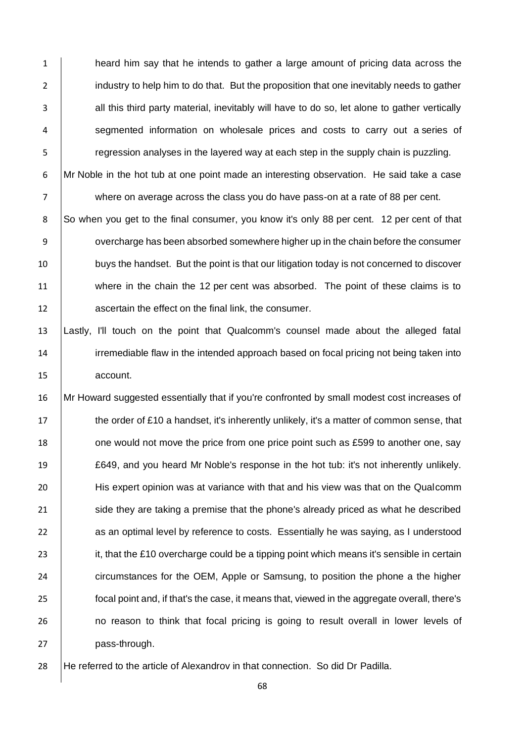heard him say that he intends to gather a large amount of pricing data across the industry to help him to do that. But the proposition that one inevitably needs to gather all this third party material, inevitably will have to do so, let alone to gather vertically segmented information on wholesale prices and costs to carry out a series of regression analyses in the layered way at each step in the supply chain is puzzling.

Mr Noble in the hot tub at one point made an interesting observation. He said take a case where on average across the class you do have pass-on at a rate of 88 per cent.

So when you get to the final consumer, you know it's only 88 per cent. 12 per cent of that overcharge has been absorbed somewhere higher up in the chain before the consumer buys the handset. But the point is that our litigation today is not concerned to discover where in the chain the 12 per cent was absorbed. The point of these claims is to ascertain the effect on the final link, the consumer.

Lastly, I'll touch on the point that Qualcomm's counsel made about the alleged fatal irremediable flaw in the intended approach based on focal pricing not being taken into account.

Mr Howard suggested essentially that if you're confronted by small modest cost increases of the order of £10 a handset, it's inherently unlikely, it's a matter of common sense, that one would not move the price from one price point such as £599 to another one, say £649, and you heard Mr Noble's response in the hot tub: it's not inherently unlikely. His expert opinion was at variance with that and his view was that on the Qualcomm side they are taking a premise that the phone's already priced as what he described as an optimal level by reference to costs. Essentially he was saying, as I understood it, that the £10 overcharge could be a tipping point which means it's sensible in certain circumstances for the OEM, Apple or Samsung, to position the phone a the higher focal point and, if that's the case, it means that, viewed in the aggregate overall, there's no reason to think that focal pricing is going to result overall in lower levels of pass-through.

He referred to the article of Alexandrov in that connection. So did Dr Padilla.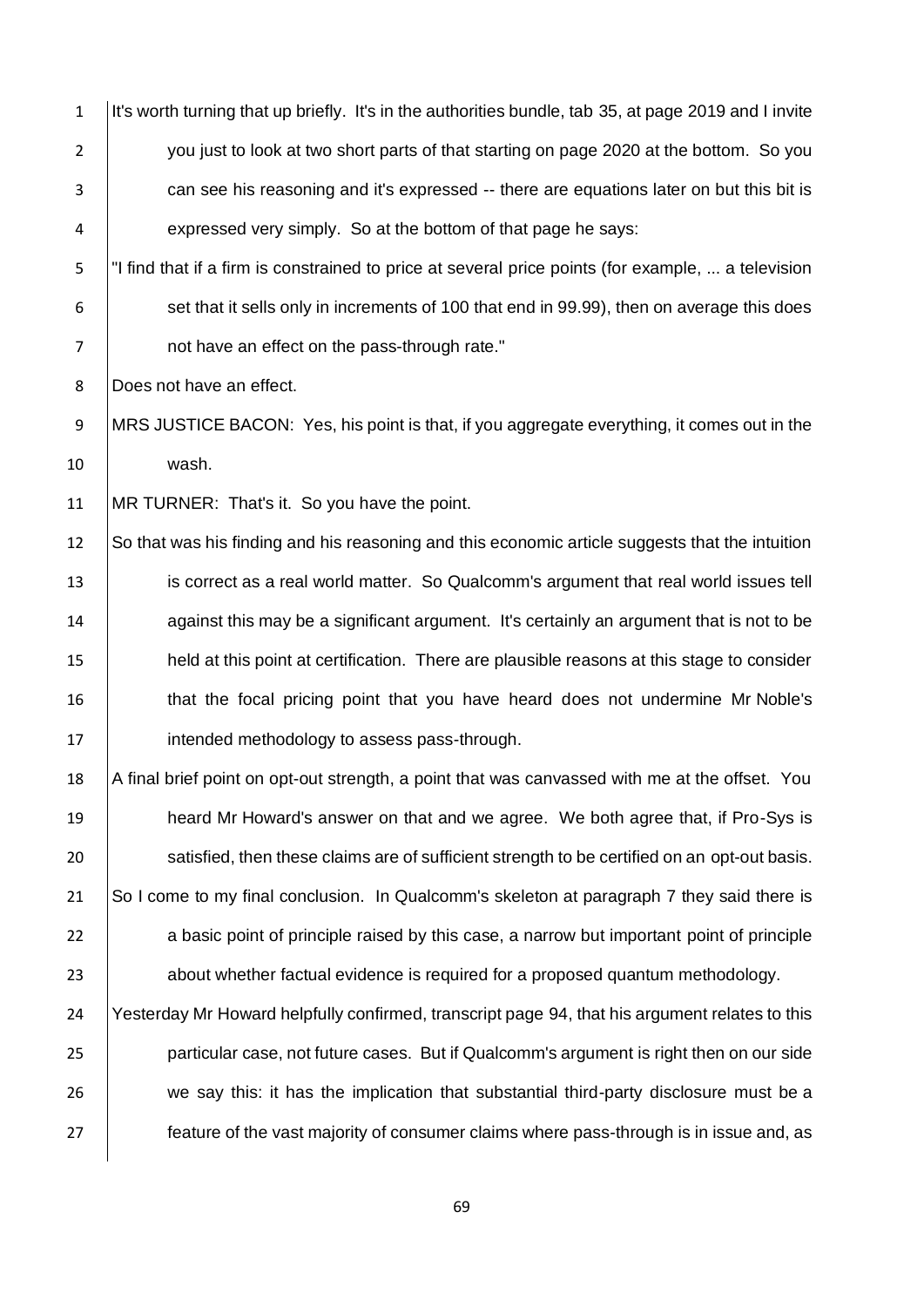It's worth turning that up briefly. It's in the authorities bundle, tab 35, at page 2019 and I invite you just to look at two short parts of that starting on page 2020 at the bottom. So you can see his reasoning and it's expressed -- there are equations later on but this bit is expressed very simply. So at the bottom of that page he says:

"I find that if a firm is constrained to price at several price points (for example, ... a television set that it sells only in increments of 100 that end in 99.99), then on average this does not have an effect on the pass-through rate."

Does not have an effect.

MRS JUSTICE BACON: Yes, his point is that, if you aggregate everything, it comes out in the wash.

MR TURNER: That's it. So you have the point.

So that was his finding and his reasoning and this economic article suggests that the intuition is correct as a real world matter. So Qualcomm's argument that real world issues tell against this may be a significant argument. It's certainly an argument that is not to be held at this point at certification. There are plausible reasons at this stage to consider that the focal pricing point that you have heard does not undermine Mr Noble's intended methodology to assess pass-through.

A final brief point on opt-out strength, a point that was canvassed with me at the offset. You heard Mr Howard's answer on that and we agree. We both agree that, if Pro-Sys is satisfied, then these claims are of sufficient strength to be certified on an opt-out basis.

So I come to my final conclusion. In Qualcomm's skeleton at paragraph 7 they said there is a basic point of principle raised by this case, a narrow but important point of principle about whether factual evidence is required for a proposed quantum methodology.

Yesterday Mr Howard helpfully confirmed, transcript page 94, that his argument relates to this particular case, not future cases. But if Qualcomm's argument is right then on our side we say this: it has the implication that substantial third-party disclosure must be a feature of the vast majority of consumer claims where pass-through is in issue and, as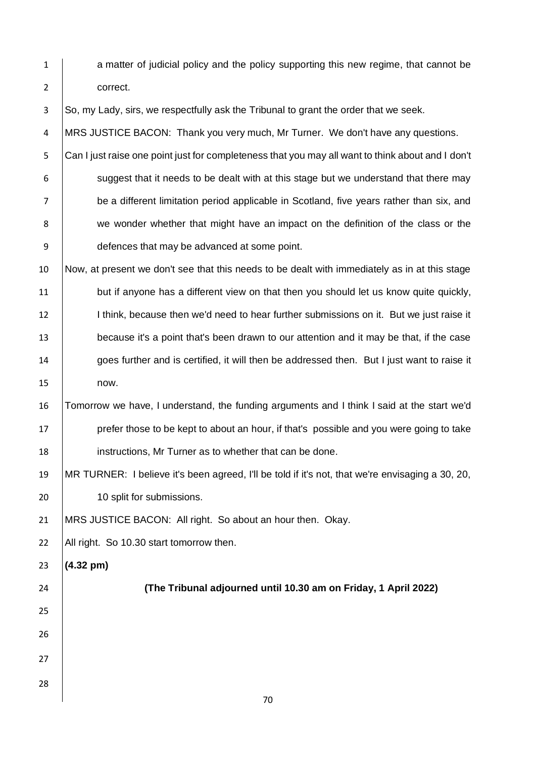a matter of judicial policy and the policy supporting this new regime, that cannot be correct.

So, my Lady, sirs, we respectfully ask the Tribunal to grant the order that we seek.

MRS JUSTICE BACON: Thank you very much, Mr Turner. We don't have any questions.

Can I just raise one point just for completeness that you may all want to think about and I don't suggest that it needs to be dealt with at this stage but we understand that there may be a different limitation period applicable in Scotland, five years rather than six, and we wonder whether that might have an impact on the definition of the class or the defences that may be advanced at some point.

Now, at present we don't see that this needs to be dealt with immediately as in at this stage but if anyone has a different view on that then you should let us know quite quickly, I think, because then we'd need to hear further submissions on it. But we just raise it because it's a point that's been drawn to our attention and it may be that, if the case goes further and is certified, it will then be addressed then. But I just want to raise it now.

Tomorrow we have, I understand, the funding arguments and I think I said at the start we'd prefer those to be kept to about an hour, if that's possible and you were going to take instructions, Mr Turner as to whether that can be done.

MR TURNER: I believe it's been agreed, I'll be told if it's not, that we're envisaging a 30, 20, 10 split for submissions.

MRS JUSTICE BACON: All right. So about an hour then. Okay.

All right. So 10.30 start tomorrow then.

**(4.32 pm)**

**(The Tribunal adjourned until 10.30 am on Friday, 1 April 2022)**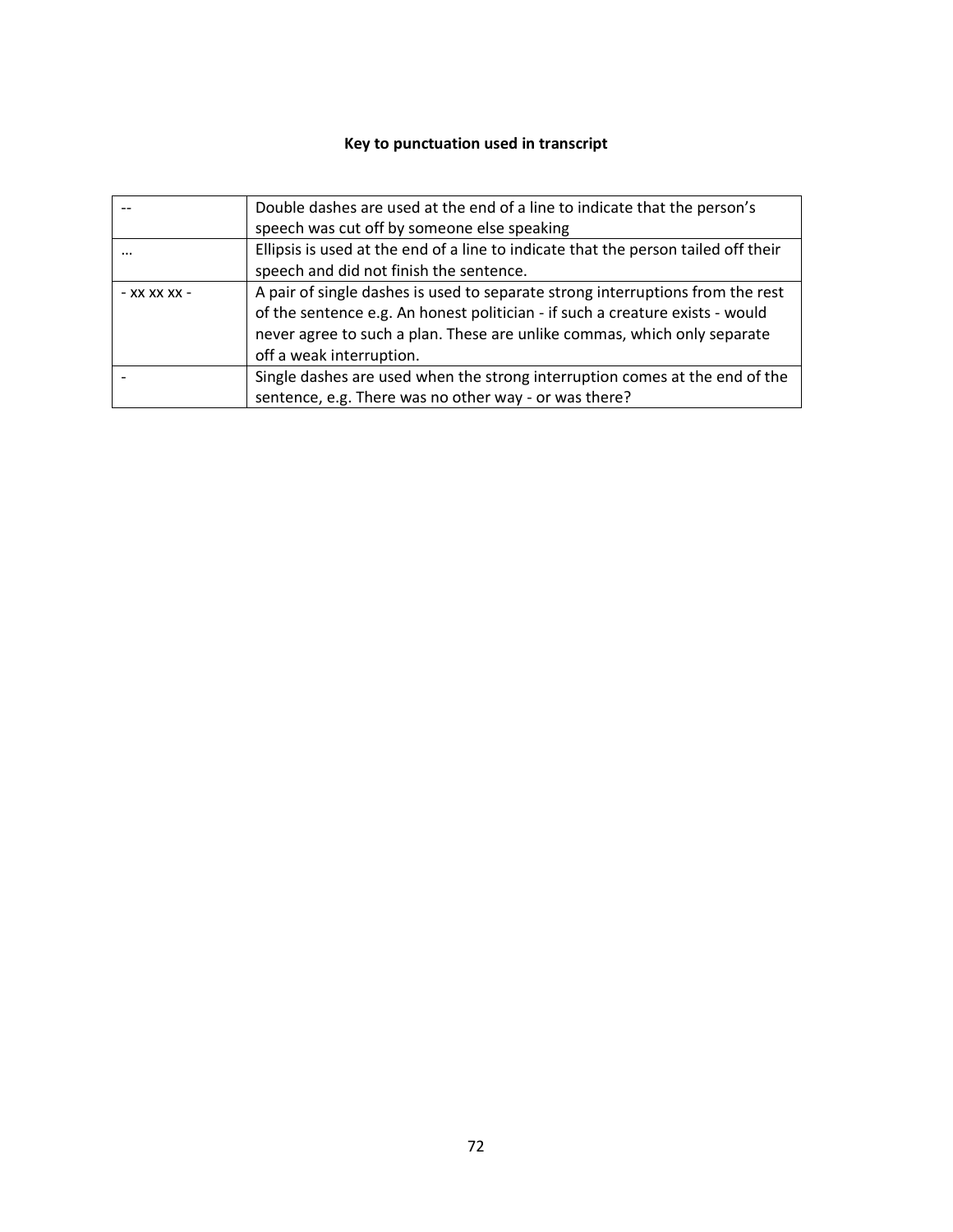**Key to punctuation used in transcript**

| | |
|---|---|
| -- | Double dashes are used at the end of a line to indicate that the person's speech was cut off by someone else speaking |
| … | Ellipsis is used at the end of a line to indicate that the person tailed off their speech and did not finish the sentence. |
| - xx xx xx - | A pair of single dashes is used to separate strong interruptions from the rest of the sentence e.g. An honest politician - if such a creature exists - would never agree to such a plan. These are unlike commas, which only separate off a weak interruption. |
| - | Single dashes are used when the strong interruption comes at the end of the sentence, e.g. There was no other way - or was there? |